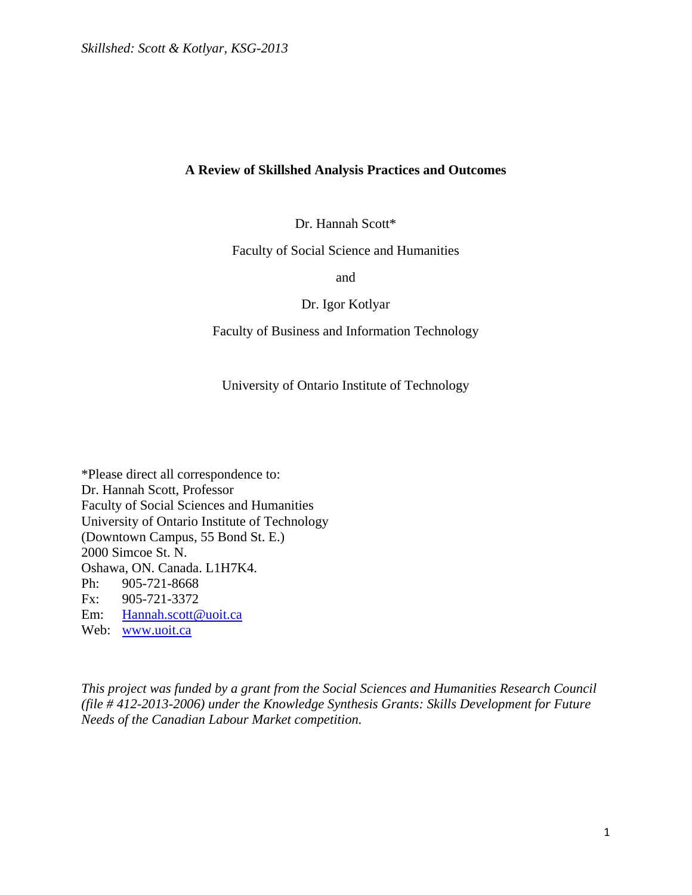# A Review of Skillshed Analysis Practices and Outcomes

Dr. Hannah Scott*

Faculty of Social Science and Humanities

and

Dr. Igor Kotlyar

Faculty of Business and Information Technology

University of Ontario Institute of Technology

*Please direct all correspondence to:
Dr. Hannah Scott, Professor
Faculty of Social Sciences and Humanities
University of Ontario Institute of Technology
(Downtown Campus, 55 Bond St. E.)
2000 Simcoe St. N.
Oshawa, ON. Canada. L1H7K4.
Ph: 905-721-8668
Fx: 905-721-3372
Em: Hannah.scott@uoit.ca
Web: www.uoit.ca

*This project was funded by a grant from the Social Sciences and Humanities Research Council (file # 412-2013-2006) under the Knowledge Synthesis Grants: Skills Development for Future Needs of the Canadian Labour Market competition.*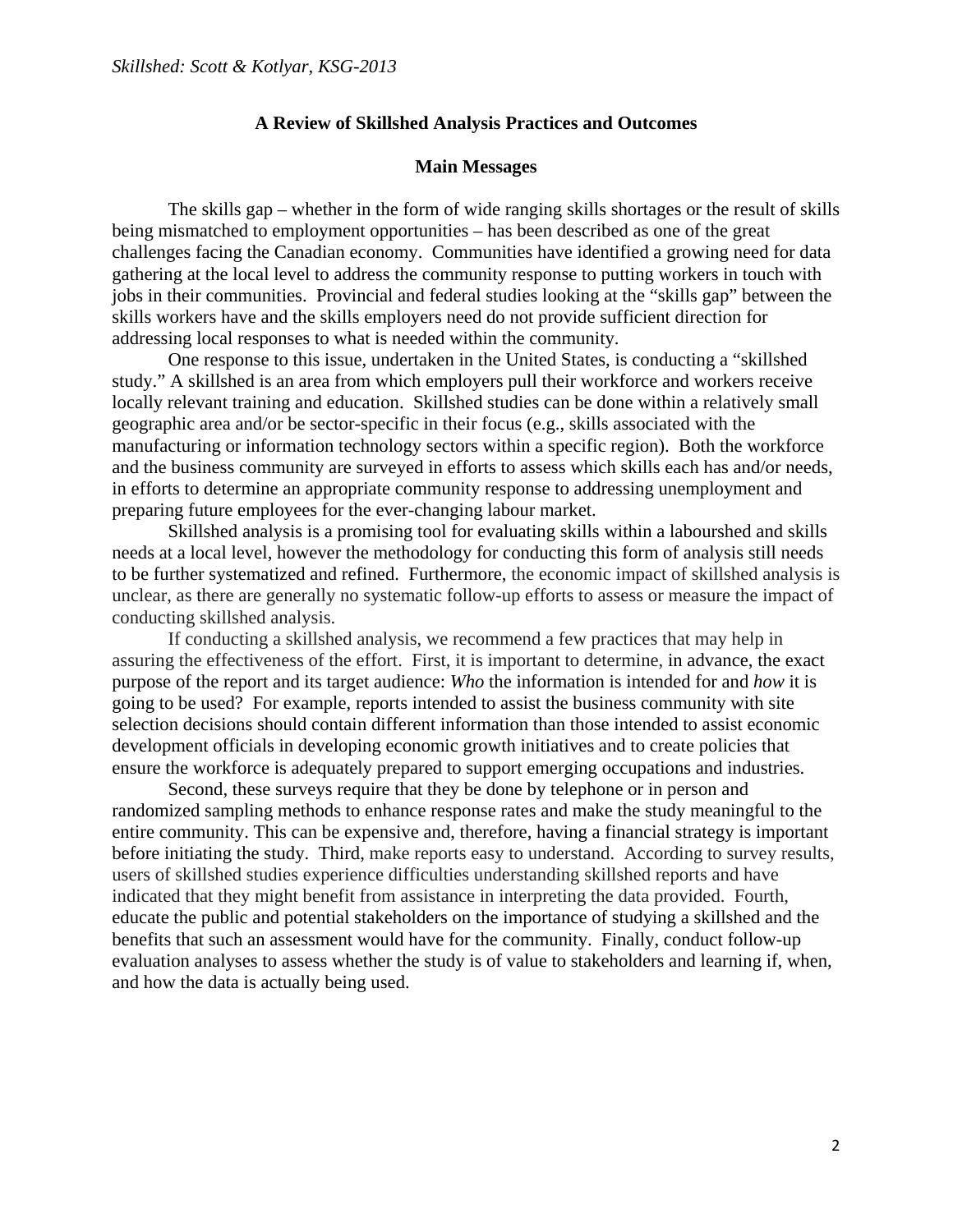## A Review of Skillshed Analysis Practices and Outcomes

### Main Messages

The skills gap – whether in the form of wide ranging skills shortages or the result of skills being mismatched to employment opportunities – has been described as one of the great challenges facing the Canadian economy. Communities have identified a growing need for data gathering at the local level to address the community response to putting workers in touch with jobs in their communities. Provincial and federal studies looking at the "skills gap" between the skills workers have and the skills employers need do not provide sufficient direction for addressing local responses to what is needed within the community.

One response to this issue, undertaken in the United States, is conducting a "skillshed study." A skillshed is an area from which employers pull their workforce and workers receive locally relevant training and education. Skillshed studies can be done within a relatively small geographic area and/or be sector-specific in their focus (e.g., skills associated with the manufacturing or information technology sectors within a specific region). Both the workforce and the business community are surveyed in efforts to assess which skills each has and/or needs, in efforts to determine an appropriate community response to addressing unemployment and preparing future employees for the ever-changing labour market.

Skillshed analysis is a promising tool for evaluating skills within a laboursherd and skills needs at a local level, however the methodology for conducting this form of analysis still needs to be further systematized and refined. Furthermore, the economic impact of skillshed analysis is unclear, as there are generally no systematic follow-up efforts to assess or measure the impact of conducting skillshed analysis.

If conducting a skillshed analysis, we recommend a few practices that may help in assuring the effectiveness of the effort. First, it is important to determine, in advance, the exact purpose of the report and its target audience: *Who* the information is intended for and *how* it is going to be used? For example, reports intended to assist the business community with site selection decisions should contain different information than those intended to assist economic development officials in developing economic growth initiatives and to create policies that ensure the workforce is adequately prepared to support emerging occupations and industries.

Second, these surveys require that they be done by telephone or in person and randomized sampling methods to enhance response rates and make the study meaningful to the entire community. This can be expensive and, therefore, having a financial strategy is important before initiating the study. Third, make reports easy to understand. According to survey results, users of skillshed studies experience difficulties understanding skillshed reports and have indicated that they might benefit from assistance in interpreting the data provided. Fourth, educate the public and potential stakeholders on the importance of studying a skillshed and the benefits that such an assessment would have for the community. Finally, conduct follow-up evaluation analyses to assess whether the study is of value to stakeholders and learning if, when, and how the data is actually being used.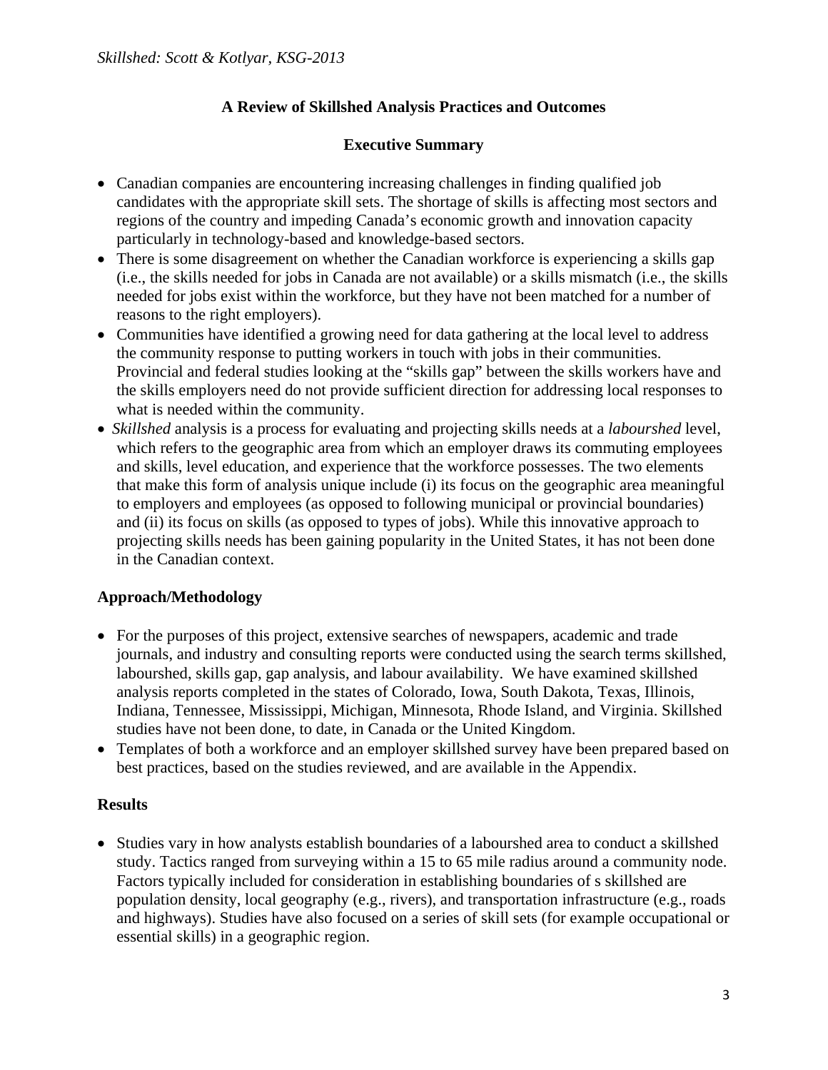## A Review of Skillshed Analysis Practices and Outcomes

### Executive Summary

- Canadian companies are encountering increasing challenges in finding qualified job candidates with the appropriate skill sets. The shortage of skills is affecting most sectors and regions of the country and impeding Canada's economic growth and innovation capacity particularly in technology-based and knowledge-based sectors.
- There is some disagreement on whether the Canadian workforce is experiencing a skills gap (i.e., the skills needed for jobs in Canada are not available) or a skills mismatch (i.e., the skills needed for jobs exist within the workforce, but they have not been matched for a number of reasons to the right employers).
- Communities have identified a growing need for data gathering at the local level to address the community response to putting workers in touch with jobs in their communities. Provincial and federal studies looking at the "skills gap" between the skills workers have and the skills employers need do not provide sufficient direction for addressing local responses to what is needed within the community.
- *Skillshed* analysis is a process for evaluating and projecting skills needs at a *labourshed* level, which refers to the geographic area from which an employer draws its commuting employees and skills, level education, and experience that the workforce possesses. The two elements that make this form of analysis unique include (i) its focus on the geographic area meaningful to employers and employees (as opposed to following municipal or provincial boundaries) and (ii) its focus on skills (as opposed to types of jobs). While this innovative approach to projecting skills needs has been gaining popularity in the United States, it has not been done in the Canadian context.

### Approach/Methodology

- For the purposes of this project, extensive searches of newspapers, academic and trade journals, and industry and consulting reports were conducted using the search terms skillshed, labourshed, skills gap, gap analysis, and labour availability. We have examined skillshed analysis reports completed in the states of Colorado, Iowa, South Dakota, Texas, Illinois, Indiana, Tennessee, Mississippi, Michigan, Minnesota, Rhode Island, and Virginia. Skillshed studies have not been done, to date, in Canada or the United Kingdom.
- Templates of both a workforce and an employer skillshed survey have been prepared based on best practices, based on the studies reviewed, and are available in the Appendix.

### Results

- Studies vary in how analysts establish boundaries of a labourshed area to conduct a skillshed study. Tactics ranged from surveying within a 15 to 65 mile radius around a community node. Factors typically included for consideration in establishing boundaries of s skillshed are population density, local geography (e.g., rivers), and transportation infrastructure (e.g., roads and highways). Studies have also focused on a series of skill sets (for example occupational or essential skills) in a geographic region.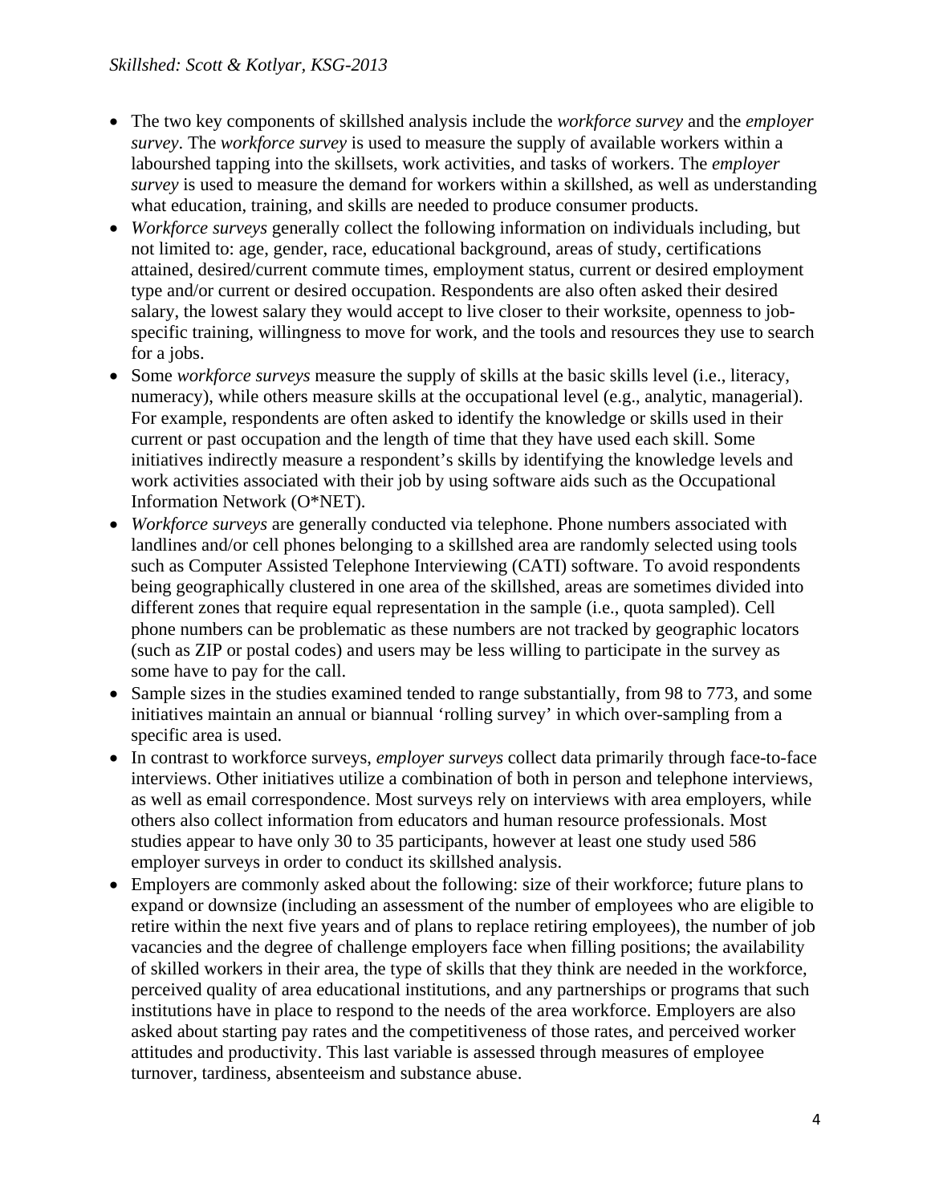- The two key components of skillshed analysis include the *workforce survey* and the *employer survey*. The *workforce survey* is used to measure the supply of available workers within a labourshed tapping into the skillsets, work activities, and tasks of workers. The *employer survey* is used to measure the demand for workers within a skillshed, as well as understanding what education, training, and skills are needed to produce consumer products.
- *Workforce surveys* generally collect the following information on individuals including, but not limited to: age, gender, race, educational background, areas of study, certifications attained, desired/current commute times, employment status, current or desired employment type and/or current or desired occupation. Respondents are also often asked their desired salary, the lowest salary they would accept to live closer to their worksite, openness to job-specific training, willingness to move for work, and the tools and resources they use to search for a jobs.
- Some *workforce surveys* measure the supply of skills at the basic skills level (i.e., literacy, numeracy), while others measure skills at the occupational level (e.g., analytic, managerial). For example, respondents are often asked to identify the knowledge or skills used in their current or past occupation and the length of time that they have used each skill. Some initiatives indirectly measure a respondent's skills by identifying the knowledge levels and work activities associated with their job by using software aids such as the Occupational Information Network (O*NET).
- *Workforce surveys* are generally conducted via telephone. Phone numbers associated with landlines and/or cell phones belonging to a skillshed area are randomly selected using tools such as Computer Assisted Telephone Interviewing (CATI) software. To avoid respondents being geographically clustered in one area of the skillshed, areas are sometimes divided into different zones that require equal representation in the sample (i.e., quota sampled). Cell phone numbers can be problematic as these numbers are not tracked by geographic locators (such as ZIP or postal codes) and users may be less willing to participate in the survey as some have to pay for the call.
- Sample sizes in the studies examined tended to range substantially, from 98 to 773, and some initiatives maintain an annual or biannual 'rolling survey' in which over-sampling from a specific area is used.
- In contrast to workforce surveys, *employer surveys* collect data primarily through face-to-face interviews. Other initiatives utilize a combination of both in person and telephone interviews, as well as email correspondence. Most surveys rely on interviews with area employers, while others also collect information from educators and human resource professionals. Most studies appear to have only 30 to 35 participants, however at least one study used 586 employer surveys in order to conduct its skillshed analysis.
- Employers are commonly asked about the following: size of their workforce; future plans to expand or downsize (including an assessment of the number of employees who are eligible to retire within the next five years and of plans to replace retiring employees), the number of job vacancies and the degree of challenge employers face when filling positions; the availability of skilled workers in their area, the type of skills that they think are needed in the workforce, perceived quality of area educational institutions, and any partnerships or programs that such institutions have in place to respond to the needs of the area workforce. Employers are also asked about starting pay rates and the competitiveness of those rates, and perceived worker attitudes and productivity. This last variable is assessed through measures of employee turnover, tardiness, absenteeism and substance abuse.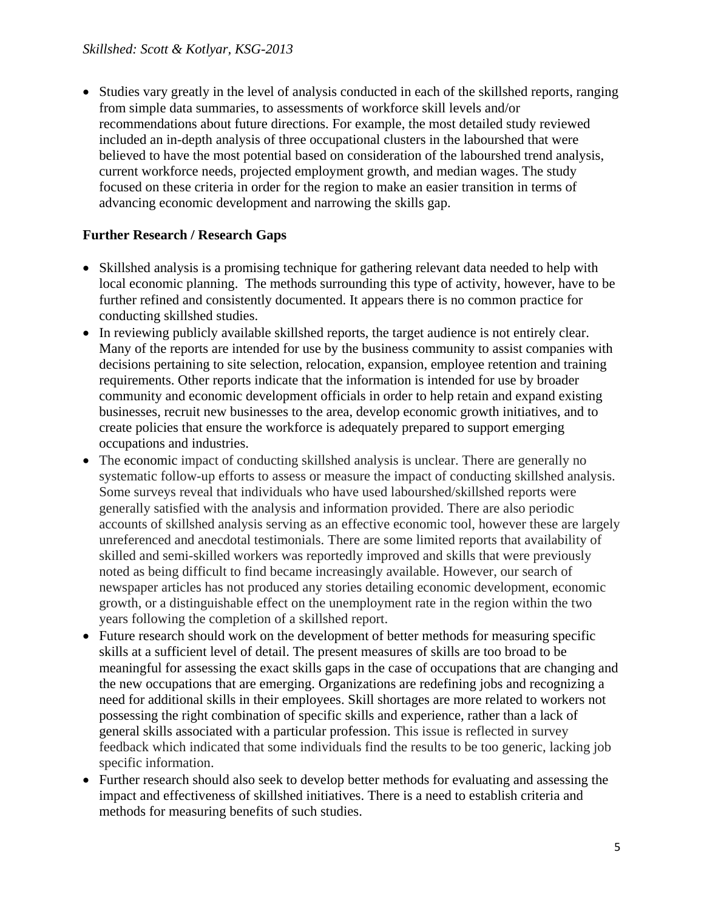- Studies vary greatly in the level of analysis conducted in each of the skillshed reports, ranging from simple data summaries, to assessments of workforce skill levels and/or recommendations about future directions. For example, the most detailed study reviewed included an in-depth analysis of three occupational clusters in the laboursheds that were believed to have the most potential based on consideration of the labourshed trend analysis, current workforce needs, projected employment growth, and median wages. The study focused on these criteria in order for the region to make an easier transition in terms of advancing economic development and narrowing the skills gap.

**Further Research / Research Gaps**

- Skillshed analysis is a promising technique for gathering relevant data needed to help with local economic planning. The methods surrounding this type of activity, however, have to be further refined and consistently documented. It appears there is no common practice for conducting skillshed studies.
- In reviewing publicly available skillshed reports, the target audience is not entirely clear. Many of the reports are intended for use by the business community to assist companies with decisions pertaining to site selection, relocation, expansion, employee retention and training requirements. Other reports indicate that the information is intended for use by broader community and economic development officials in order to help retain and expand existing businesses, recruit new businesses to the area, develop economic growth initiatives, and to create policies that ensure the workforce is adequately prepared to support emerging occupations and industries.
- The economic impact of conducting skillshed analysis is unclear. There are generally no systematic follow-up efforts to assess or measure the impact of conducting skillshed analysis. Some surveys reveal that individuals who have used labourshed/skillshed reports were generally satisfied with the analysis and information provided. There are also periodic accounts of skillshed analysis serving as an effective economic tool, however these are largely unreferenced and anecdotal testimonials. There are some limited reports that availability of skilled and semi-skilled workers was reportedly improved and skills that were previously noted as being difficult to find became increasingly available. However, our search of newspaper articles has not produced any stories detailing economic development, economic growth, or a distinguishable effect on the unemployment rate in the region within the two years following the completion of a skillshed report.
- Future research should work on the development of better methods for measuring specific skills at a sufficient level of detail. The present measures of skills are too broad to be meaningful for assessing the exact skills gaps in the case of occupations that are changing and the new occupations that are emerging. Organizations are redefining jobs and recognizing a need for additional skills in their employees. Skill shortages are more related to workers not possessing the right combination of specific skills and experience, rather than a lack of general skills associated with a particular profession. This issue is reflected in survey feedback which indicated that some individuals find the results to be too generic, lacking job specific information.
- Further research should also seek to develop better methods for evaluating and assessing the impact and effectiveness of skillshed initiatives. There is a need to establish criteria and methods for measuring benefits of such studies.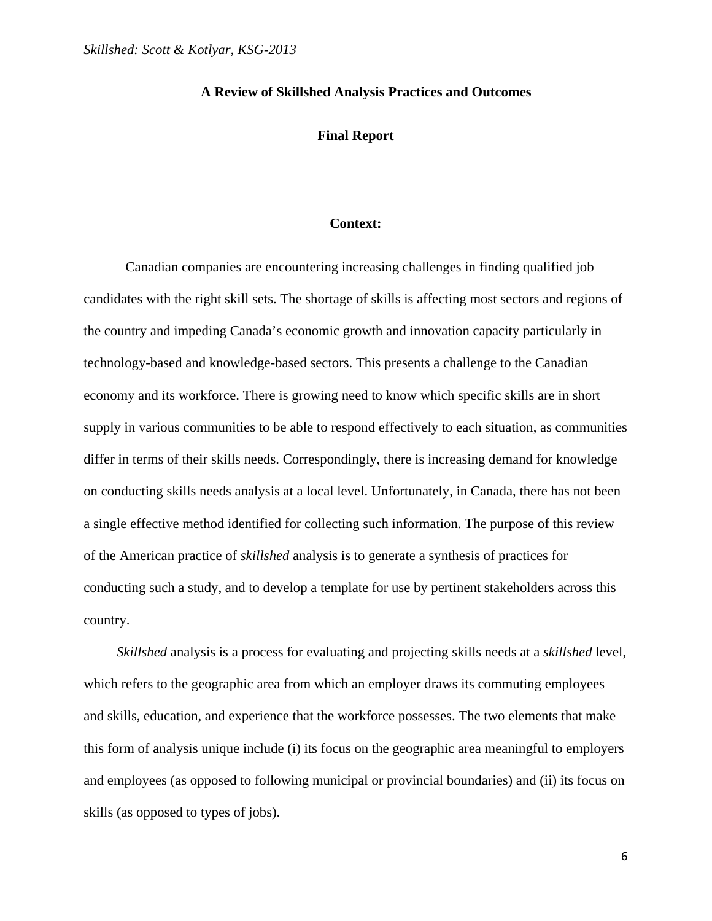# A Review of Skillshed Analysis Practices and Outcomes

## Final Report

### Context:

Canadian companies are encountering increasing challenges in finding qualified job candidates with the right skill sets. The shortage of skills is affecting most sectors and regions of the country and impeding Canada's economic growth and innovation capacity particularly in technology-based and knowledge-based sectors. This presents a challenge to the Canadian economy and its workforce. There is growing need to know which specific skills are in short supply in various communities to be able to respond effectively to each situation, as communities differ in terms of their skills needs. Correspondingly, there is increasing demand for knowledge on conducting skills needs analysis at a local level. Unfortunately, in Canada, there has not been a single effective method identified for collecting such information. The purpose of this review of the American practice of *skillshed* analysis is to generate a synthesis of practices for conducting such a study, and to develop a template for use by pertinent stakeholders across this country.

*Skillshed* analysis is a process for evaluating and projecting skills needs at a *skillshed* level, which refers to the geographic area from which an employer draws its commuting employees and skills, education, and experience that the workforce possesses. The two elements that make this form of analysis unique include (i) its focus on the geographic area meaningful to employers and employees (as opposed to following municipal or provincial boundaries) and (ii) its focus on skills (as opposed to types of jobs).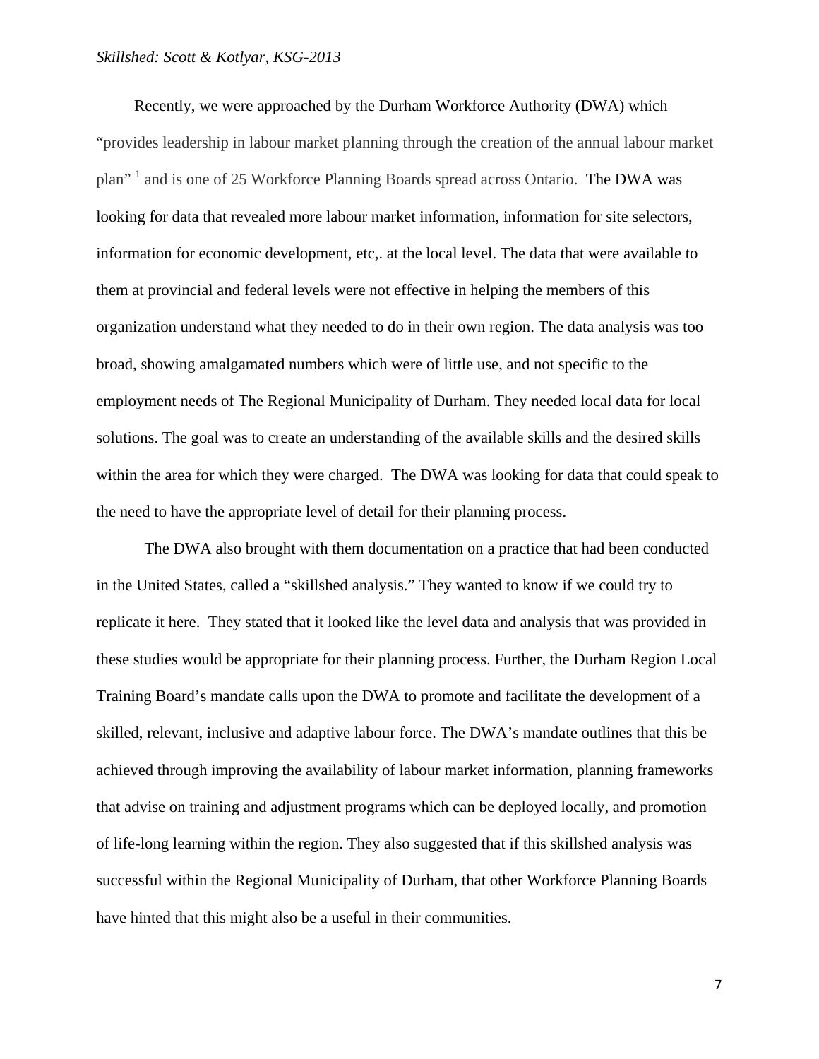Recently, we were approached by the Durham Workforce Authority (DWA) which "provides leadership in labour market planning through the creation of the annual labour market plan" [1] and is one of 25 Workforce Planning Boards spread across Ontario. The DWA was looking for data that revealed more labour market information, information for site selectors, information for economic development, etc,. at the local level. The data that were available to them at provincial and federal levels were not effective in helping the members of this organization understand what they needed to do in their own region. The data analysis was too broad, showing amalgamated numbers which were of little use, and not specific to the employment needs of The Regional Municipality of Durham. They needed local data for local solutions. The goal was to create an understanding of the available skills and the desired skills within the area for which they were charged. The DWA was looking for data that could speak to the need to have the appropriate level of detail for their planning process.

The DWA also brought with them documentation on a practice that had been conducted in the United States, called a "skillshed analysis." They wanted to know if we could try to replicate it here. They stated that it looked like the level data and analysis that was provided in these studies would be appropriate for their planning process. Further, the Durham Region Local Training Board's mandate calls upon the DWA to promote and facilitate the development of a skilled, relevant, inclusive and adaptive labour force. The DWA's mandate outlines that this be achieved through improving the availability of labour market information, planning frameworks that advise on training and adjustment programs which can be deployed locally, and promotion of life-long learning within the region. They also suggested that if this skillshed analysis was successful within the Regional Municipality of Durham, that other Workforce Planning Boards have hinted that this might also be a useful in their communities.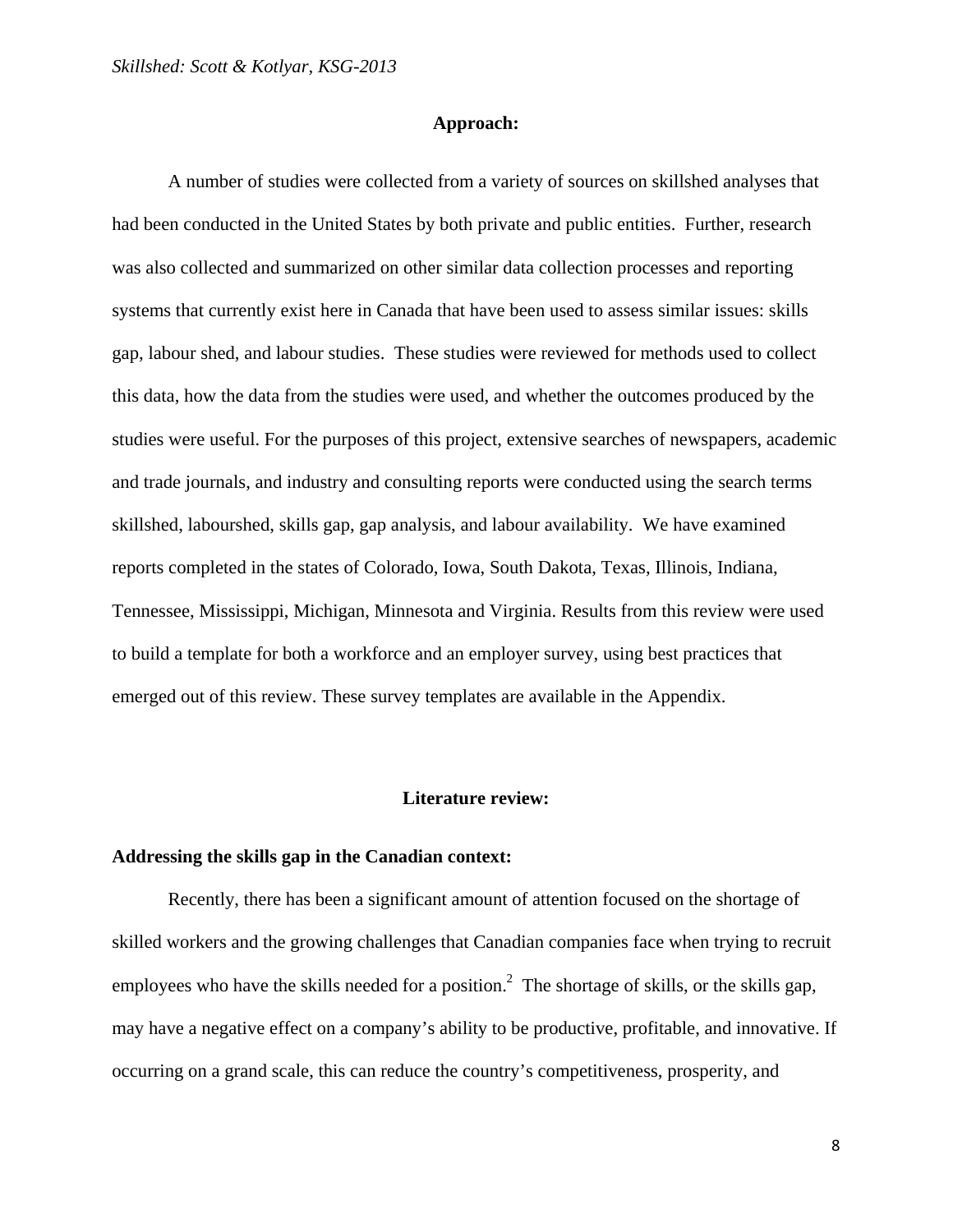## Approach:

A number of studies were collected from a variety of sources on skillshed analyses that had been conducted in the United States by both private and public entities. Further, research was also collected and summarized on other similar data collection processes and reporting systems that currently exist here in Canada that have been used to assess similar issues: skills gap, labour shed, and labour studies. These studies were reviewed for methods used to collect this data, how the data from the studies were used, and whether the outcomes produced by the studies were useful. For the purposes of this project, extensive searches of newspapers, academic and trade journals, and industry and consulting reports were conducted using the search terms skillshed, labourshed, skills gap, gap analysis, and labour availability. We have examined reports completed in the states of Colorado, Iowa, South Dakota, Texas, Illinois, Indiana, Tennessee, Mississippi, Michigan, Minnesota and Virginia. Results from this review were used to build a template for both a workforce and an employer survey, using best practices that emerged out of this review. These survey templates are available in the Appendix.

## Literature review:

### Addressing the skills gap in the Canadian context:

Recently, there has been a significant amount of attention focused on the shortage of skilled workers and the growing challenges that Canadian companies face when trying to recruit employees who have the skills needed for a position.[2] The shortage of skills, or the skills gap, may have a negative effect on a company's ability to be productive, profitable, and innovative. If occurring on a grand scale, this can reduce the country's competitiveness, prosperity, and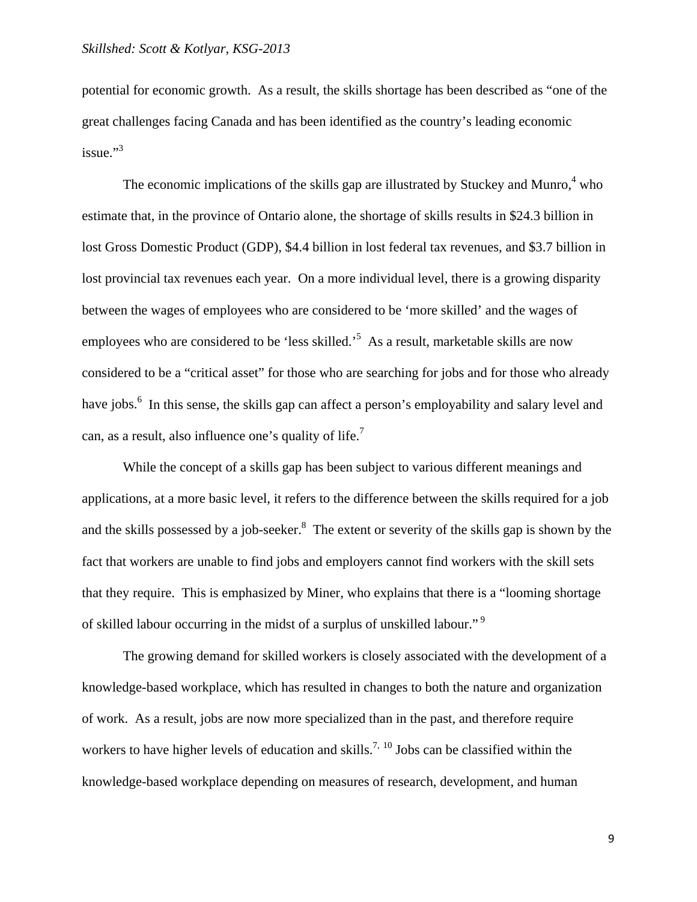potential for economic growth. As a result, the skills shortage has been described as "one of the great challenges facing Canada and has been identified as the country's leading economic issue."[3]

The economic implications of the skills gap are illustrated by Stuckey and Munro,[4] who estimate that, in the province of Ontario alone, the shortage of skills results in $24.3 billion in lost Gross Domestic Product (GDP), $4.4 billion in lost federal tax revenues, and $3.7 billion in lost provincial tax revenues each year. On a more individual level, there is a growing disparity between the wages of employees who are considered to be 'more skilled' and the wages of employees who are considered to be 'less skilled.'[5] As a result, marketable skills are now considered to be a "critical asset" for those who are searching for jobs and for those who already have jobs.[6] In this sense, the skills gap can affect a person's employability and salary level and can, as a result, also influence one's quality of life.[7]

While the concept of a skills gap has been subject to various different meanings and applications, at a more basic level, it refers to the difference between the skills required for a job and the skills possessed by a job-seeker.[8] The extent or severity of the skills gap is shown by the fact that workers are unable to find jobs and employers cannot find workers with the skill sets that they require. This is emphasized by Miner, who explains that there is a "looming shortage of skilled labour occurring in the midst of a surplus of unskilled labour."[9]

The growing demand for skilled workers is closely associated with the development of a knowledge-based workplace, which has resulted in changes to both the nature and organization of work. As a result, jobs are now more specialized than in the past, and therefore require workers to have higher levels of education and skills.[7, 10] Jobs can be classified within the knowledge-based workplace depending on measures of research, development, and human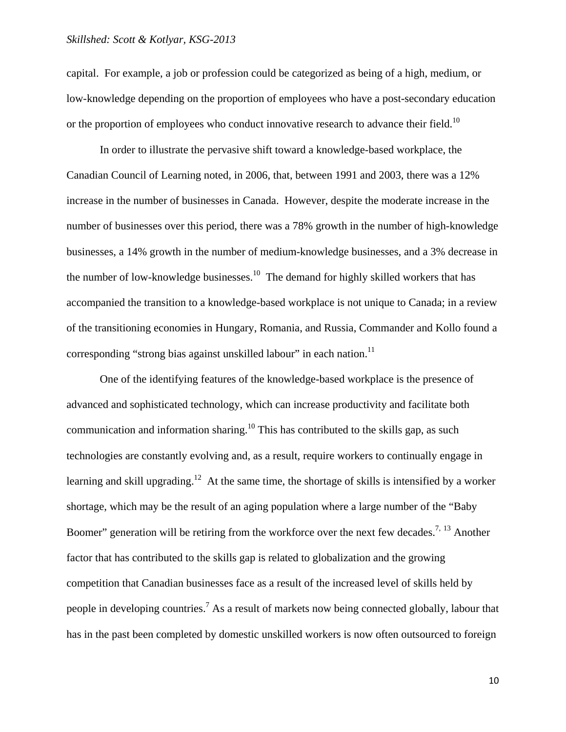capital. For example, a job or profession could be categorized as being of a high, medium, or low-knowledge depending on the proportion of employees who have a post-secondary education or the proportion of employees who conduct innovative research to advance their field.[10]

In order to illustrate the pervasive shift toward a knowledge-based workplace, the Canadian Council of Learning noted, in 2006, that, between 1991 and 2003, there was a 12% increase in the number of businesses in Canada. However, despite the moderate increase in the number of businesses over this period, there was a 78% growth in the number of high-knowledge businesses, a 14% growth in the number of medium-knowledge businesses, and a 3% decrease in the number of low-knowledge businesses.[10] The demand for highly skilled workers that has accompanied the transition to a knowledge-based workplace is not unique to Canada; in a review of the transitioning economies in Hungary, Romania, and Russia, Commander and Kollo found a corresponding "strong bias against unskilled labour" in each nation.[11]

One of the identifying features of the knowledge-based workplace is the presence of advanced and sophisticated technology, which can increase productivity and facilitate both communication and information sharing.[10] This has contributed to the skills gap, as such technologies are constantly evolving and, as a result, require workers to continually engage in learning and skill upgrading.[12] At the same time, the shortage of skills is intensified by a worker shortage, which may be the result of an aging population where a large number of the "Baby Boomer" generation will be retiring from the workforce over the next few decades.[7, 13] Another factor that has contributed to the skills gap is related to globalization and the growing competition that Canadian businesses face as a result of the increased level of skills held by people in developing countries.[7] As a result of markets now being connected globally, labour that has in the past been completed by domestic unskilled workers is now often outsourced to foreign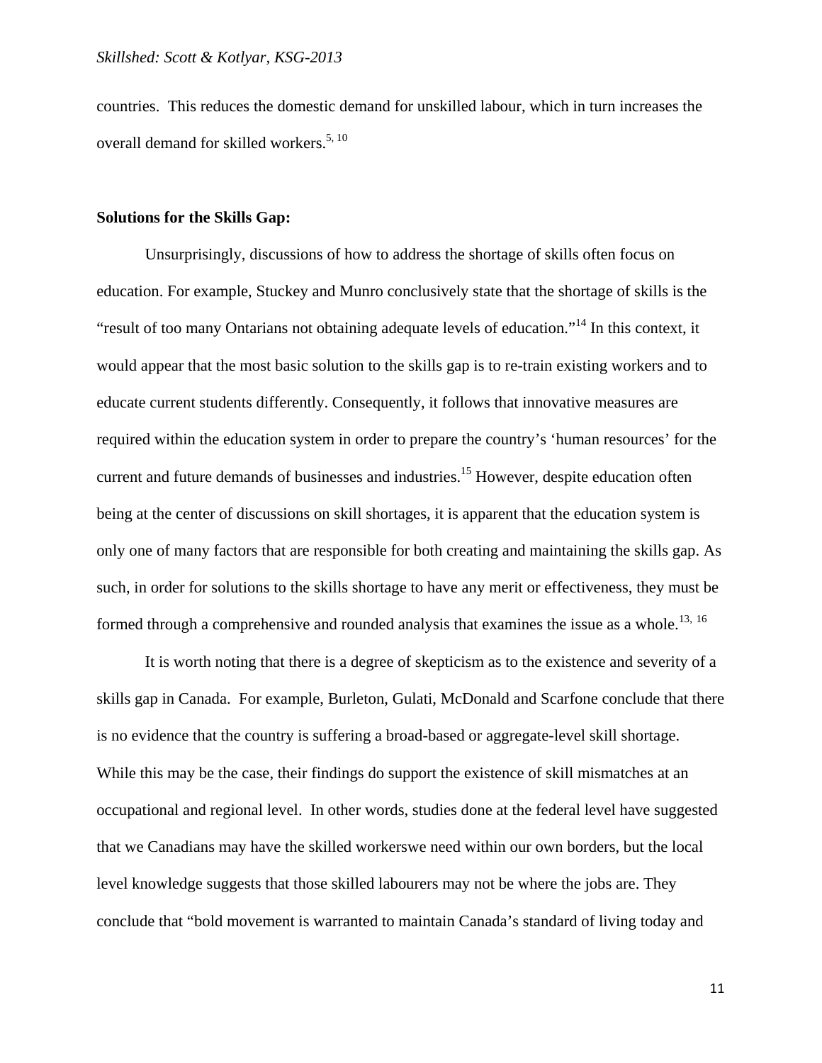countries. This reduces the domestic demand for unskilled labour, which in turn increases the overall demand for skilled workers.[5, 10]

**Solutions for the Skills Gap:**

Unsurprisingly, discussions of how to address the shortage of skills often focus on education. For example, Stuckey and Munro conclusively state that the shortage of skills is the "result of too many Ontarians not obtaining adequate levels of education."[14] In this context, it would appear that the most basic solution to the skills gap is to re-train existing workers and to educate current students differently. Consequently, it follows that innovative measures are required within the education system in order to prepare the country's 'human resources' for the current and future demands of businesses and industries.[15] However, despite education often being at the center of discussions on skill shortages, it is apparent that the education system is only one of many factors that are responsible for both creating and maintaining the skills gap. As such, in order for solutions to the skills shortage to have any merit or effectiveness, they must be formed through a comprehensive and rounded analysis that examines the issue as a whole.[13, 16]

It is worth noting that there is a degree of skepticism as to the existence and severity of a skills gap in Canada. For example, Burleton, Gulati, McDonald and Scarfone conclude that there is no evidence that the country is suffering a broad-based or aggregate-level skill shortage. While this may be the case, their findings do support the existence of skill mismatches at an occupational and regional level. In other words, studies done at the federal level have suggested that we Canadians may have the skilled workerswe need within our own borders, but the local level knowledge suggests that those skilled labourers may not be where the jobs are. They conclude that "bold movement is warranted to maintain Canada's standard of living today and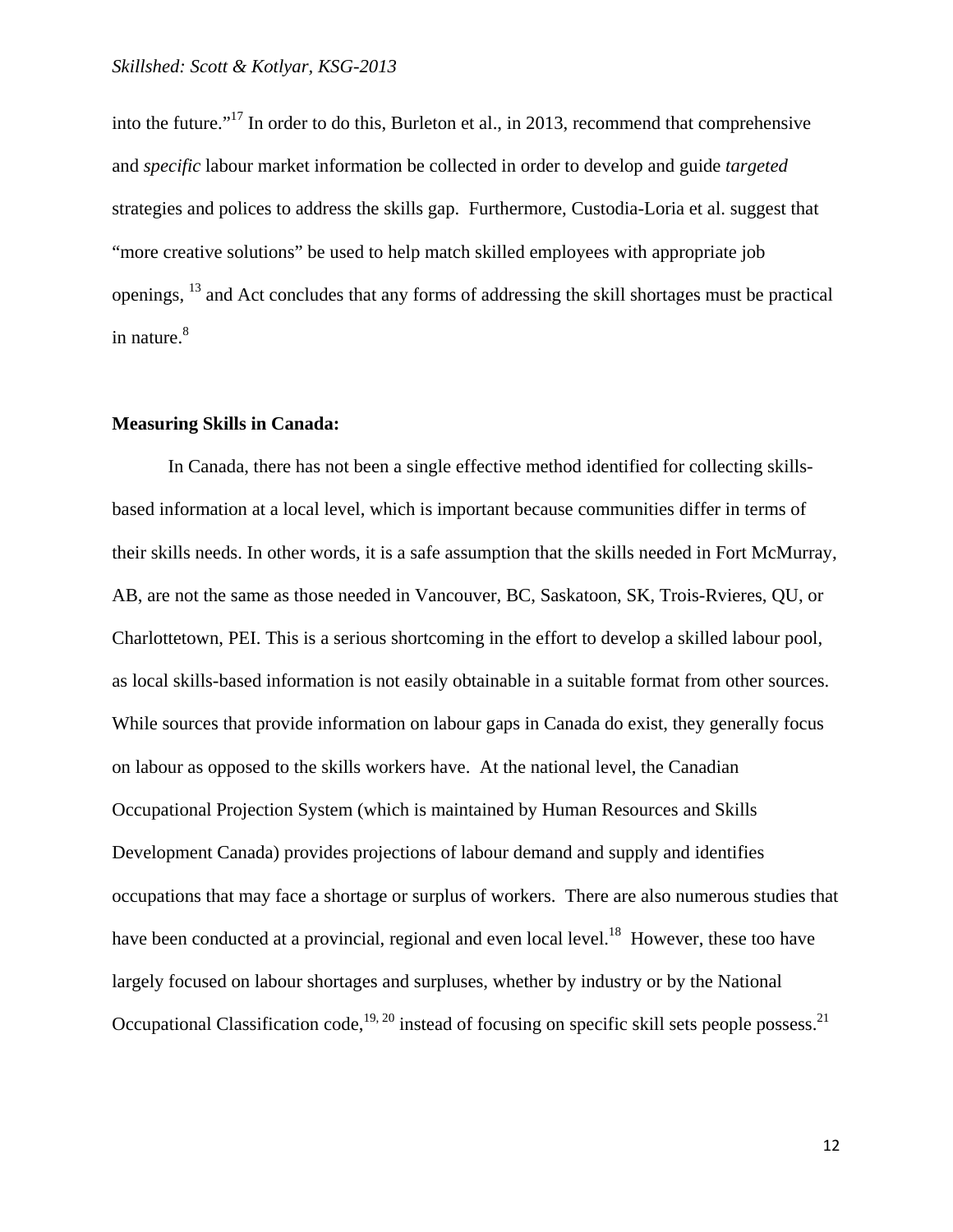into the future."[17] In order to do this, Burleton et al., in 2013, recommend that comprehensive and *specific* labour market information be collected in order to develop and guide *targeted* strategies and polices to address the skills gap. Furthermore, Custodia-Loria et al. suggest that "more creative solutions" be used to help match skilled employees with appropriate job openings, [13] and Act concludes that any forms of addressing the skill shortages must be practical in nature.[8]

**Measuring Skills in Canada:**

In Canada, there has not been a single effective method identified for collecting skills-based information at a local level, which is important because communities differ in terms of their skills needs. In other words, it is a safe assumption that the skills needed in Fort McMurray, AB, are not the same as those needed in Vancouver, BC, Saskatoon, SK, Trois-Rvieres, QU, or Charlottetown, PEI. This is a serious shortcoming in the effort to develop a skilled labour pool, as local skills-based information is not easily obtainable in a suitable format from other sources. While sources that provide information on labour gaps in Canada do exist, they generally focus on labour as opposed to the skills workers have. At the national level, the Canadian Occupational Projection System (which is maintained by Human Resources and Skills Development Canada) provides projections of labour demand and supply and identifies occupations that may face a shortage or surplus of workers. There are also numerous studies that have been conducted at a provincial, regional and even local level.[18] However, these too have largely focused on labour shortages and surpluses, whether by industry or by the National Occupational Classification code,[19, 20] instead of focusing on specific skill sets people possess.[21]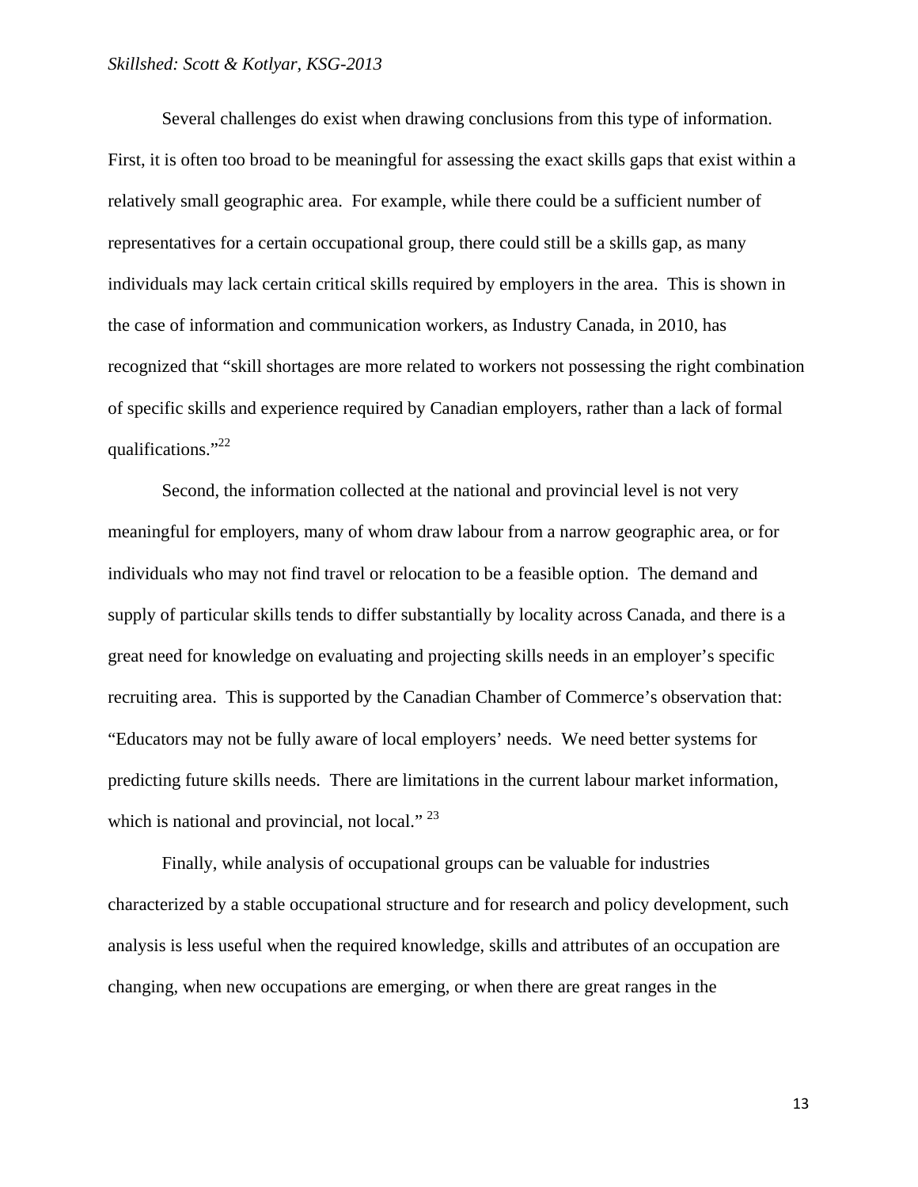Several challenges do exist when drawing conclusions from this type of information. First, it is often too broad to be meaningful for assessing the exact skills gaps that exist within a relatively small geographic area. For example, while there could be a sufficient number of representatives for a certain occupational group, there could still be a skills gap, as many individuals may lack certain critical skills required by employers in the area. This is shown in the case of information and communication workers, as Industry Canada, in 2010, has recognized that "skill shortages are more related to workers not possessing the right combination of specific skills and experience required by Canadian employers, rather than a lack of formal qualifications."[22]

Second, the information collected at the national and provincial level is not very meaningful for employers, many of whom draw labour from a narrow geographic area, or for individuals who may not find travel or relocation to be a feasible option. The demand and supply of particular skills tends to differ substantially by locality across Canada, and there is a great need for knowledge on evaluating and projecting skills needs in an employer's specific recruiting area. This is supported by the Canadian Chamber of Commerce's observation that: "Educators may not be fully aware of local employers' needs. We need better systems for predicting future skills needs. There are limitations in the current labour market information, which is national and provincial, not local." [23]

Finally, while analysis of occupational groups can be valuable for industries characterized by a stable occupational structure and for research and policy development, such analysis is less useful when the required knowledge, skills and attributes of an occupation are changing, when new occupations are emerging, or when there are great ranges in the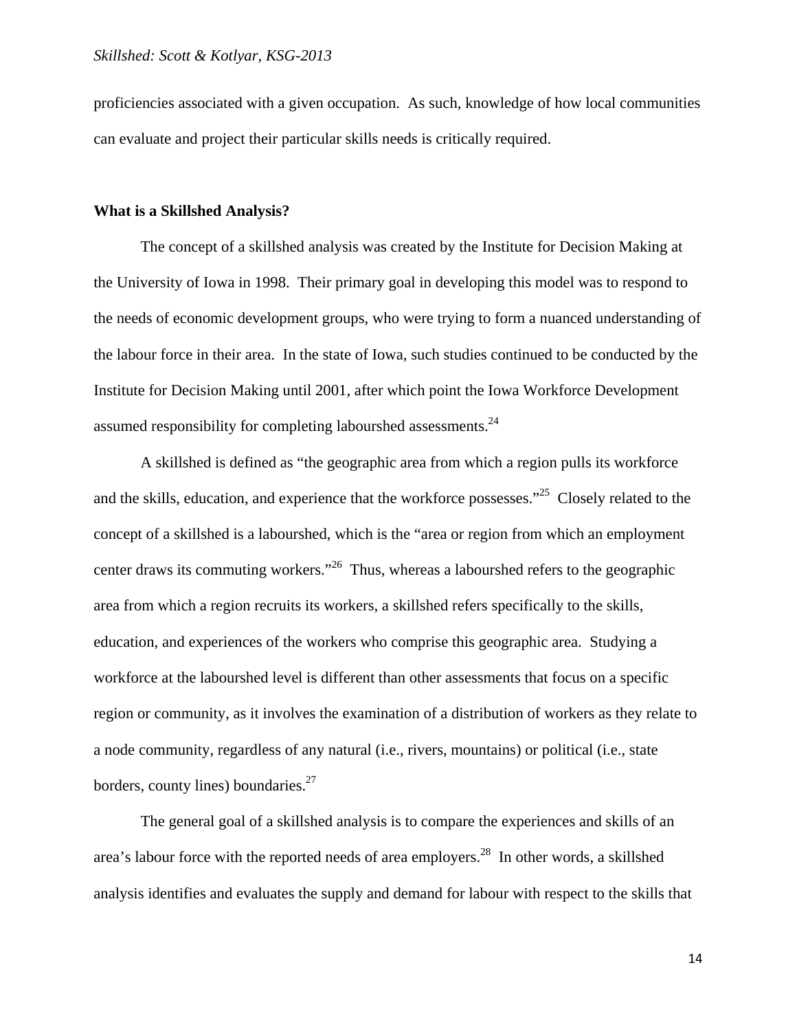proficiencies associated with a given occupation. As such, knowledge of how local communities can evaluate and project their particular skills needs is critically required.

### What is a Skillshed Analysis?

The concept of a skillshed analysis was created by the Institute for Decision Making at the University of Iowa in 1998. Their primary goal in developing this model was to respond to the needs of economic development groups, who were trying to form a nuanced understanding of the labour force in their area. In the state of Iowa, such studies continued to be conducted by the Institute for Decision Making until 2001, after which point the Iowa Workforce Development assumed responsibility for completing labourshed assessments.[24]

A skillshed is defined as "the geographic area from which a region pulls its workforce and the skills, education, and experience that the workforce possesses."[25] Closely related to the concept of a skillshed is a labourshed, which is the "area or region from which an employment center draws its commuting workers."[26] Thus, whereas a labourshed refers to the geographic area from which a region recruits its workers, a skillshed refers specifically to the skills, education, and experiences of the workers who comprise this geographic area. Studying a workforce at the labourshed level is different than other assessments that focus on a specific region or community, as it involves the examination of a distribution of workers as they relate to a node community, regardless of any natural (i.e., rivers, mountains) or political (i.e., state borders, county lines) boundaries.[27]

The general goal of a skillshed analysis is to compare the experiences and skills of an area's labour force with the reported needs of area employers.[28] In other words, a skillshed analysis identifies and evaluates the supply and demand for labour with respect to the skills that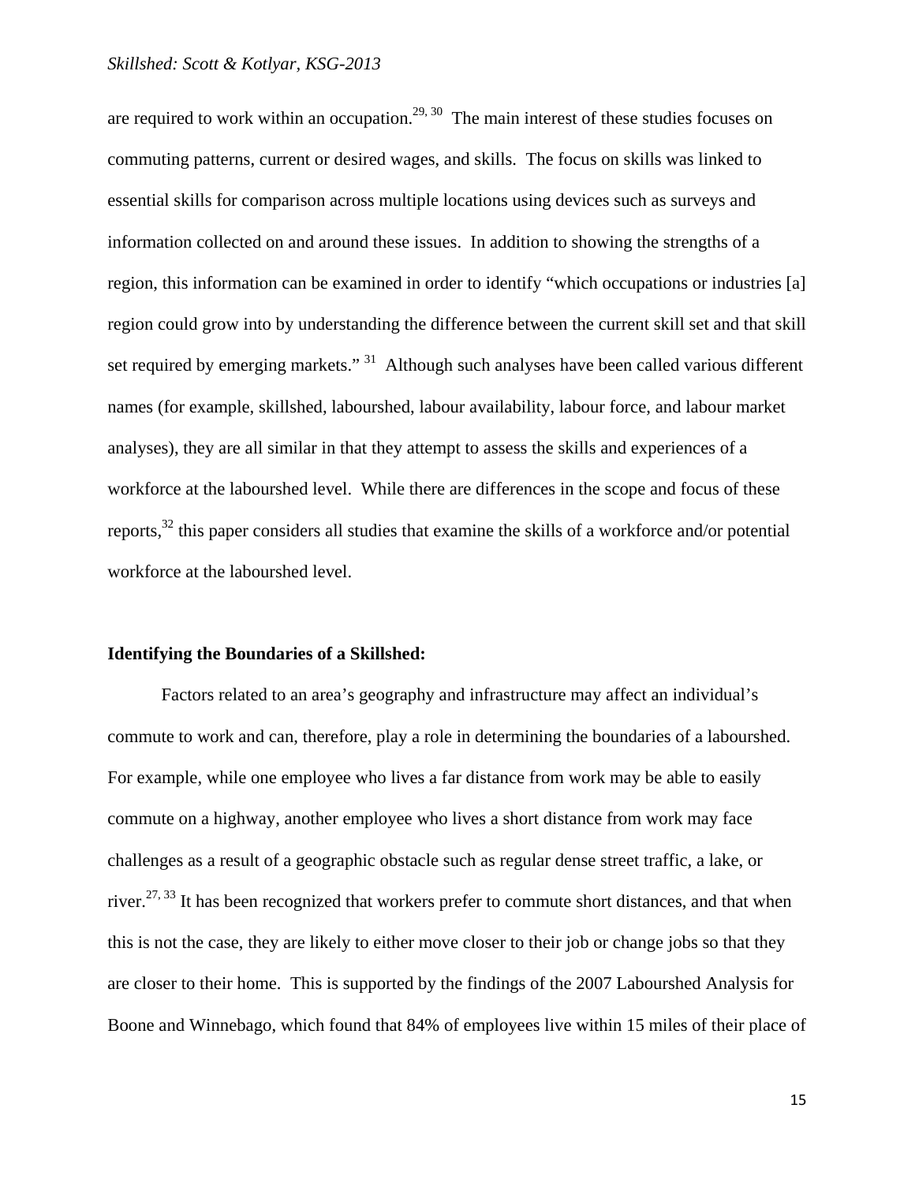are required to work within an occupation.[29, 30] The main interest of these studies focuses on commuting patterns, current or desired wages, and skills. The focus on skills was linked to essential skills for comparison across multiple locations using devices such as surveys and information collected on and around these issues. In addition to showing the strengths of a region, this information can be examined in order to identify "which occupations or industries [a] region could grow into by understanding the difference between the current skill set and that skill set required by emerging markets." [31] Although such analyses have been called various different names (for example, skillshed, labourshed, labour availability, labour force, and labour market analyses), they are all similar in that they attempt to assess the skills and experiences of a workforce at the labourshed level. While there are differences in the scope and focus of these reports,[32] this paper considers all studies that examine the skills of a workforce and/or potential workforce at the labourshed level.

**Identifying the Boundaries of a Skillshed:**

Factors related to an area's geography and infrastructure may affect an individual's commute to work and can, therefore, play a role in determining the boundaries of a labourshed. For example, while one employee who lives a far distance from work may be able to easily commute on a highway, another employee who lives a short distance from work may face challenges as a result of a geographic obstacle such as regular dense street traffic, a lake, or river.[27, 33] It has been recognized that workers prefer to commute short distances, and that when this is not the case, they are likely to either move closer to their job or change jobs so that they are closer to their home. This is supported by the findings of the 2007 Labourshed Analysis for Boone and Winnebago, which found that 84% of employees live within 15 miles of their place of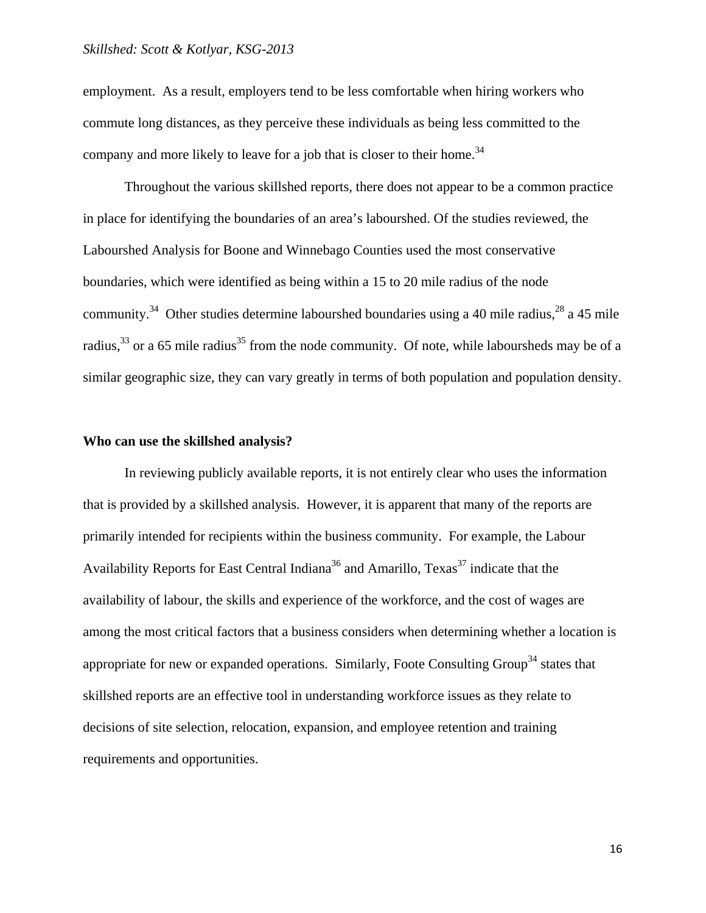employment. As a result, employers tend to be less comfortable when hiring workers who commute long distances, as they perceive these individuals as being less committed to the company and more likely to leave for a job that is closer to their home.[34]

Throughout the various skillshed reports, there does not appear to be a common practice in place for identifying the boundaries of an area's labourshed. Of the studies reviewed, the Labourshed Analysis for Boone and Winnebago Counties used the most conservative boundaries, which were identified as being within a 15 to 20 mile radius of the node community.[34] Other studies determine labourshed boundaries using a 40 mile radius,[28] a 45 mile radius,[33] or a 65 mile radius[35] from the node community. Of note, while labboursheds may be of a similar geographic size, they can vary greatly in terms of both population and population density.

**Who can use the skillshed analysis?**

In reviewing publicly available reports, it is not entirely clear who uses the information that is provided by a skillshed analysis. However, it is apparent that many of the reports are primarily intended for recipients within the business community. For example, the Labour Availability Reports for East Central Indiana[36] and Amarillo, Texas[37] indicate that the availability of labour, the skills and experience of the workforce, and the cost of wages are among the most critical factors that a business considers when determining whether a location is appropriate for new or expanded operations. Similarly, Foote Consulting Group[34] states that skillshed reports are an effective tool in understanding workforce issues as they relate to decisions of site selection, relocation, expansion, and employee retention and training requirements and opportunities.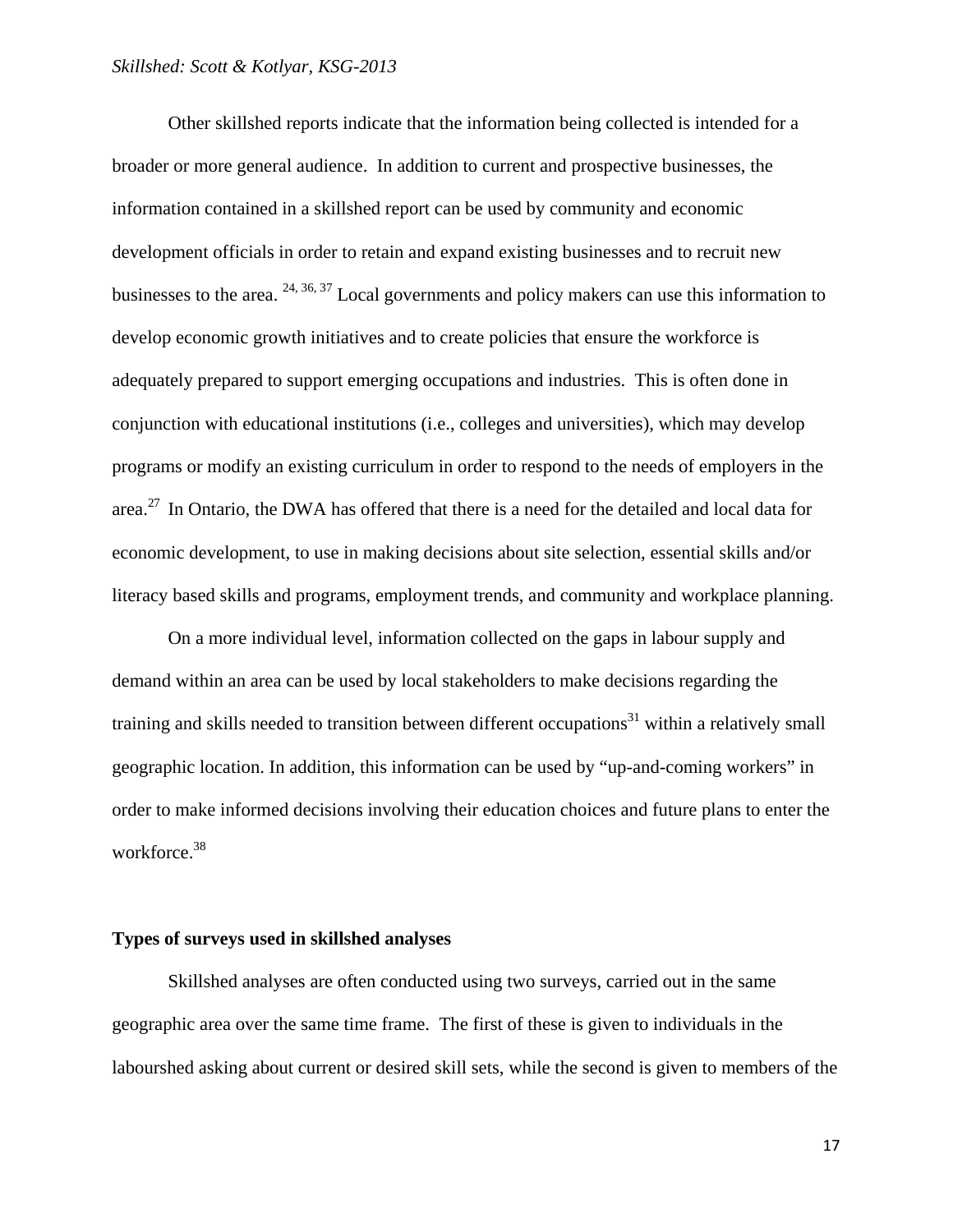Other skillshed reports indicate that the information being collected is intended for a broader or more general audience. In addition to current and prospective businesses, the information contained in a skillshed report can be used by community and economic development officials in order to retain and expand existing businesses and to recruit new businesses to the area. [24, 36, 37] Local governments and policy makers can use this information to develop economic growth initiatives and to create policies that ensure the workforce is adequately prepared to support emerging occupations and industries. This is often done in conjunction with educational institutions (i.e., colleges and universities), which may develop programs or modify an existing curriculum in order to respond to the needs of employers in the area.[27] In Ontario, the DWA has offered that there is a need for the detailed and local data for economic development, to use in making decisions about site selection, essential skills and/or literacy based skills and programs, employment trends, and community and workplace planning.

On a more individual level, information collected on the gaps in labour supply and demand within an area can be used by local stakeholders to make decisions regarding the training and skills needed to transition between different occupations[31] within a relatively small geographic location. In addition, this information can be used by "up-and-coming workers" in order to make informed decisions involving their education choices and future plans to enter the workforce.[38]

**Types of surveys used in skillshed analyses**

Skillshed analyses are often conducted using two surveys, carried out in the same geographic area over the same time frame. The first of these is given to individuals in the labourshed asking about current or desired skill sets, while the second is given to members of the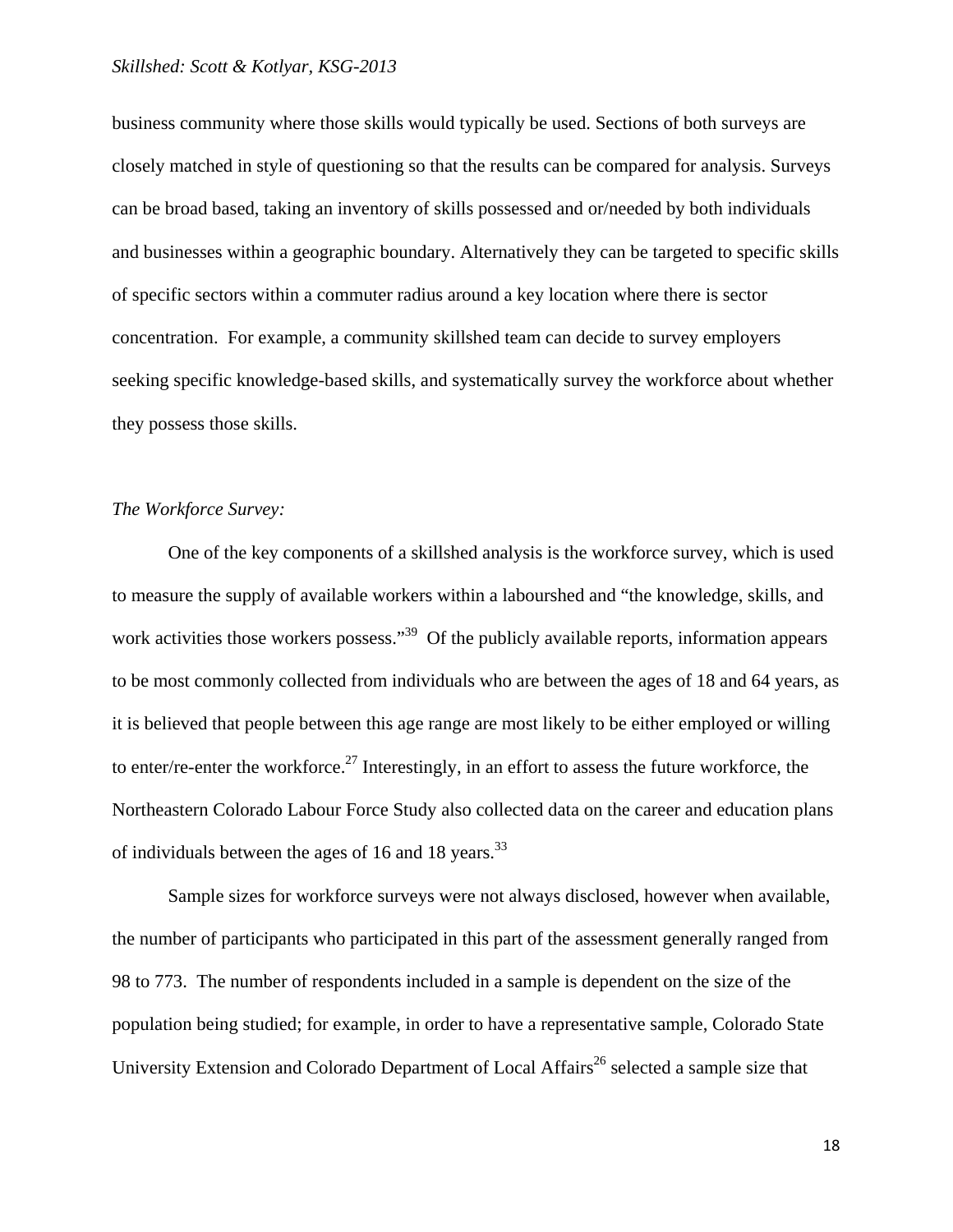business community where those skills would typically be used. Sections of both surveys are closely matched in style of questioning so that the results can be compared for analysis. Surveys can be broad based, taking an inventory of skills possessed and or/needed by both individuals and businesses within a geographic boundary. Alternatively they can be targeted to specific skills of specific sectors within a commuter radius around a key location where there is sector concentration. For example, a community skillshed team can decide to survey employers seeking specific knowledge-based skills, and systematically survey the workforce about whether they possess those skills.

*The Workforce Survey:*

One of the key components of a skillshed analysis is the workforce survey, which is used to measure the supply of available workers within a labourshed and "the knowledge, skills, and work activities those workers possess."[39] Of the publicly available reports, information appears to be most commonly collected from individuals who are between the ages of 18 and 64 years, as it is believed that people between this age range are most likely to be either employed or willing to enter/re-enter the workforce.[27] Interestingly, in an effort to assess the future workforce, the Northeastern Colorado Labour Force Study also collected data on the career and education plans of individuals between the ages of 16 and 18 years.[33]

Sample sizes for workforce surveys were not always disclosed, however when available, the number of participants who participated in this part of the assessment generally ranged from 98 to 773. The number of respondents included in a sample is dependent on the size of the population being studied; for example, in order to have a representative sample, Colorado State University Extension and Colorado Department of Local Affairs[26] selected a sample size that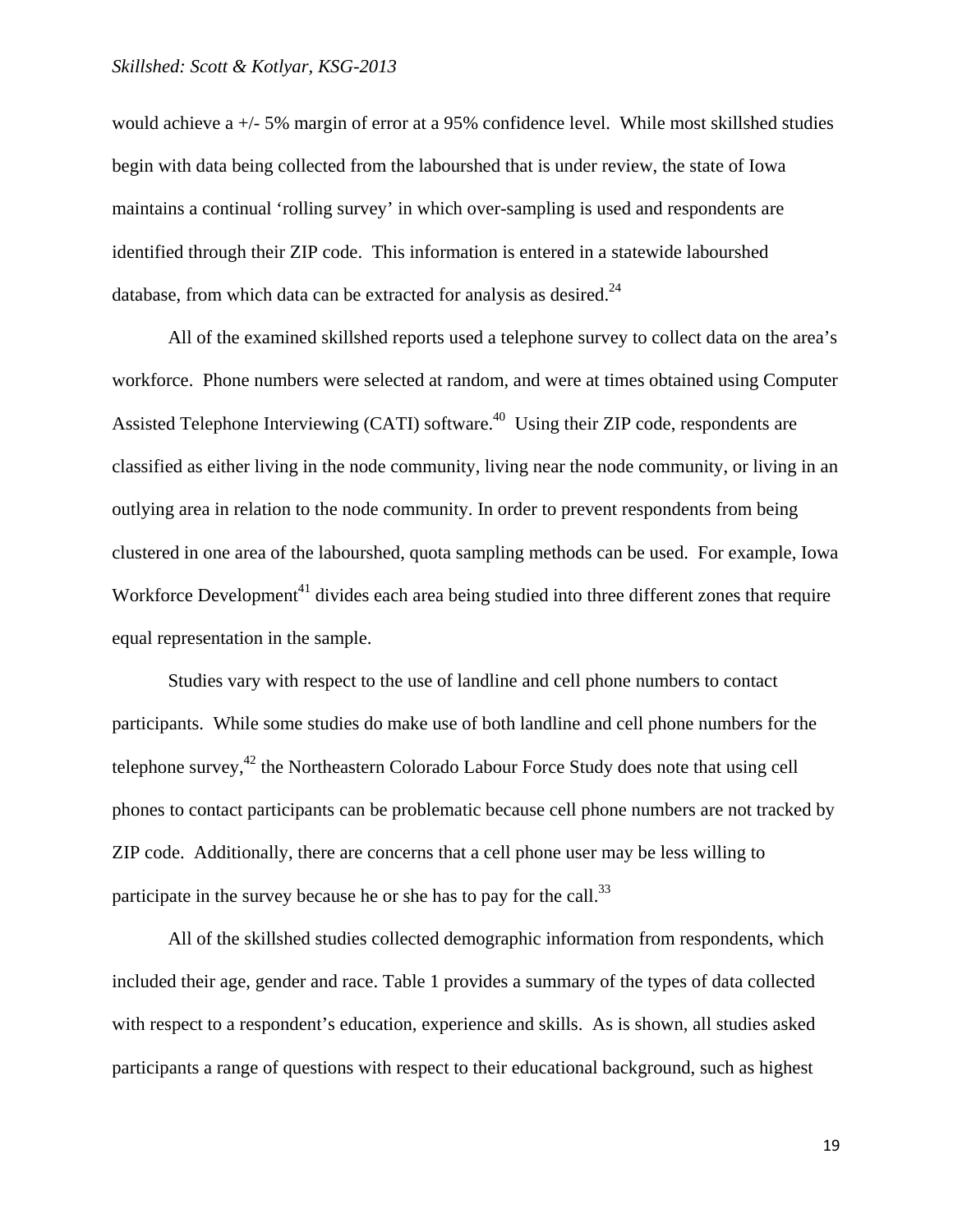would achieve a +/- 5% margin of error at a 95% confidence level. While most skillshed studies begin with data being collected from the labourshed that is under review, the state of Iowa maintains a continual 'rolling survey' in which over-sampling is used and respondents are identified through their ZIP code. This information is entered in a statewide labourshed database, from which data can be extracted for analysis as desired.[24]

All of the examined skillshed reports used a telephone survey to collect data on the area's workforce. Phone numbers were selected at random, and were at times obtained using Computer Assisted Telephone Interviewing (CATI) software.[40] Using their ZIP code, respondents are classified as either living in the node community, living near the node community, or living in an outlying area in relation to the node community. In order to prevent respondents from being clustered in one area of the labourshed, quota sampling methods can be used. For example, Iowa Workforce Development[41] divides each area being studied into three different zones that require equal representation in the sample.

Studies vary with respect to the use of landline and cell phone numbers to contact participants. While some studies do make use of both landline and cell phone numbers for the telephone survey,[42] the Northeastern Colorado Labour Force Study does note that using cell phones to contact participants can be problematic because cell phone numbers are not tracked by ZIP code. Additionally, there are concerns that a cell phone user may be less willing to participate in the survey because he or she has to pay for the call.[33]

All of the skillshed studies collected demographic information from respondents, which included their age, gender and race. Table 1 provides a summary of the types of data collected with respect to a respondent's education, experience and skills. As is shown, all studies asked participants a range of questions with respect to their educational background, such as highest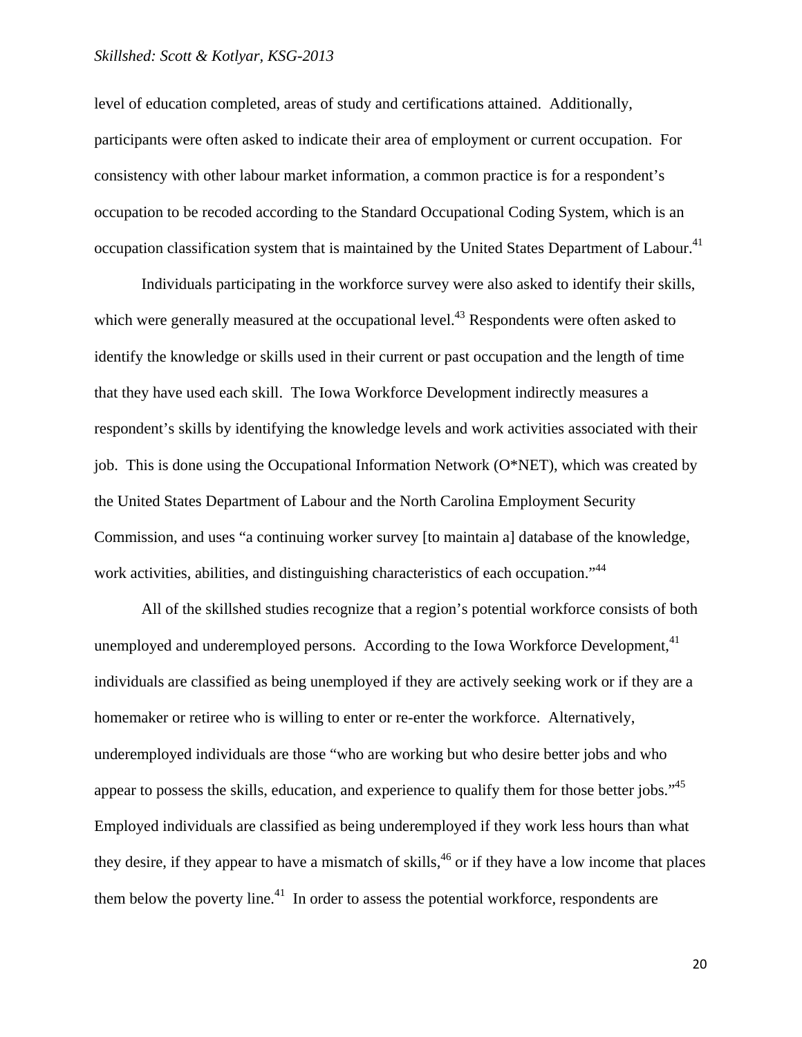level of education completed, areas of study and certifications attained. Additionally, participants were often asked to indicate their area of employment or current occupation. For consistency with other labour market information, a common practice is for a respondent's occupation to be recoded according to the Standard Occupational Coding System, which is an occupation classification system that is maintained by the United States Department of Labour.[41]

Individuals participating in the workforce survey were also asked to identify their skills, which were generally measured at the occupational level.[43] Respondents were often asked to identify the knowledge or skills used in their current or past occupation and the length of time that they have used each skill. The Iowa Workforce Development indirectly measures a respondent's skills by identifying the knowledge levels and work activities associated with their job. This is done using the Occupational Information Network (O*NET), which was created by the United States Department of Labour and the North Carolina Employment Security Commission, and uses "a continuing worker survey [to maintain a] database of the knowledge, work activities, abilities, and distinguishing characteristics of each occupation."[44]

All of the skillshed studies recognize that a region's potential workforce consists of both unemployed and underemployed persons. According to the Iowa Workforce Development,[41] individuals are classified as being unemployed if they are actively seeking work or if they are a homemaker or retiree who is willing to enter or re-enter the workforce. Alternatively, underemployed individuals are those "who are working but who desire better jobs and who appear to possess the skills, education, and experience to qualify them for those better jobs."[45] Employed individuals are classified as being underemployed if they work less hours than what they desire, if they appear to have a mismatch of skills,[46] or if they have a low income that places them below the poverty line.[41] In order to assess the potential workforce, respondents are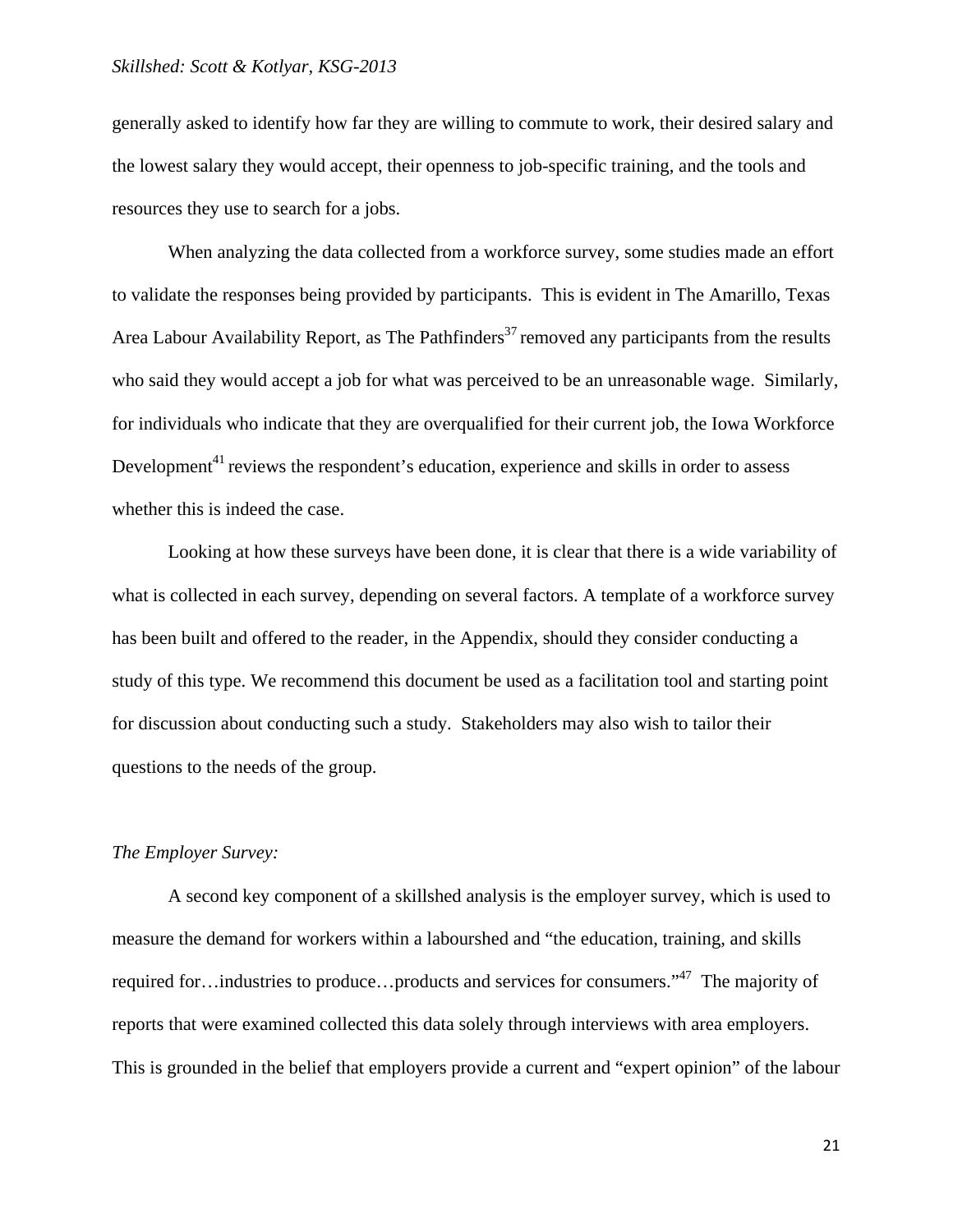generally asked to identify how far they are willing to commute to work, their desired salary and the lowest salary they would accept, their openness to job-specific training, and the tools and resources they use to search for a jobs.

When analyzing the data collected from a workforce survey, some studies made an effort to validate the responses being provided by participants. This is evident in The Amarillo, Texas Area Labour Availability Report, as The Pathfinders[37] removed any participants from the results who said they would accept a job for what was perceived to be an unreasonable wage. Similarly, for individuals who indicate that they are overqualified for their current job, the Iowa Workforce Development[41] reviews the respondent's education, experience and skills in order to assess whether this is indeed the case.

Looking at how these surveys have been done, it is clear that there is a wide variability of what is collected in each survey, depending on several factors. A template of a workforce survey has been built and offered to the reader, in the Appendix, should they consider conducting a study of this type. We recommend this document be used as a facilitation tool and starting point for discussion about conducting such a study. Stakeholders may also wish to tailor their questions to the needs of the group.

*The Employer Survey:*

A second key component of a skillshed analysis is the employer survey, which is used to measure the demand for workers within a labourshed and "the education, training, and skills required for…industries to produce…products and services for consumers."[47] The majority of reports that were examined collected this data solely through interviews with area employers. This is grounded in the belief that employers provide a current and "expert opinion" of the labour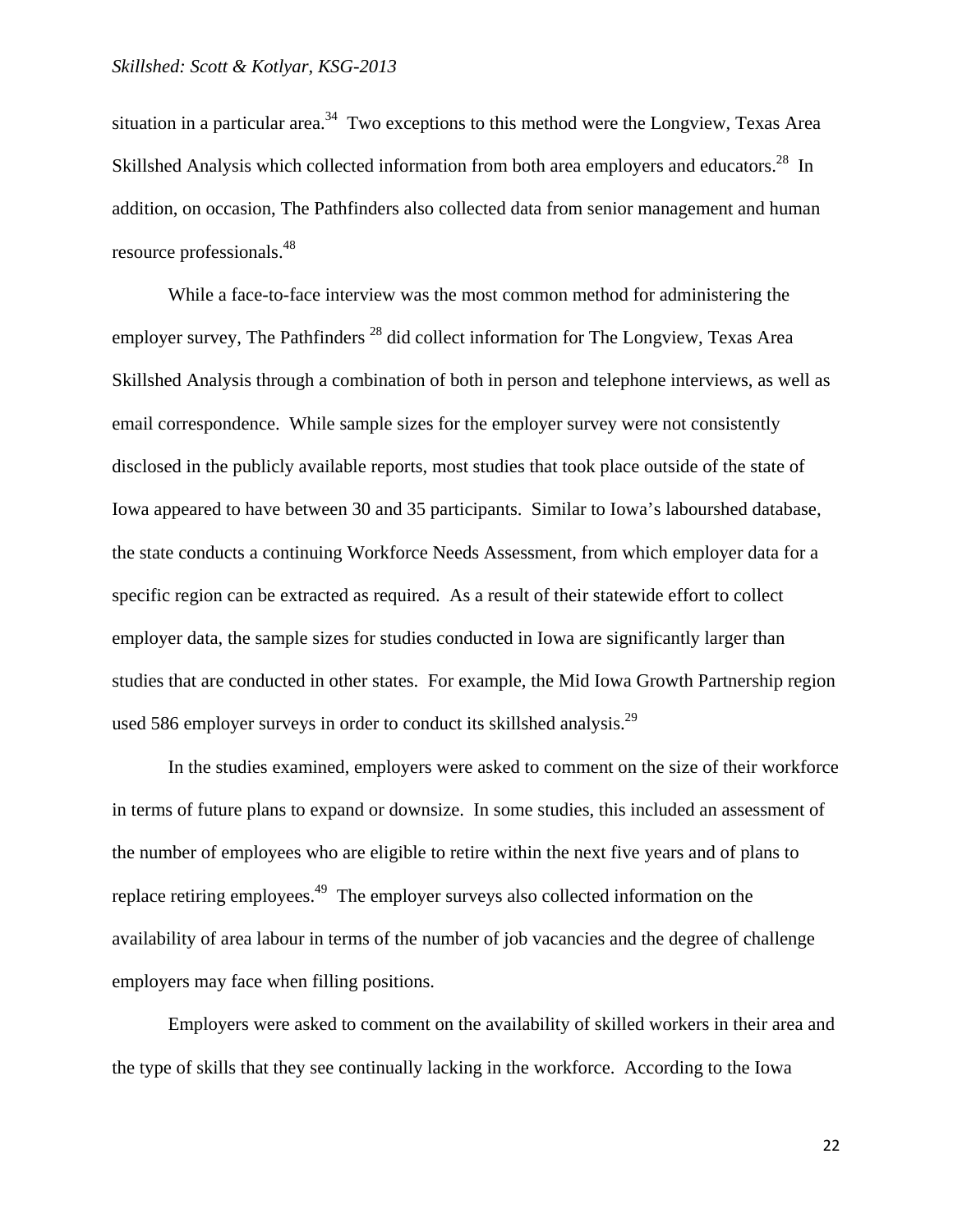situation in a particular area.[34] Two exceptions to this method were the Longview, Texas Area Skillshed Analysis which collected information from both area employers and educators.[28] In addition, on occasion, The Pathfinders also collected data from senior management and human resource professionals.[48]

While a face-to-face interview was the most common method for administering the employer survey, The Pathfinders [28] did collect information for The Longview, Texas Area Skillshed Analysis through a combination of both in person and telephone interviews, as well as email correspondence. While sample sizes for the employer survey were not consistently disclosed in the publicly available reports, most studies that took place outside of the state of Iowa appeared to have between 30 and 35 participants. Similar to Iowa's labourshed database, the state conducts a continuing Workforce Needs Assessment, from which employer data for a specific region can be extracted as required. As a result of their statewide effort to collect employer data, the sample sizes for studies conducted in Iowa are significantly larger than studies that are conducted in other states. For example, the Mid Iowa Growth Partnership region used 586 employer surveys in order to conduct its skillshed analysis.[29]

In the studies examined, employers were asked to comment on the size of their workforce in terms of future plans to expand or downsize. In some studies, this included an assessment of the number of employees who are eligible to retire within the next five years and of plans to replace retiring employees.[49] The employer surveys also collected information on the availability of area labour in terms of the number of job vacancies and the degree of challenge employers may face when filling positions.

Employers were asked to comment on the availability of skilled workers in their area and the type of skills that they see continually lacking in the workforce. According to the Iowa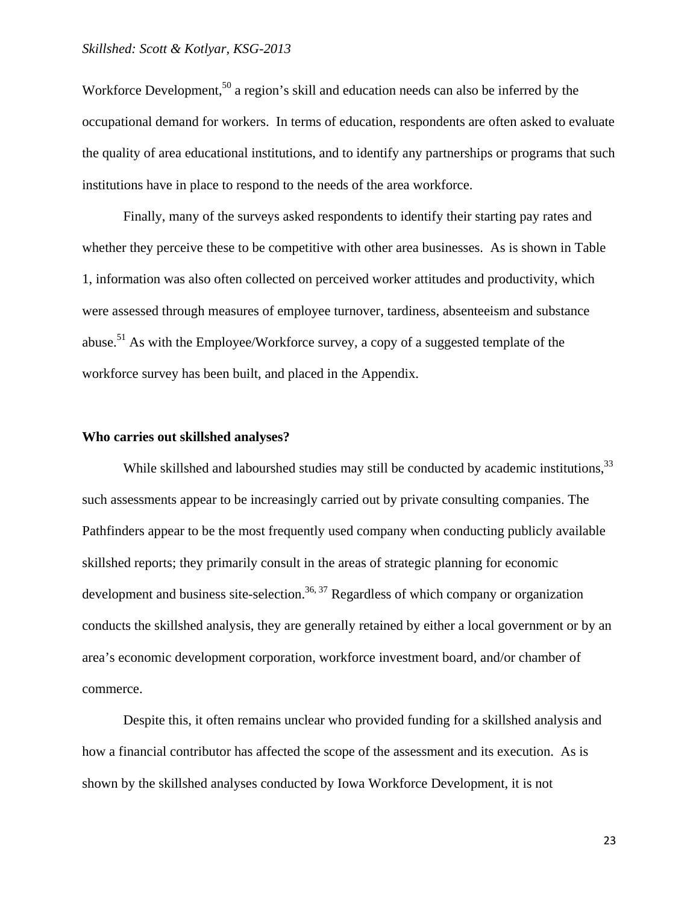Workforce Development,[50] a region's skill and education needs can also be inferred by the occupational demand for workers. In terms of education, respondents are often asked to evaluate the quality of area educational institutions, and to identify any partnerships or programs that such institutions have in place to respond to the needs of the area workforce.

Finally, many of the surveys asked respondents to identify their starting pay rates and whether they perceive these to be competitive with other area businesses. As is shown in Table 1, information was also often collected on perceived worker attitudes and productivity, which were assessed through measures of employee turnover, tardiness, absenteeism and substance abuse.[51] As with the Employee/Workforce survey, a copy of a suggested template of the workforce survey has been built, and placed in the Appendix.

**Who carries out skillshed analyses?**

While skillshed and labourshed studies may still be conducted by academic institutions,[33] such assessments appear to be increasingly carried out by private consulting companies. The Pathfinders appear to be the most frequently used company when conducting publicly available skillshed reports; they primarily consult in the areas of strategic planning for economic development and business site-selection.[36, 37] Regardless of which company or organization conducts the skillshed analysis, they are generally retained by either a local government or by an area's economic development corporation, workforce investment board, and/or chamber of commerce.

Despite this, it often remains unclear who provided funding for a skillshed analysis and how a financial contributor has affected the scope of the assessment and its execution. As is shown by the skillshed analyses conducted by Iowa Workforce Development, it is not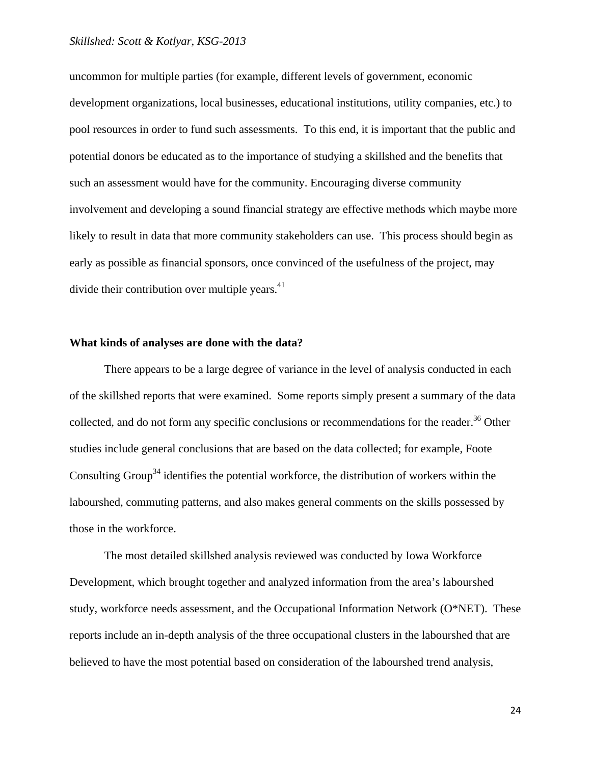uncommon for multiple parties (for example, different levels of government, economic development organizations, local businesses, educational institutions, utility companies, etc.) to pool resources in order to fund such assessments. To this end, it is important that the public and potential donors be educated as to the importance of studying a skillshed and the benefits that such an assessment would have for the community. Encouraging diverse community involvement and developing a sound financial strategy are effective methods which maybe more likely to result in data that more community stakeholders can use. This process should begin as early as possible as financial sponsors, once convinced of the usefulness of the project, may divide their contribution over multiple years.[41]

**What kinds of analyses are done with the data?**

There appears to be a large degree of variance in the level of analysis conducted in each of the skillshed reports that were examined. Some reports simply present a summary of the data collected, and do not form any specific conclusions or recommendations for the reader.[36] Other studies include general conclusions that are based on the data collected; for example, Foote Consulting Group[34] identifies the potential workforce, the distribution of workers within the laboursherd, commuting patterns, and also makes general comments on the skills possessed by those in the workforce.

The most detailed skillshed analysis reviewed was conducted by Iowa Workforce Development, which brought together and analyzed information from the area's laboursherd study, workforce needs assessment, and the Occupational Information Network (O*NET). These reports include an in-depth analysis of the three occupational clusters in the laboursherd that are believed to have the most potential based on consideration of the laboursherd trend analysis,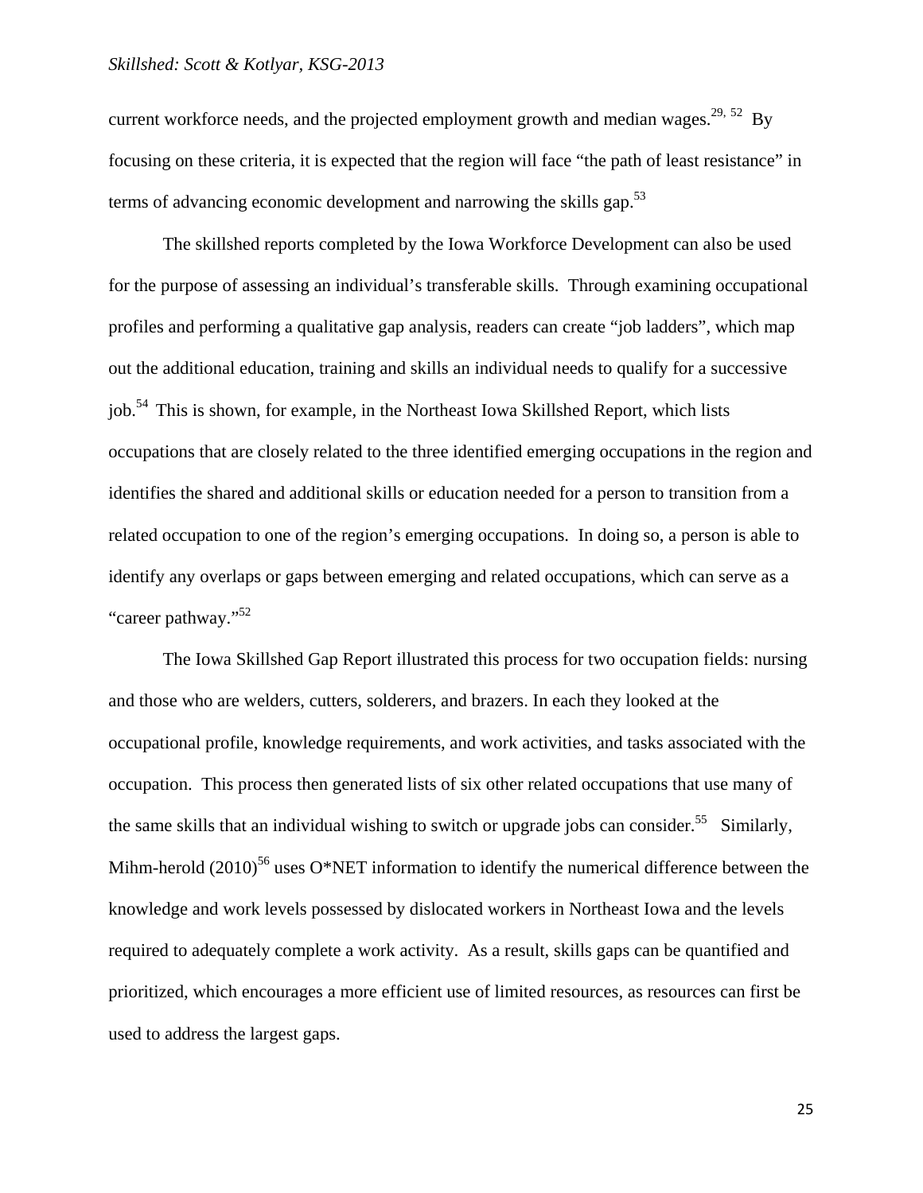current workforce needs, and the projected employment growth and median wages.[29, 52] By focusing on these criteria, it is expected that the region will face "the path of least resistance" in terms of advancing economic development and narrowing the skills gap.[53]

The skillshed reports completed by the Iowa Workforce Development can also be used for the purpose of assessing an individual's transferable skills. Through examining occupational profiles and performing a qualitative gap analysis, readers can create "job ladders", which map out the additional education, training and skills an individual needs to qualify for a successive job.[54] This is shown, for example, in the Northeast Iowa Skillshed Report, which lists occupations that are closely related to the three identified emerging occupations in the region and identifies the shared and additional skills or education needed for a person to transition from a related occupation to one of the region's emerging occupations. In doing so, a person is able to identify any overlaps or gaps between emerging and related occupations, which can serve as a "career pathway."[52]

The Iowa Skillshed Gap Report illustrated this process for two occupation fields: nursing and those who are welders, cutters, solderers, and brazers. In each they looked at the occupational profile, knowledge requirements, and work activities, and tasks associated with the occupation. This process then generated lists of six other related occupations that use many of the same skills that an individual wishing to switch or upgrade jobs can consider.[55] Similarly, Mihm-herold (2010)[56] uses O*NET information to identify the numerical difference between the knowledge and work levels possessed by dislocated workers in Northeast Iowa and the levels required to adequately complete a work activity. As a result, skills gaps can be quantified and prioritized, which encourages a more efficient use of limited resources, as resources can first be used to address the largest gaps.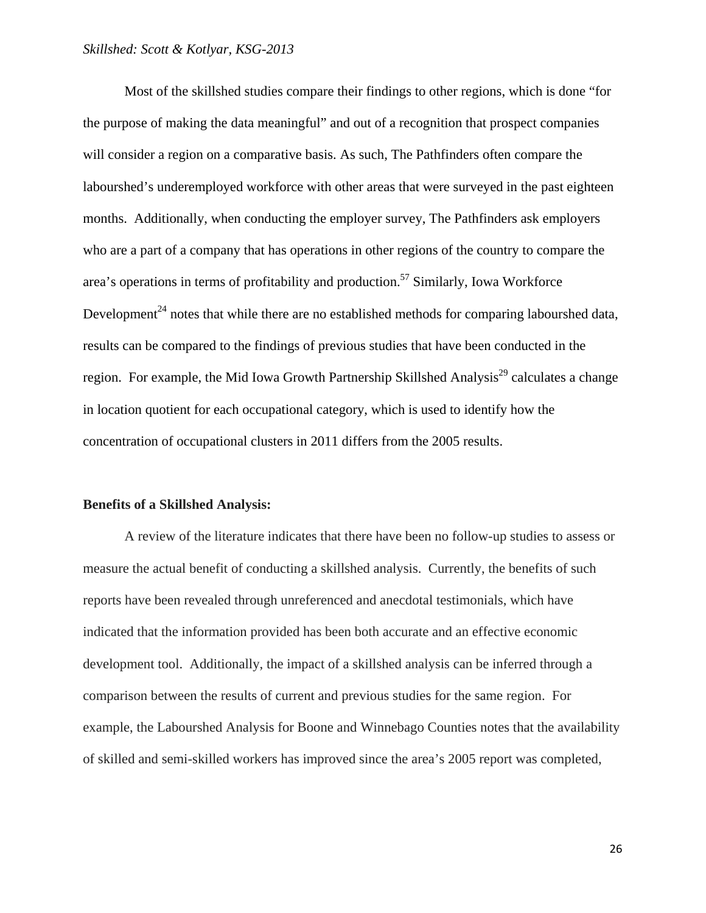Most of the skillshed studies compare their findings to other regions, which is done "for the purpose of making the data meaningful" and out of a recognition that prospect companies will consider a region on a comparative basis. As such, The Pathfinders often compare the labourshed's underemployed workforce with other areas that were surveyed in the past eighteen months. Additionally, when conducting the employer survey, The Pathfinders ask employers who are a part of a company that has operations in other regions of the country to compare the area's operations in terms of profitability and production.[57] Similarly, Iowa Workforce Development[24] notes that while there are no established methods for comparing labourshed data, results can be compared to the findings of previous studies that have been conducted in the region. For example, the Mid Iowa Growth Partnership Skillshed Analysis[29] calculates a change in location quotient for each occupational category, which is used to identify how the concentration of occupational clusters in 2011 differs from the 2005 results.

**Benefits of a Skillshed Analysis:**

A review of the literature indicates that there have been no follow-up studies to assess or measure the actual benefit of conducting a skillshed analysis. Currently, the benefits of such reports have been revealed through unreferenced and anecdotal testimonials, which have indicated that the information provided has been both accurate and an effective economic development tool. Additionally, the impact of a skillshed analysis can be inferred through a comparison between the results of current and previous studies for the same region. For example, the Labourshed Analysis for Boone and Winnebago Counties notes that the availability of skilled and semi-skilled workers has improved since the area's 2005 report was completed,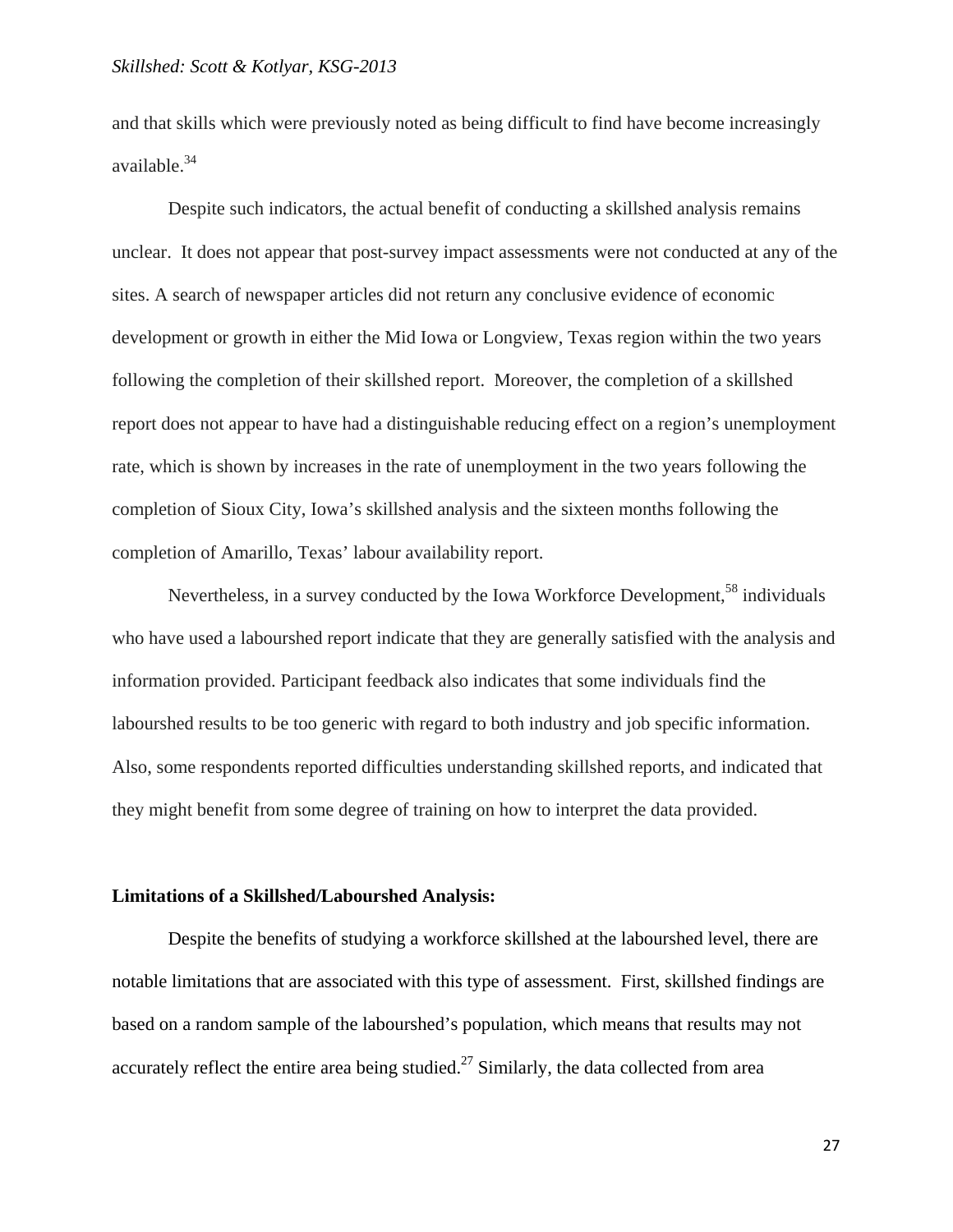and that skills which were previously noted as being difficult to find have become increasingly available.[34]

Despite such indicators, the actual benefit of conducting a skillshed analysis remains unclear. It does not appear that post-survey impact assessments were not conducted at any of the sites. A search of newspaper articles did not return any conclusive evidence of economic development or growth in either the Mid Iowa or Longview, Texas region within the two years following the completion of their skillshed report. Moreover, the completion of a skillshed report does not appear to have had a distinguishable reducing effect on a region's unemployment rate, which is shown by increases in the rate of unemployment in the two years following the completion of Sioux City, Iowa's skillshed analysis and the sixteen months following the completion of Amarillo, Texas' labour availability report.

Nevertheless, in a survey conducted by the Iowa Workforce Development,[58] individuals who have used a labourshed report indicate that they are generally satisfied with the analysis and information provided. Participant feedback also indicates that some individuals find the labourshed results to be too generic with regard to both industry and job specific information. Also, some respondents reported difficulties understanding skillshed reports, and indicated that they might benefit from some degree of training on how to interpret the data provided.

**Limitations of a Skillshed/Labourshed Analysis:**

Despite the benefits of studying a workforce skillshed at the labourshed level, there are notable limitations that are associated with this type of assessment. First, skillshed findings are based on a random sample of the labourshed's population, which means that results may not accurately reflect the entire area being studied.[27] Similarly, the data collected from area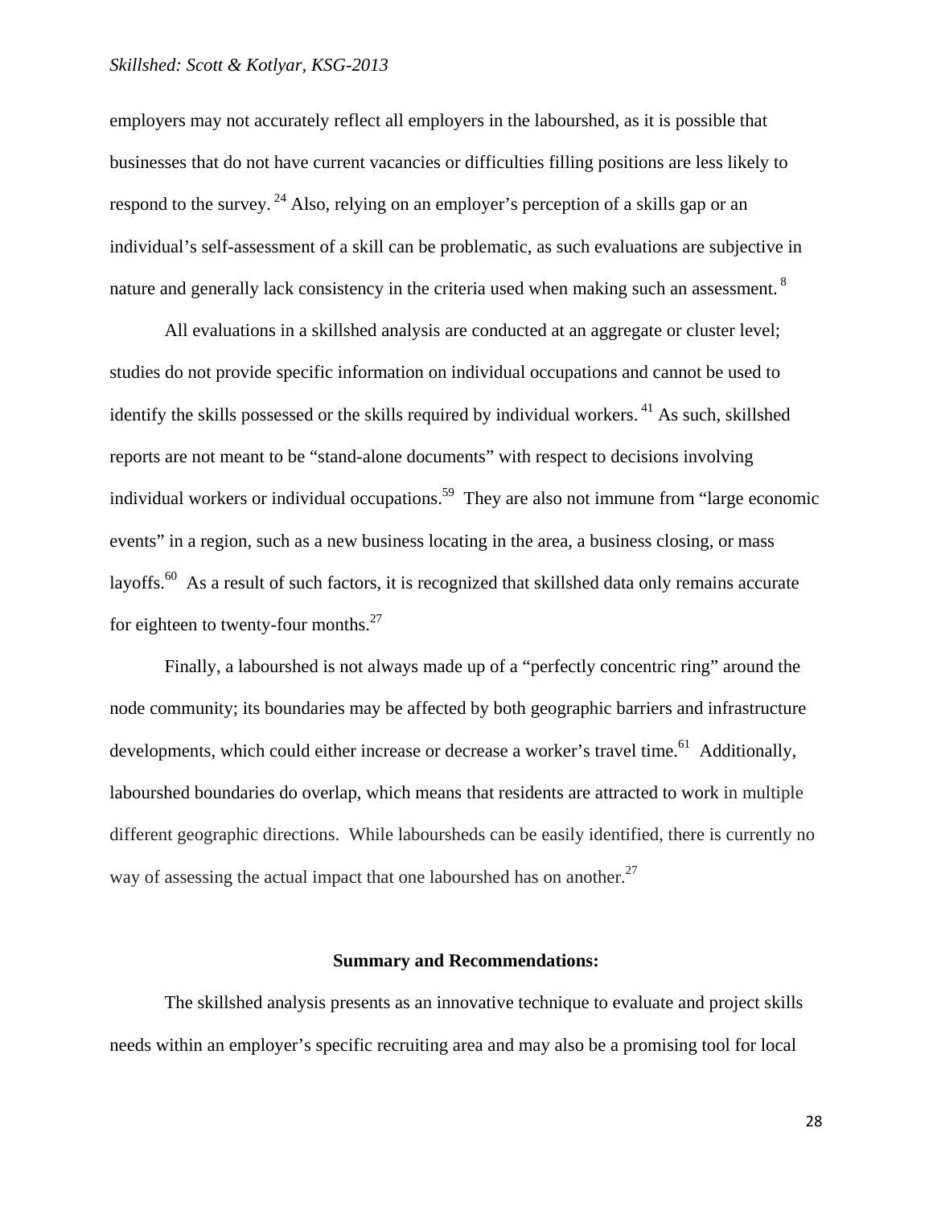employers may not accurately reflect all employers in the labourshed, as it is possible that businesses that do not have current vacancies or difficulties filling positions are less likely to respond to the survey. [24] Also, relying on an employer's perception of a skills gap or an individual's self-assessment of a skill can be problematic, as such evaluations are subjective in nature and generally lack consistency in the criteria used when making such an assessment. [8]

All evaluations in a skillshed analysis are conducted at an aggregate or cluster level; studies do not provide specific information on individual occupations and cannot be used to identify the skills possessed or the skills required by individual workers. [41] As such, skillshed reports are not meant to be "stand-alone documents" with respect to decisions involving individual workers or individual occupations.[59] They are also not immune from "large economic events" in a region, such as a new business locating in the area, a business closing, or mass layoffs.[60] As a result of such factors, it is recognized that skillshed data only remains accurate for eighteen to twenty-four months.[27]

Finally, a labourshed is not always made up of a "perfectly concentric ring" around the node community; its boundaries may be affected by both geographic barriers and infrastructure developments, which could either increase or decrease a worker's travel time.[61] Additionally, labourshed boundaries do overlap, which means that residents are attracted to work in multiple different geographic directions. While labours­heds can be easily identified, there is currently no way of assessing the actual impact that one labourshed has on another.[27]

## Summary and Recommendations:

The skillshed analysis presents as an innovative technique to evaluate and project skills needs within an employer's specific recruiting area and may also be a promising tool for local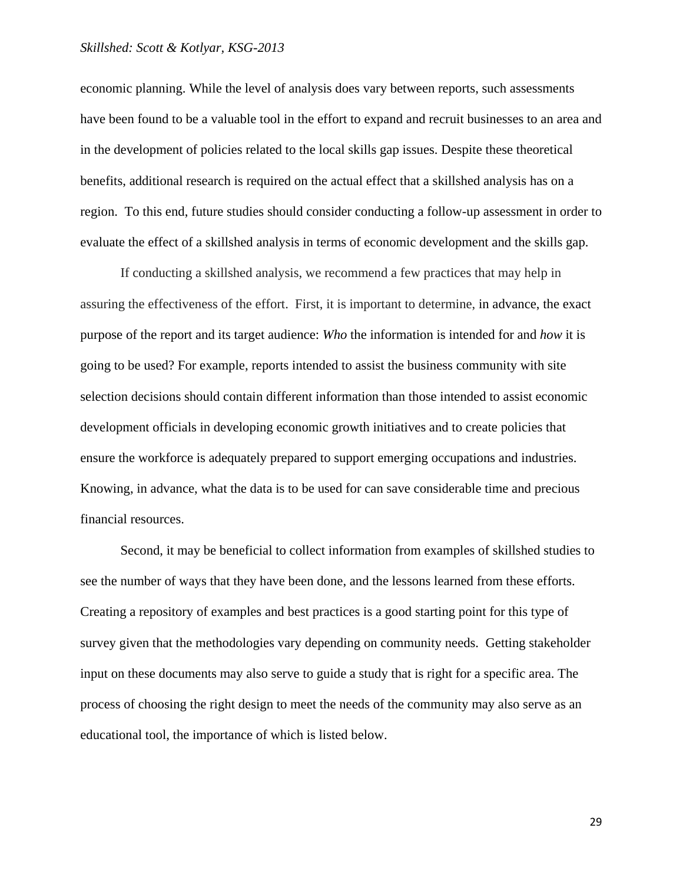economic planning. While the level of analysis does vary between reports, such assessments have been found to be a valuable tool in the effort to expand and recruit businesses to an area and in the development of policies related to the local skills gap issues. Despite these theoretical benefits, additional research is required on the actual effect that a skillshed analysis has on a region. To this end, future studies should consider conducting a follow-up assessment in order to evaluate the effect of a skillshed analysis in terms of economic development and the skills gap.

If conducting a skillshed analysis, we recommend a few practices that may help in assuring the effectiveness of the effort. First, it is important to determine, in advance, the exact purpose of the report and its target audience: *Who* the information is intended for and *how* it is going to be used? For example, reports intended to assist the business community with site selection decisions should contain different information than those intended to assist economic development officials in developing economic growth initiatives and to create policies that ensure the workforce is adequately prepared to support emerging occupations and industries. Knowing, in advance, what the data is to be used for can save considerable time and precious financial resources.

Second, it may be beneficial to collect information from examples of skillshed studies to see the number of ways that they have been done, and the lessons learned from these efforts. Creating a repository of examples and best practices is a good starting point for this type of survey given that the methodologies vary depending on community needs. Getting stakeholder input on these documents may also serve to guide a study that is right for a specific area. The process of choosing the right design to meet the needs of the community may also serve as an educational tool, the importance of which is listed below.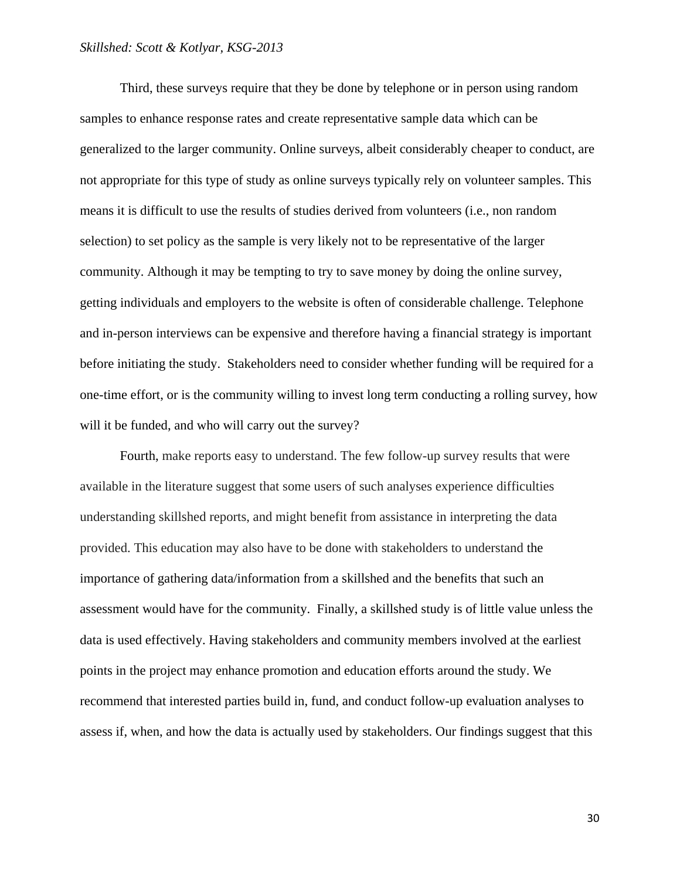Third, these surveys require that they be done by telephone or in person using random samples to enhance response rates and create representative sample data which can be generalized to the larger community. Online surveys, albeit considerably cheaper to conduct, are not appropriate for this type of study as online surveys typically rely on volunteer samples. This means it is difficult to use the results of studies derived from volunteers (i.e., non random selection) to set policy as the sample is very likely not to be representative of the larger community. Although it may be tempting to try to save money by doing the online survey, getting individuals and employers to the website is often of considerable challenge. Telephone and in-person interviews can be expensive and therefore having a financial strategy is important before initiating the study. Stakeholders need to consider whether funding will be required for a one-time effort, or is the community willing to invest long term conducting a rolling survey, how will it be funded, and who will carry out the survey?

Fourth, make reports easy to understand. The few follow-up survey results that were available in the literature suggest that some users of such analyses experience difficulties understanding skillshed reports, and might benefit from assistance in interpreting the data provided. This education may also have to be done with stakeholders to understand the importance of gathering data/information from a skillshed and the benefits that such an assessment would have for the community. Finally, a skillshed study is of little value unless the data is used effectively. Having stakeholders and community members involved at the earliest points in the project may enhance promotion and education efforts around the study. We recommend that interested parties build in, fund, and conduct follow-up evaluation analyses to assess if, when, and how the data is actually used by stakeholders. Our findings suggest that this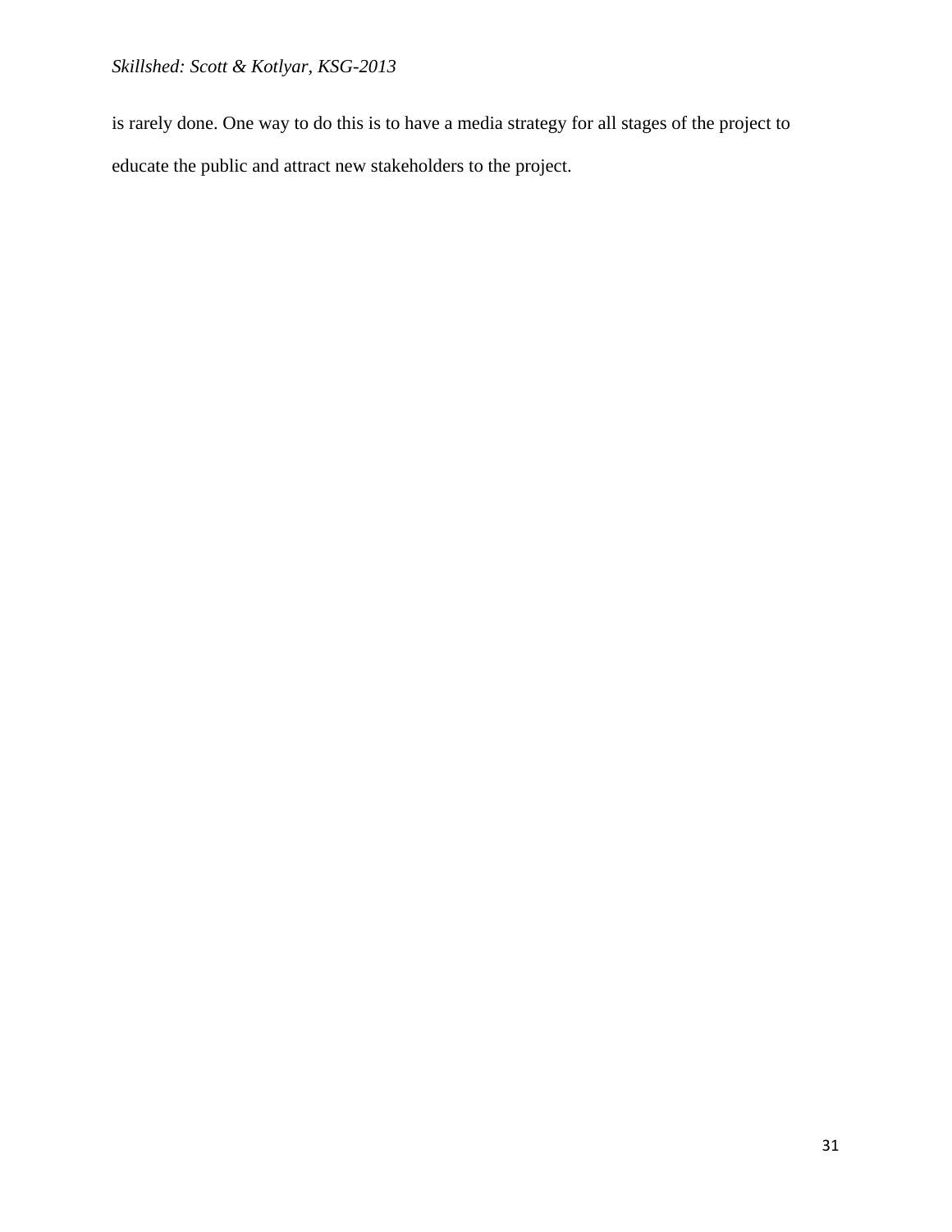is rarely done. One way to do this is to have a media strategy for all stages of the project to educate the public and attract new stakeholders to the project.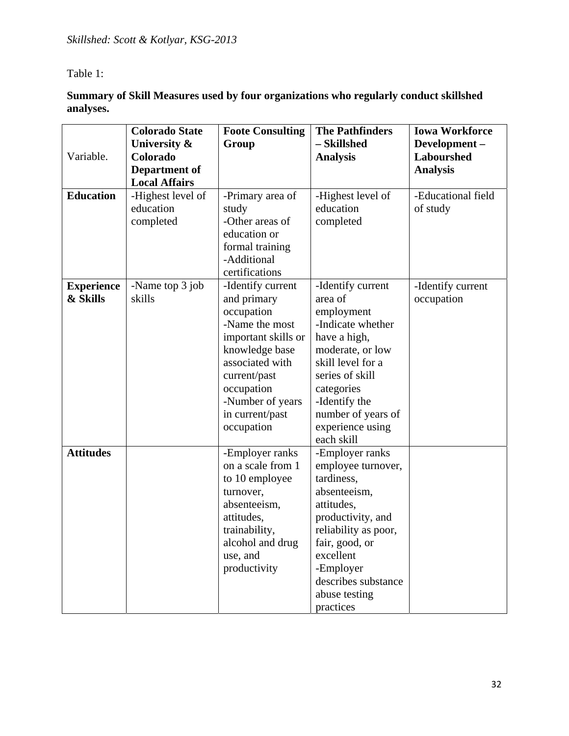Table 1:

**Summary of Skill Measures used by four organizations who regularly conduct skillshed analyses.**

| Variable. | **Colorado State University & Colorado Department of Local Affairs** | **Foote Consulting Group** | **The Pathfinders – Skillshed Analysis** | **Iowa Workforce Development – Labourshed Analysis** |
|---|---|---|---|---|
| **Education** | -Highest level of education completed | -Primary area of study<br>-Other areas of education or formal training<br>-Additional certifications | -Highest level of education completed | -Educational field of study |
| **Experience & Skills** | -Name top 3 job skills | -Identify current and primary occupation<br>-Name the most important skills or knowledge base associated with current/past occupation<br>-Number of years in current/past occupation | -Identify current area of employment<br>-Indicate whether have a high, moderate, or low skill level for a series of skill categories<br>-Identify the number of years of experience using each skill | -Identify current occupation |
| **Attitudes** | | -Employer ranks on a scale from 1 to 10 employee turnover, absenteeism, attitudes, trainability, alcohol and drug use, and productivity | -Employer ranks employee turnover, tardiness, absenteeism, attitudes, productivity, and reliability as poor, fair, good, or excellent<br>-Employer describes substance abuse testing practices | |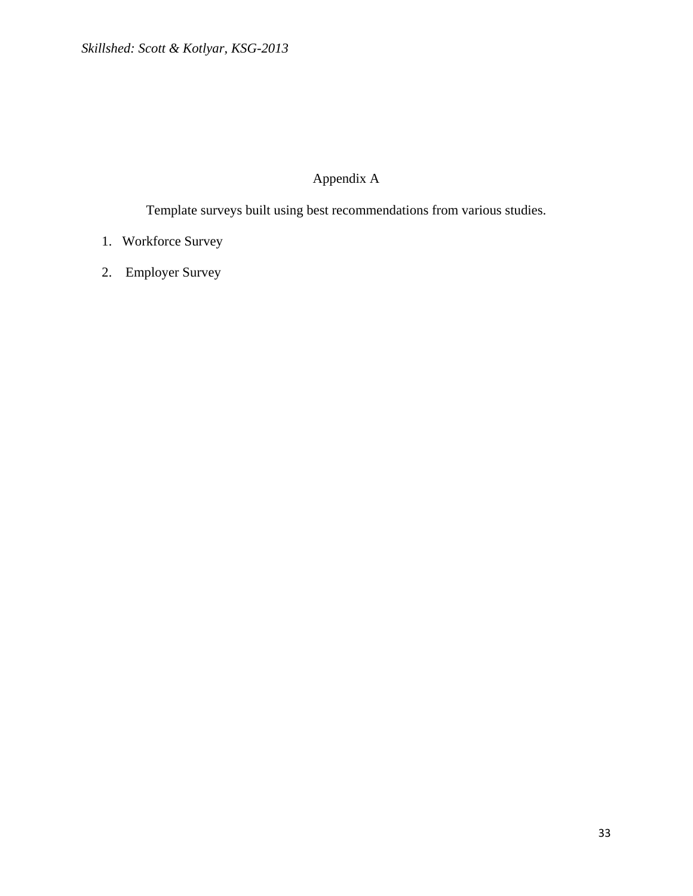# Appendix A

Template surveys built using best recommendations from various studies.

1. Workforce Survey
2. Employer Survey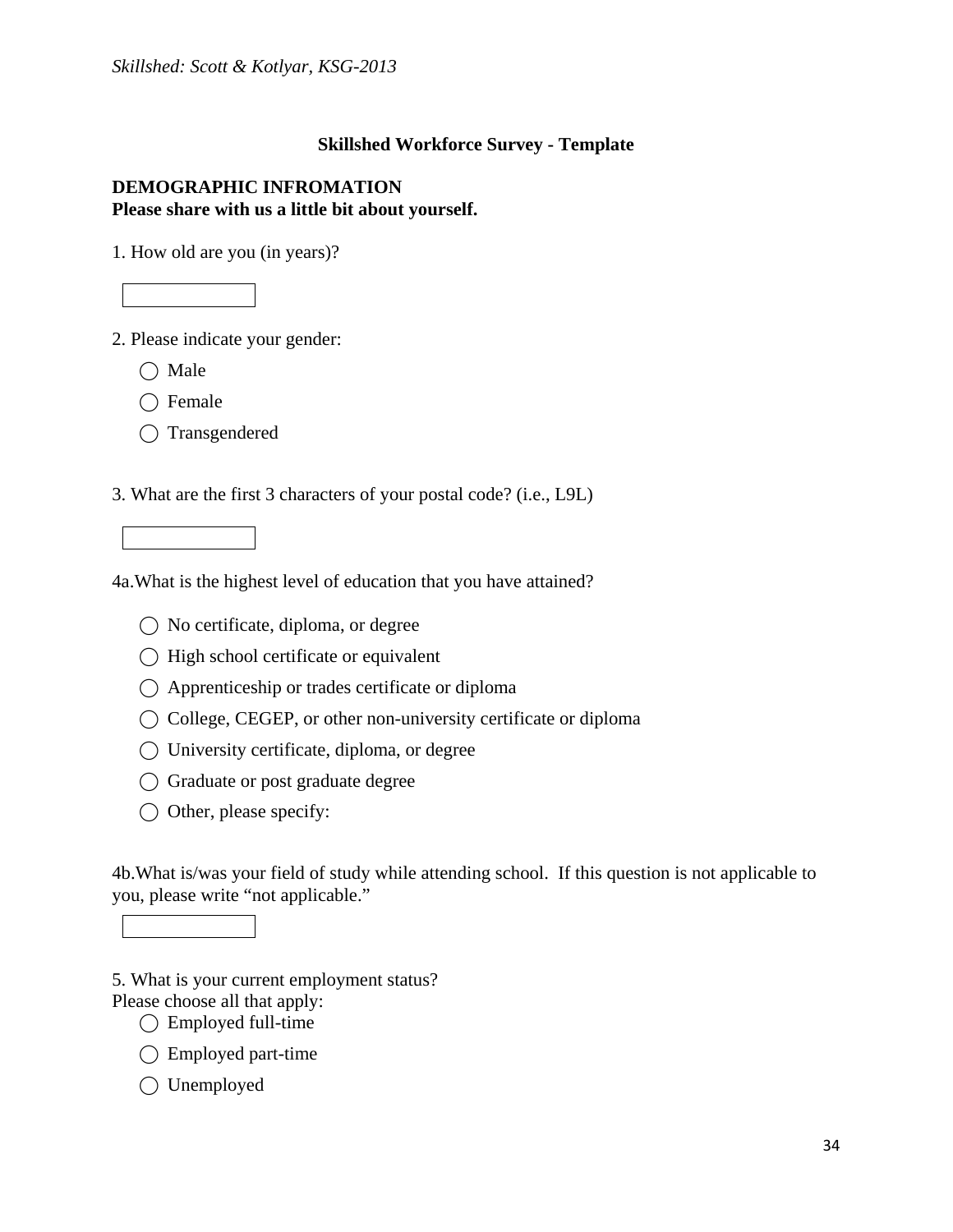## Skillshed Workforce Survey - Template

**DEMOGRAPHIC INFROMATION**
**Please share with us a little bit about yourself.**

1. How old are you (in years)?

[ ]

2. Please indicate your gender:

- ◯ Male
- ◯ Female
- ◯ Transgendered

3. What are the first 3 characters of your postal code? (i.e., L9L)

[ ]

4a.What is the highest level of education that you have attained?

- ◯ No certificate, diploma, or degree
- ◯ High school certificate or equivalent
- ◯ Apprenticeship or trades certificate or diploma
- ◯ College, CEGEP, or other non-university certificate or diploma
- ◯ University certificate, diploma, or degree
- ◯ Graduate or post graduate degree
- ◯ Other, please specify:

4b.What is/was your field of study while attending school. If this question is not applicable to you, please write “not applicable.”

[ ]

5. What is your current employment status?
Please choose all that apply:

- ◯ Employed full-time
- ◯ Employed part-time
- ◯ Unemployed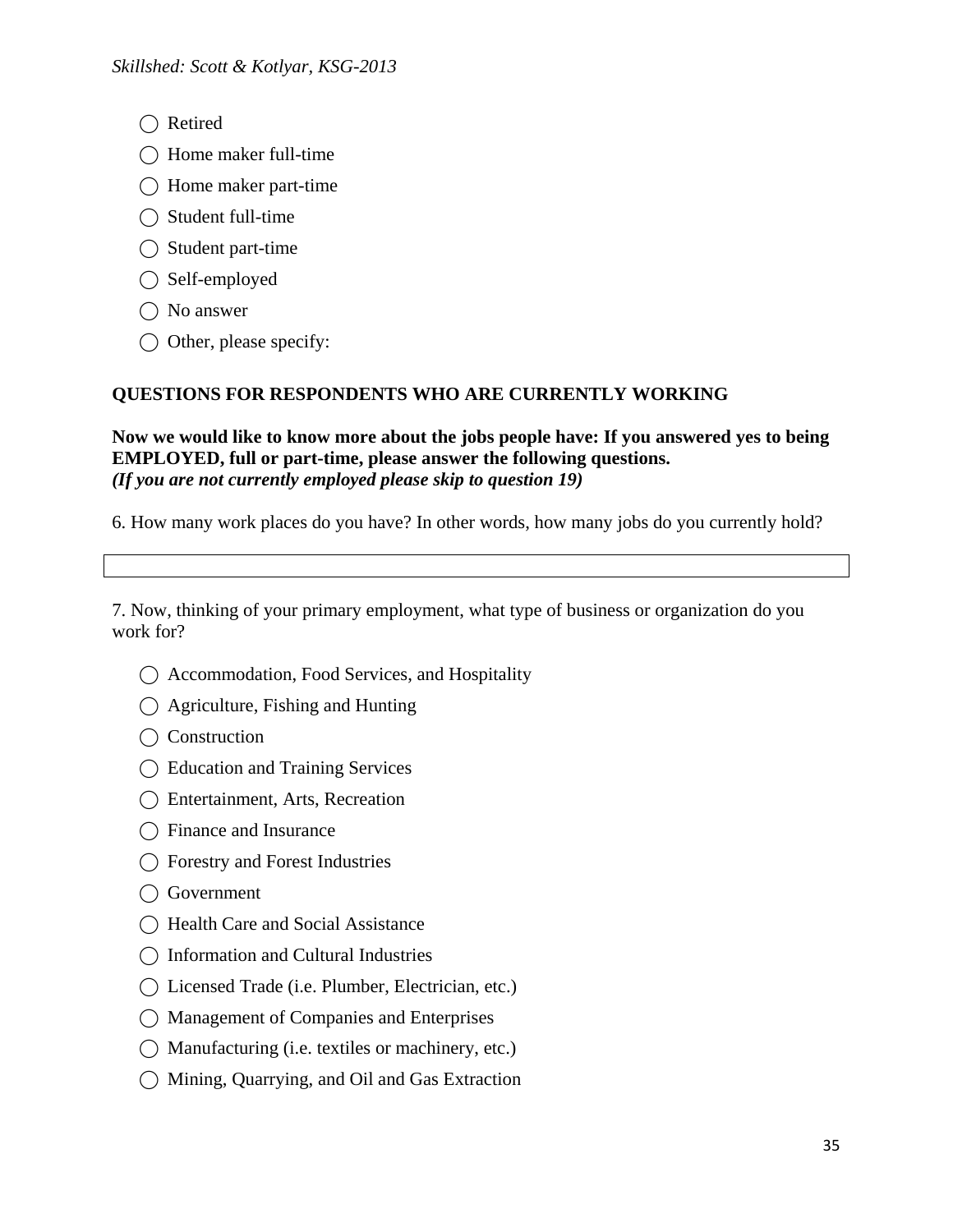- ◯ Retired
- ◯ Home maker full-time
- ◯ Home maker part-time
- ◯ Student full-time
- ◯ Student part-time
- ◯ Self-employed
- ◯ No answer
- ◯ Other, please specify:

**QUESTIONS FOR RESPONDENTS WHO ARE CURRENTLY WORKING**

**Now we would like to know more about the jobs people have: If you answered yes to being EMPLOYED, full or part-time, please answer the following questions.**
***(If you are not currently employed please skip to question 19)***

6. How many work places do you have? In other words, how many jobs do you currently hold?

| |
|---|

7. Now, thinking of your primary employment, what type of business or organization do you work for?

- ◯ Accommodation, Food Services, and Hospitality
- ◯ Agriculture, Fishing and Hunting
- ◯ Construction
- ◯ Education and Training Services
- ◯ Entertainment, Arts, Recreation
- ◯ Finance and Insurance
- ◯ Forestry and Forest Industries
- ◯ Government
- ◯ Health Care and Social Assistance
- ◯ Information and Cultural Industries
- ◯ Licensed Trade (i.e. Plumber, Electrician, etc.)
- ◯ Management of Companies and Enterprises
- ◯ Manufacturing (i.e. textiles or machinery, etc.)
- ◯ Mining, Quarrying, and Oil and Gas Extraction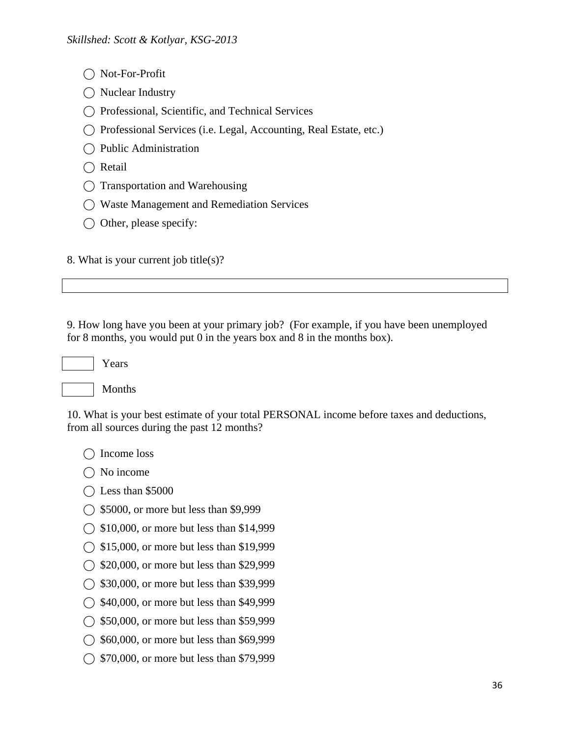- ◯ Not-For-Profit
- ◯ Nuclear Industry
- ◯ Professional, Scientific, and Technical Services
- ◯ Professional Services (i.e. Legal, Accounting, Real Estate, etc.)
- ◯ Public Administration
- ◯ Retail
- ◯ Transportation and Warehousing
- ◯ Waste Management and Remediation Services
- ◯ Other, please specify:

8. What is your current job title(s)?

\_\_\_\_\_\_\_\_\_\_\_\_\_\_\_\_\_\_\_\_\_\_\_\_\_\_\_\_\_\_\_\_\_\_\_\_\_\_\_\_

9. How long have you been at your primary job? (For example, if you have been unemployed for 8 months, you would put 0 in the years box and 8 in the months box).

\_\_\_\_\_ Years

\_\_\_\_\_ Months

10. What is your best estimate of your total PERSONAL income before taxes and deductions, from all sources during the past 12 months?

- ◯ Income loss
- ◯ No income
- ◯ Less than $5000
- ◯ $5000, or more but less than $9,999
- ◯ $10,000, or more but less than $14,999
- ◯ $15,000, or more but less than $19,999
- ◯ $20,000, or more but less than $29,999
- ◯ $30,000, or more but less than $39,999
- ◯ $40,000, or more but less than $49,999
- ◯ $50,000, or more but less than $59,999
- ◯ $60,000, or more but less than $69,999
- ◯ $70,000, or more but less than $79,999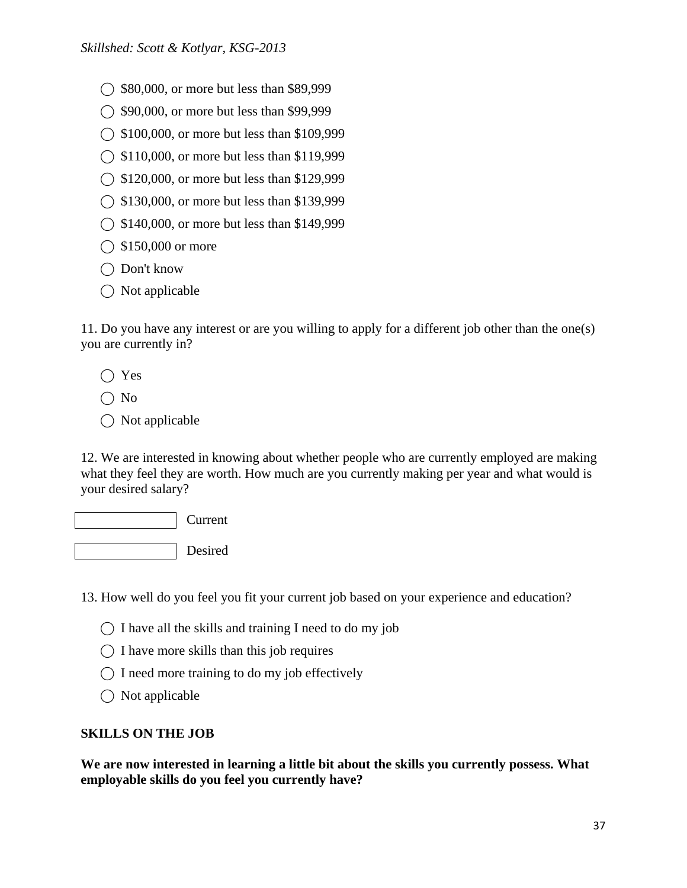- ◯ $80,000, or more but less than $89,999
- ◯ $90,000, or more but less than $99,999
- ◯ $100,000, or more but less than $109,999
- ◯ $110,000, or more but less than $119,999
- ◯ $120,000, or more but less than $129,999
- ◯ $130,000, or more but less than $139,999
- ◯ $140,000, or more but less than $149,999
- ◯ $150,000 or more
- ◯ Don't know
- ◯ Not applicable

11. Do you have any interest or are you willing to apply for a different job other than the one(s) you are currently in?

- ◯ Yes
- ◯ No
- ◯ Not applicable

12. We are interested in knowing about whether people who are currently employed are making what they feel they are worth. How much are you currently making per year and what would is your desired salary?

[ ] Current

[ ] Desired

13. How well do you feel you fit your current job based on your experience and education?

- ◯ I have all the skills and training I need to do my job
- ◯ I have more skills than this job requires
- ◯ I need more training to do my job effectively
- ◯ Not applicable

**SKILLS ON THE JOB**

**We are now interested in learning a little bit about the skills you currently possess. What employable skills do you feel you currently have?**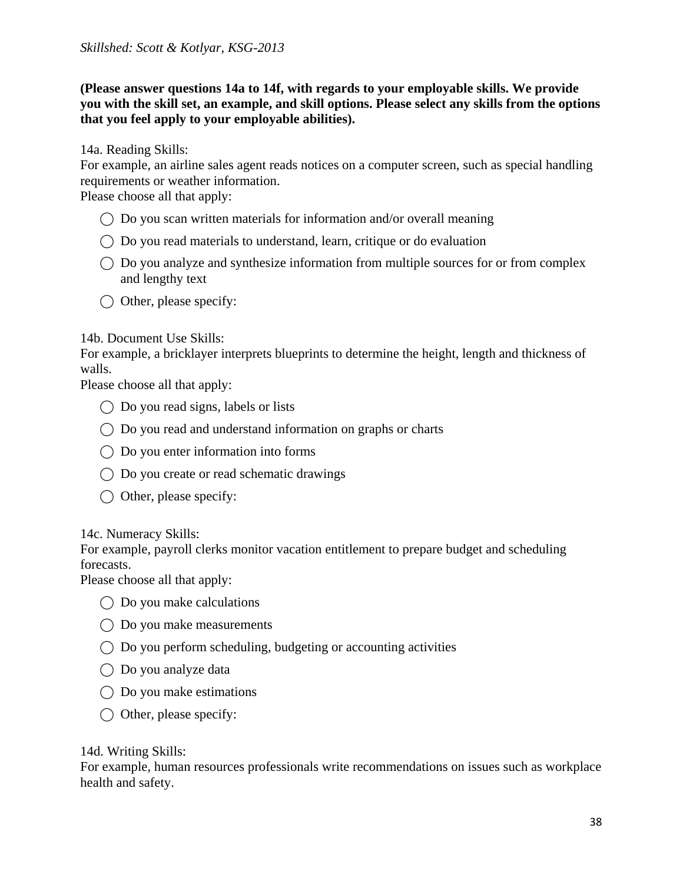**(Please answer questions 14a to 14f, with regards to your employable skills. We provide you with the skill set, an example, and skill options. Please select any skills from the options that you feel apply to your employable abilities).**

14a. Reading Skills:
For example, an airline sales agent reads notices on a computer screen, such as special handling requirements or weather information.
Please choose all that apply:

- ◯ Do you scan written materials for information and/or overall meaning
- ◯ Do you read materials to understand, learn, critique or do evaluation
- ◯ Do you analyze and synthesize information from multiple sources for or from complex and lengthy text
- ◯ Other, please specify:

14b. Document Use Skills:
For example, a bricklayer interprets blueprints to determine the height, length and thickness of walls.
Please choose all that apply:

- ◯ Do you read signs, labels or lists
- ◯ Do you read and understand information on graphs or charts
- ◯ Do you enter information into forms
- ◯ Do you create or read schematic drawings
- ◯ Other, please specify:

14c. Numeracy Skills:
For example, payroll clerks monitor vacation entitlement to prepare budget and scheduling forecasts.
Please choose all that apply:

- ◯ Do you make calculations
- ◯ Do you make measurements
- ◯ Do you perform scheduling, budgeting or accounting activities
- ◯ Do you analyze data
- ◯ Do you make estimations
- ◯ Other, please specify:

14d. Writing Skills:
For example, human resources professionals write recommendations on issues such as workplace health and safety.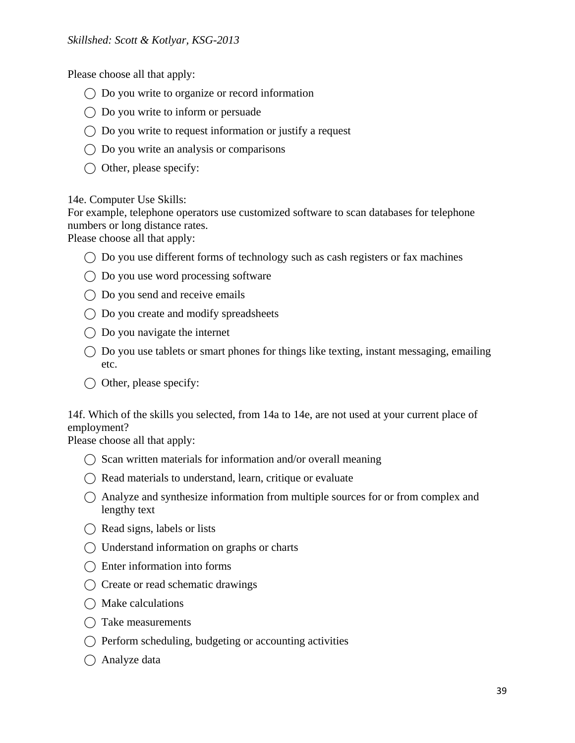Please choose all that apply:

- ◯ Do you write to organize or record information
- ◯ Do you write to inform or persuade
- ◯ Do you write to request information or justify a request
- ◯ Do you write an analysis or comparisons
- ◯ Other, please specify:

14e. Computer Use Skills:
For example, telephone operators use customized software to scan databases for telephone numbers or long distance rates.
Please choose all that apply:

- ◯ Do you use different forms of technology such as cash registers or fax machines
- ◯ Do you use word processing software
- ◯ Do you send and receive emails
- ◯ Do you create and modify spreadsheets
- ◯ Do you navigate the internet
- ◯ Do you use tablets or smart phones for things like texting, instant messaging, emailing etc.
- ◯ Other, please specify:

14f. Which of the skills you selected, from 14a to 14e, are not used at your current place of employment?
Please choose all that apply:

- ◯ Scan written materials for information and/or overall meaning
- ◯ Read materials to understand, learn, critique or evaluate
- ◯ Analyze and synthesize information from multiple sources for or from complex and lengthy text
- ◯ Read signs, labels or lists
- ◯ Understand information on graphs or charts
- ◯ Enter information into forms
- ◯ Create or read schematic drawings
- ◯ Make calculations
- ◯ Take measurements
- ◯ Perform scheduling, budgeting or accounting activities
- ◯ Analyze data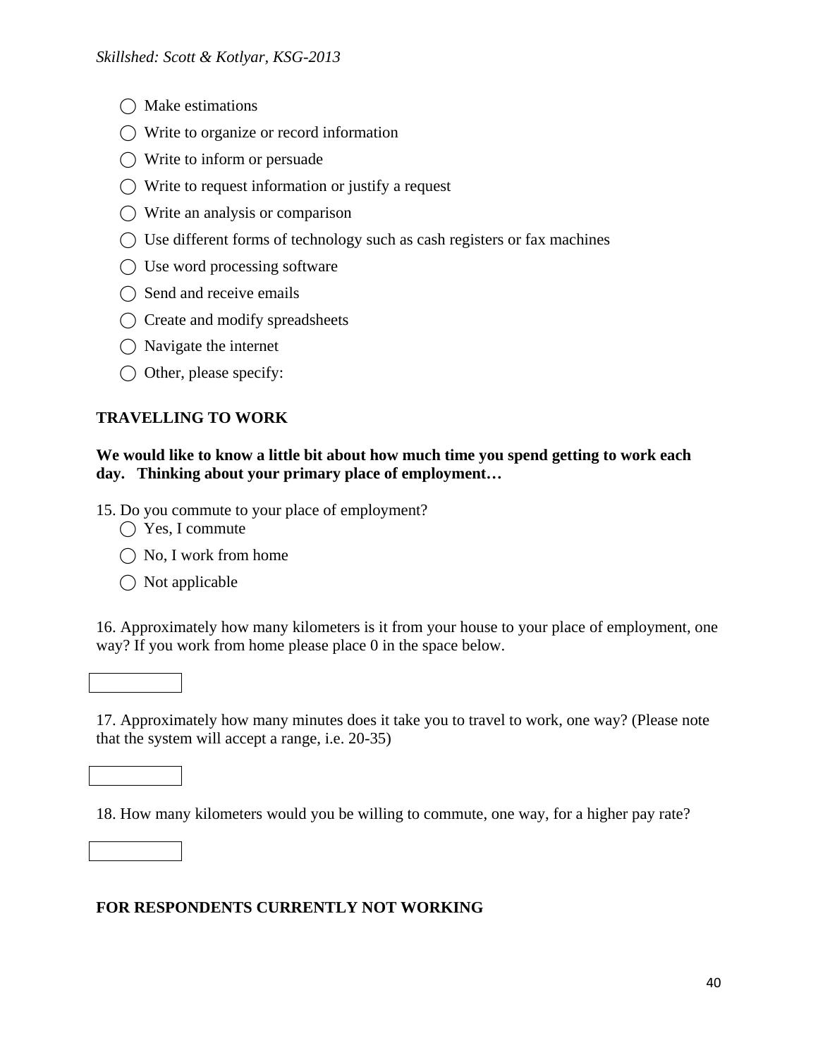◯ Make estimations

◯ Write to organize or record information

◯ Write to inform or persuade

◯ Write to request information or justify a request

◯ Write an analysis or comparison

◯ Use different forms of technology such as cash registers or fax machines

◯ Use word processing software

◯ Send and receive emails

◯ Create and modify spreadsheets

◯ Navigate the internet

◯ Other, please specify:

**TRAVELLING TO WORK**

**We would like to know a little bit about how much time you spend getting to work each day. Thinking about your primary place of employment…**

15. Do you commute to your place of employment?

◯ Yes, I commute

◯ No, I work from home

◯ Not applicable

16. Approximately how many kilometers is it from your house to your place of employment, one way? If you work from home please place 0 in the space below.

[ ]

17. Approximately how many minutes does it take you to travel to work, one way? (Please note that the system will accept a range, i.e. 20-35)

[ ]

18. How many kilometers would you be willing to commute, one way, for a higher pay rate?

[ ]

**FOR RESPONDENTS CURRENTLY NOT WORKING**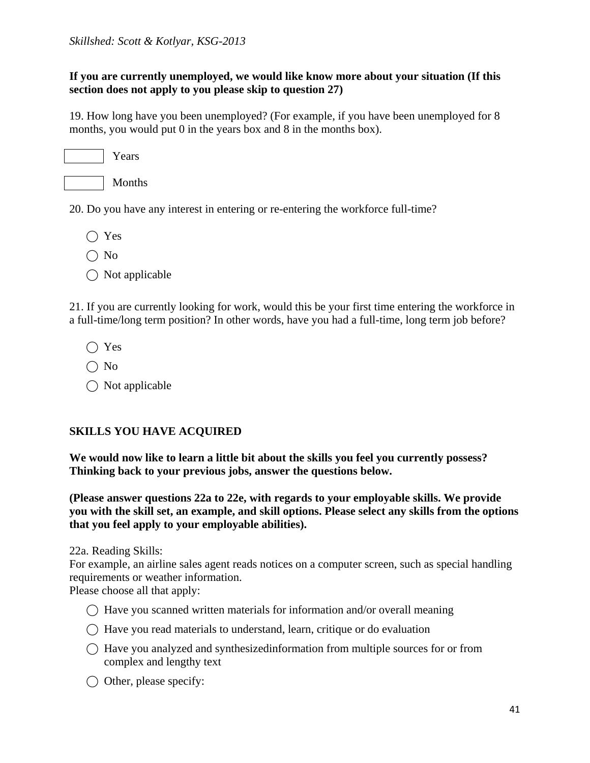**If you are currently unemployed, we would like know more about your situation (If this section does not apply to you please skip to question 27)**

19. How long have you been unemployed? (For example, if you have been unemployed for 8 months, you would put 0 in the years box and 8 in the months box).

[ ] Years

[ ] Months

20. Do you have any interest in entering or re-entering the workforce full-time?

- ◯ Yes
- ◯ No
- ◯ Not applicable

21. If you are currently looking for work, would this be your first time entering the workforce in a full-time/long term position? In other words, have you had a full-time, long term job before?

- ◯ Yes
- ◯ No
- ◯ Not applicable

## SKILLS YOU HAVE ACQUIRED

**We would now like to learn a little bit about the skills you feel you currently possess? Thinking back to your previous jobs, answer the questions below.**

**(Please answer questions 22a to 22e, with regards to your employable skills. We provide you with the skill set, an example, and skill options. Please select any skills from the options that you feel apply to your employable abilities).**

22a. Reading Skills:
For example, an airline sales agent reads notices on a computer screen, such as special handling requirements or weather information.
Please choose all that apply:

- ◯ Have you scanned written materials for information and/or overall meaning
- ◯ Have you read materials to understand, learn, critique or do evaluation
- ◯ Have you analyzed and synthesizedinformation from multiple sources for or from complex and lengthy text
- ◯ Other, please specify: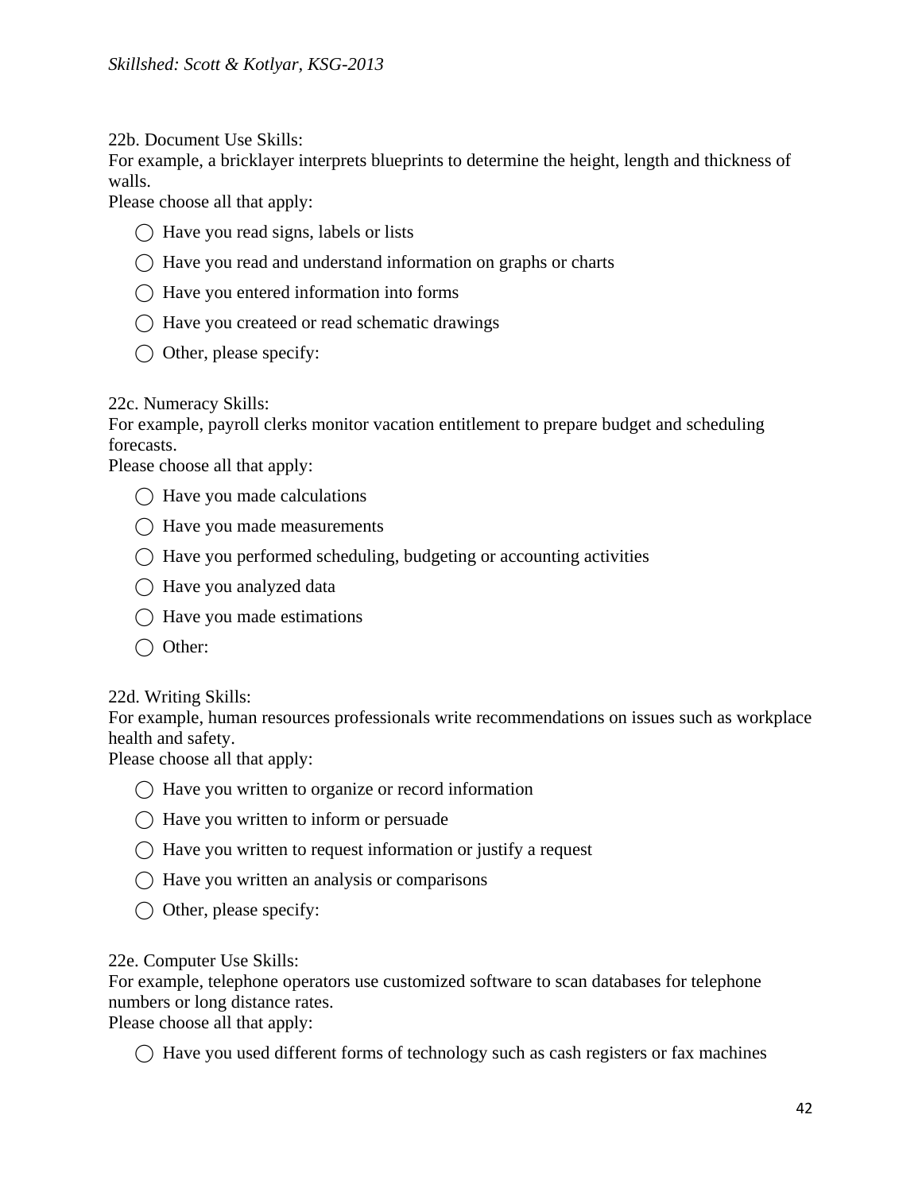22b. Document Use Skills:
For example, a bricklayer interprets blueprints to determine the height, length and thickness of walls.
Please choose all that apply:

- ◯ Have you read signs, labels or lists
- ◯ Have you read and understand information on graphs or charts
- ◯ Have you entered information into forms
- ◯ Have you createed or read schematic drawings
- ◯ Other, please specify:

22c. Numeracy Skills:
For example, payroll clerks monitor vacation entitlement to prepare budget and scheduling forecasts.
Please choose all that apply:

- ◯ Have you made calculations
- ◯ Have you made measurements
- ◯ Have you performed scheduling, budgeting or accounting activities
- ◯ Have you analyzed data
- ◯ Have you made estimations
- ◯ Other:

22d. Writing Skills:
For example, human resources professionals write recommendations on issues such as workplace health and safety.
Please choose all that apply:

- ◯ Have you written to organize or record information
- ◯ Have you written to inform or persuade
- ◯ Have you written to request information or justify a request
- ◯ Have you written an analysis or comparisons
- ◯ Other, please specify:

22e. Computer Use Skills:
For example, telephone operators use customized software to scan databases for telephone numbers or long distance rates.
Please choose all that apply:

- ◯ Have you used different forms of technology such as cash registers or fax machines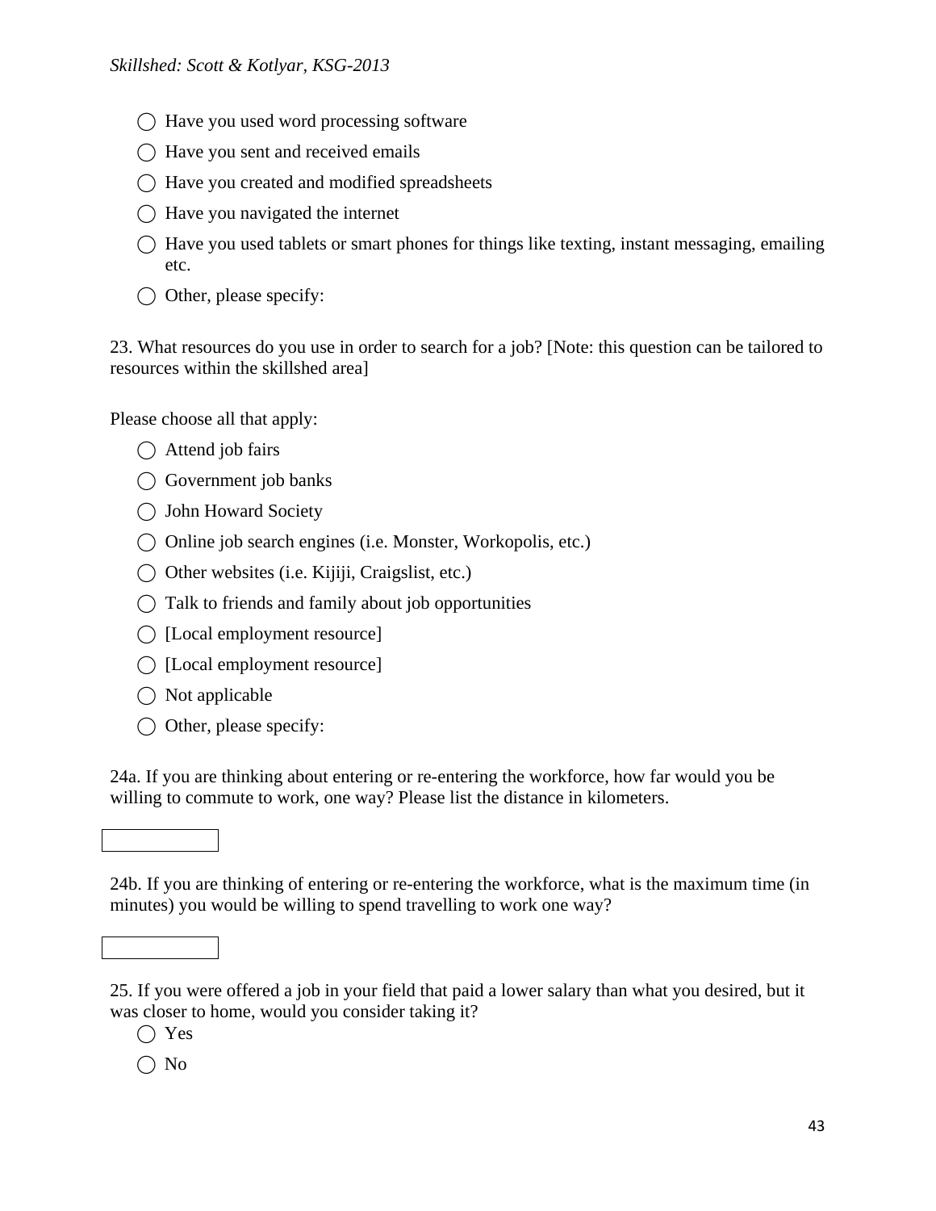- ◯ Have you used word processing software
- ◯ Have you sent and received emails
- ◯ Have you created and modified spreadsheets
- ◯ Have you navigated the internet
- ◯ Have you used tablets or smart phones for things like texting, instant messaging, emailing etc.
- ◯ Other, please specify:

23. What resources do you use in order to search for a job? [Note: this question can be tailored to resources within the skillshed area]

Please choose all that apply:

- ◯ Attend job fairs
- ◯ Government job banks
- ◯ John Howard Society
- ◯ Online job search engines (i.e. Monster, Workopolis, etc.)
- ◯ Other websites (i.e. Kijiji, Craigslist, etc.)
- ◯ Talk to friends and family about job opportunities
- ◯ [Local employment resource]
- ◯ [Local employment resource]
- ◯ Not applicable
- ◯ Other, please specify:

24a. If you are thinking about entering or re-entering the workforce, how far would you be willing to commute to work, one way? Please list the distance in kilometers.

[ ]

24b. If you are thinking of entering or re-entering the workforce, what is the maximum time (in minutes) you would be willing to spend travelling to work one way?

[ ]

25. If you were offered a job in your field that paid a lower salary than what you desired, but it was closer to home, would you consider taking it?

- ◯ Yes
- ◯ No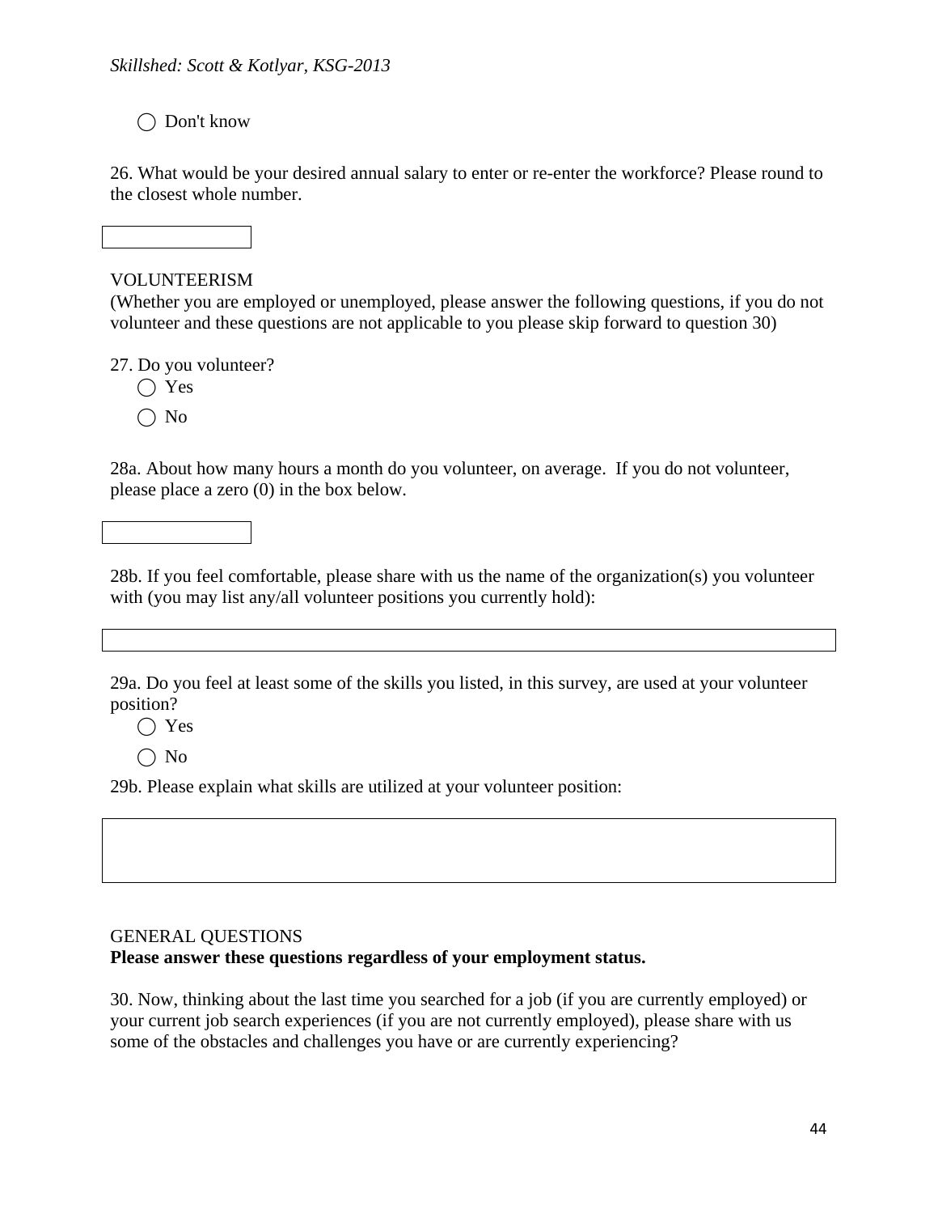◯ Don't know

26. What would be your desired annual salary to enter or re-enter the workforce? Please round to the closest whole number.

VOLUNTEERISM

(Whether you are employed or unemployed, please answer the following questions, if you do not volunteer and these questions are not applicable to you please skip forward to question 30)

27. Do you volunteer?

◯ Yes

◯ No

28a. About how many hours a month do you volunteer, on average. If you do not volunteer, please place a zero (0) in the box below.

28b. If you feel comfortable, please share with us the name of the organization(s) you volunteer with (you may list any/all volunteer positions you currently hold):

29a. Do you feel at least some of the skills you listed, in this survey, are used at your volunteer position?

◯ Yes

◯ No

29b. Please explain what skills are utilized at your volunteer position:

GENERAL QUESTIONS

**Please answer these questions regardless of your employment status.**

30. Now, thinking about the last time you searched for a job (if you are currently employed) or your current job search experiences (if you are not currently employed), please share with us some of the obstacles and challenges you have or are currently experiencing?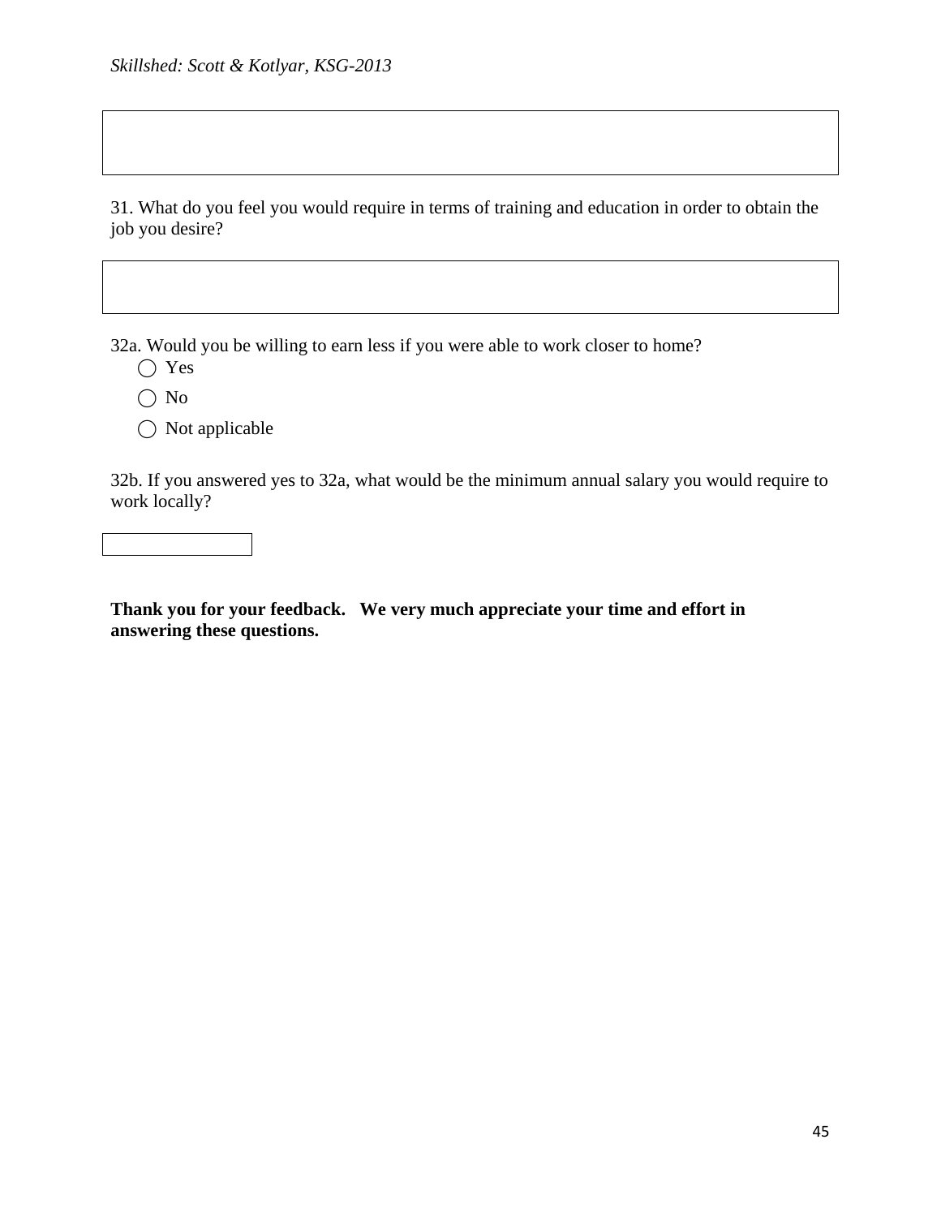31. What do you feel you would require in terms of training and education in order to obtain the job you desire?

32a. Would you be willing to earn less if you were able to work closer to home?

- ◯ Yes
- ◯ No
- ◯ Not applicable

32b. If you answered yes to 32a, what would be the minimum annual salary you would require to work locally?

**Thank you for your feedback. We very much appreciate your time and effort in answering these questions.**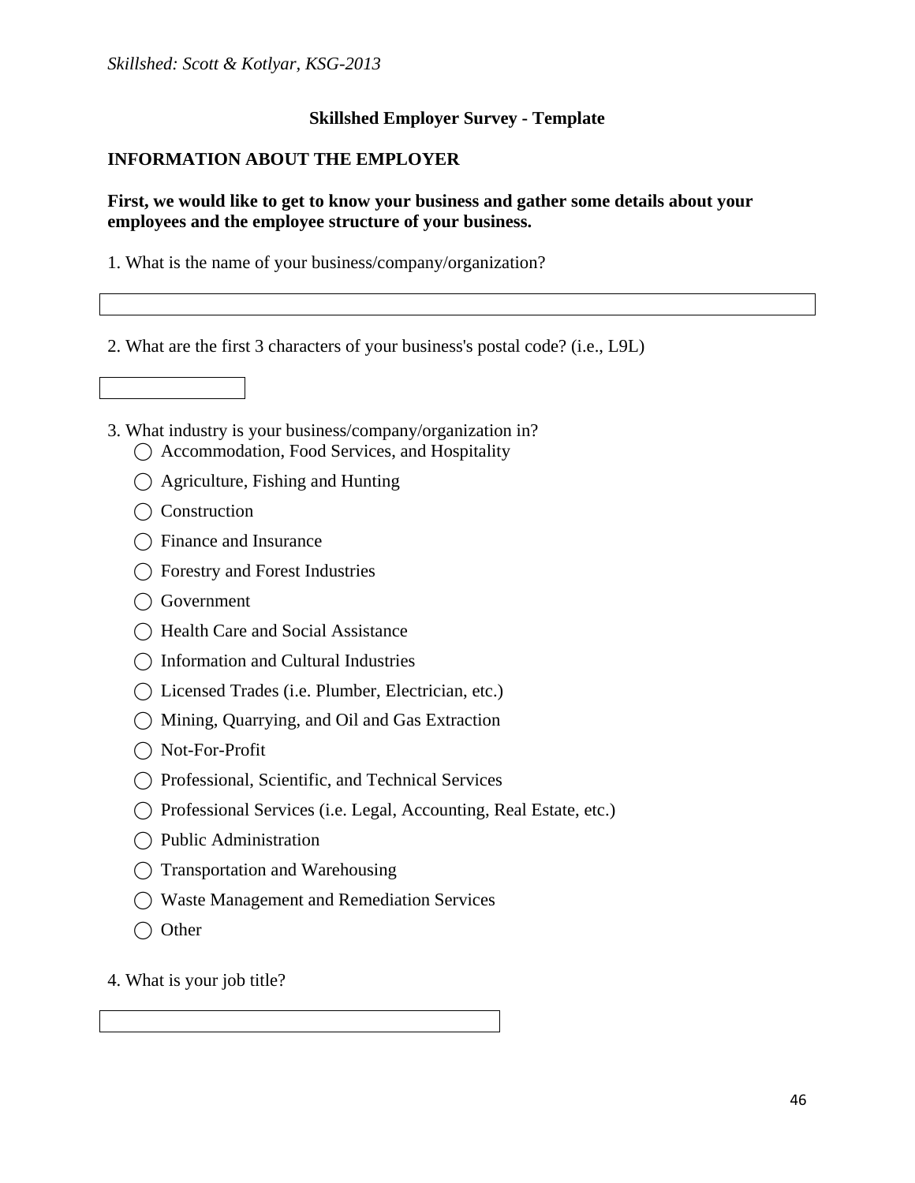## Skillshed Employer Survey - Template

### INFORMATION ABOUT THE EMPLOYER

**First, we would like to get to know your business and gather some details about your employees and the employee structure of your business.**

1. What is the name of your business/company/organization?

[ ]

2. What are the first 3 characters of your business's postal code? (i.e., L9L)

[ ]

3. What industry is your business/company/organization in?

- ◯ Accommodation, Food Services, and Hospitality
- ◯ Agriculture, Fishing and Hunting
- ◯ Construction
- ◯ Finance and Insurance
- ◯ Forestry and Forest Industries
- ◯ Government
- ◯ Health Care and Social Assistance
- ◯ Information and Cultural Industries
- ◯ Licensed Trades (i.e. Plumber, Electrician, etc.)
- ◯ Mining, Quarrying, and Oil and Gas Extraction
- ◯ Not-For-Profit
- ◯ Professional, Scientific, and Technical Services
- ◯ Professional Services (i.e. Legal, Accounting, Real Estate, etc.)
- ◯ Public Administration
- ◯ Transportation and Warehousing
- ◯ Waste Management and Remediation Services
- ◯ Other

4. What is your job title?

[ ]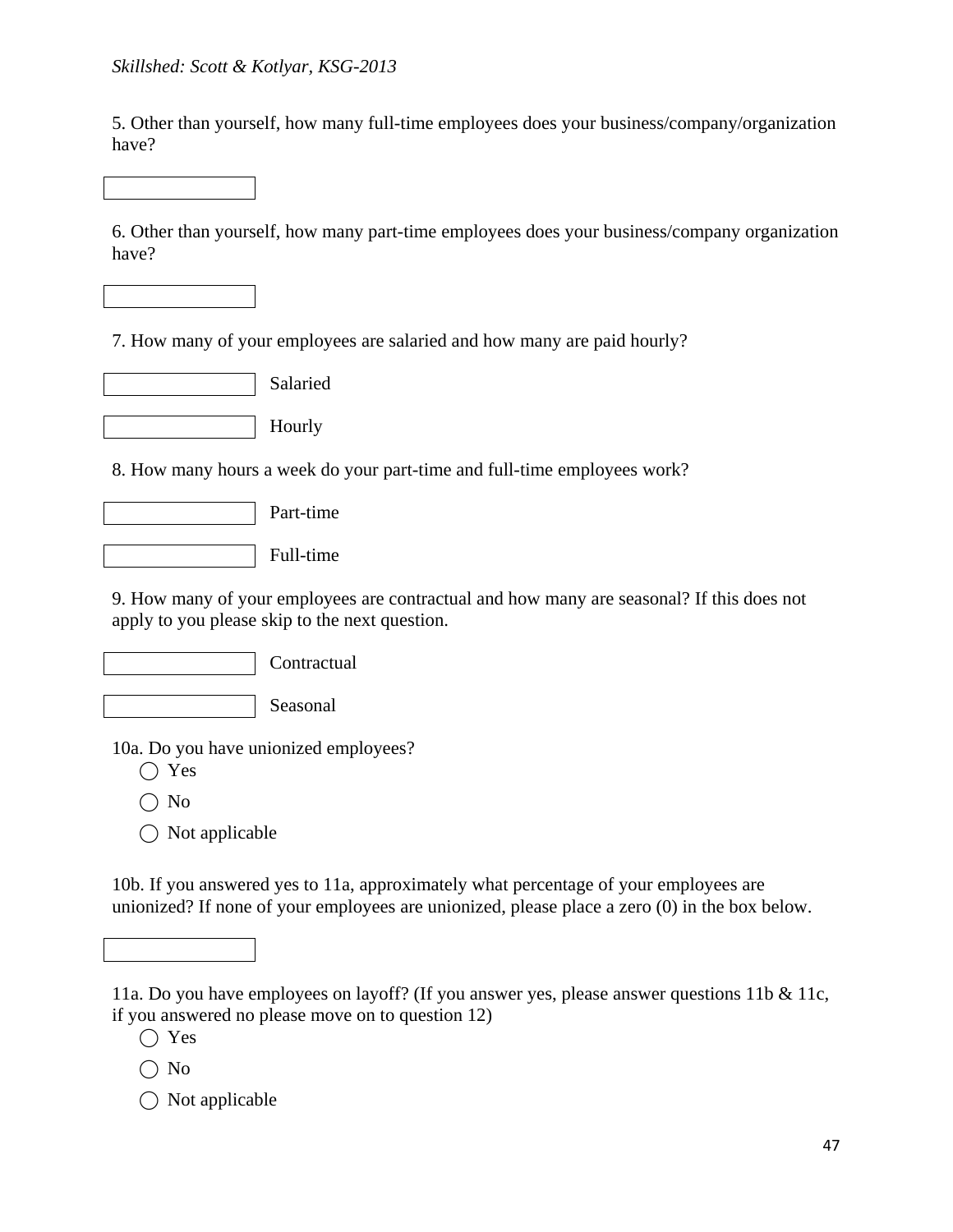5. Other than yourself, how many full-time employees does your business/company/organization have?

[ ]

6. Other than yourself, how many part-time employees does your business/company organization have?

[ ]

7. How many of your employees are salaried and how many are paid hourly?

[ ] Salaried

[ ] Hourly

8. How many hours a week do your part-time and full-time employees work?

[ ] Part-time

[ ] Full-time

9. How many of your employees are contractual and how many are seasonal? If this does not apply to you please skip to the next question.

[ ] Contractual

[ ] Seasonal

10a. Do you have unionized employees?

- ◯ Yes
- ◯ No
- ◯ Not applicable

10b. If you answered yes to 11a, approximately what percentage of your employees are unionized? If none of your employees are unionized, please place a zero (0) in the box below.

[ ]

11a. Do you have employees on layoff? (If you answer yes, please answer questions 11b & 11c, if you answered no please move on to question 12)

- ◯ Yes
- ◯ No
- ◯ Not applicable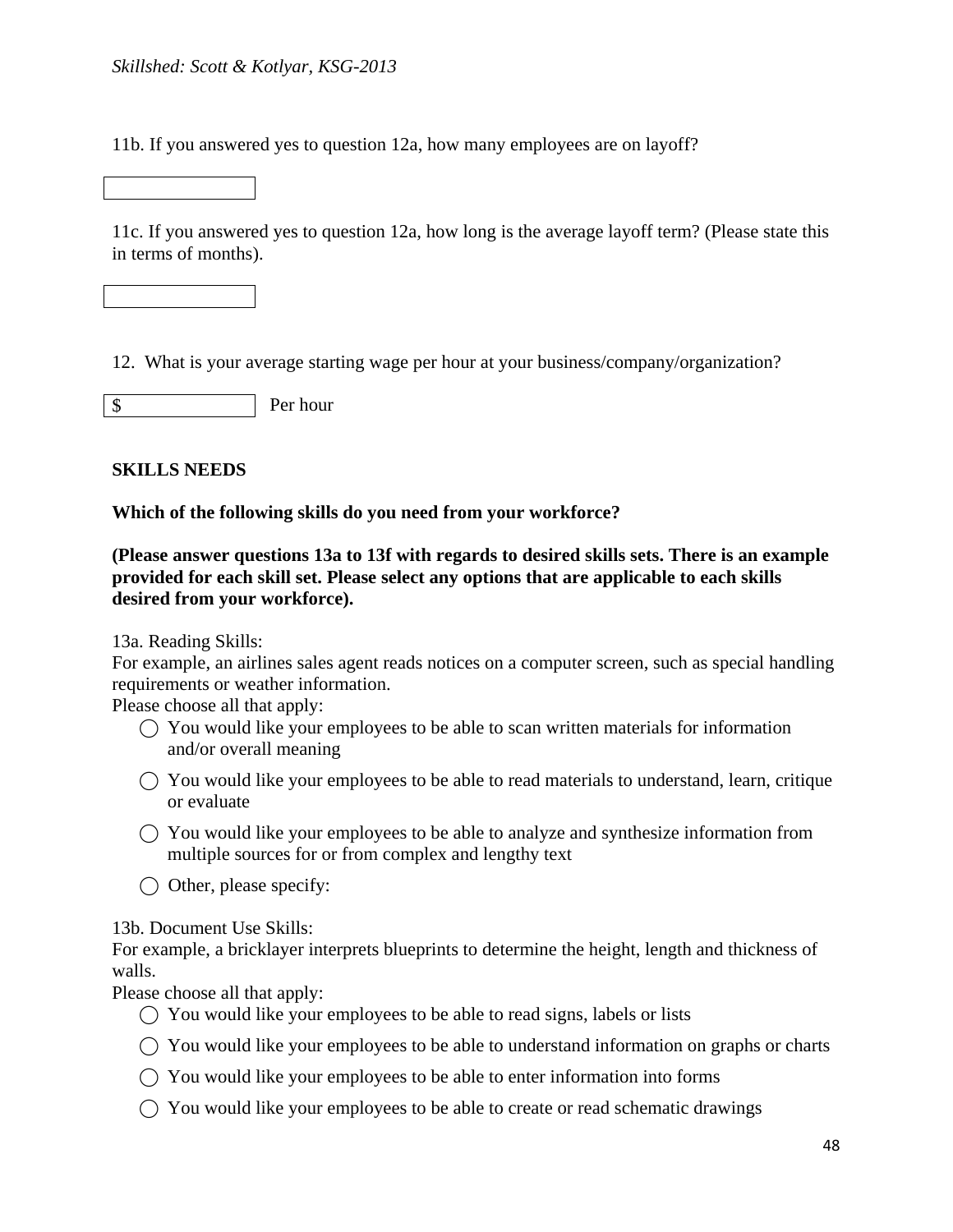11b. If you answered yes to question 12a, how many employees are on layoff?

11c. If you answered yes to question 12a, how long is the average layoff term? (Please state this in terms of months).

12. What is your average starting wage per hour at your business/company/organization?

$ ________ Per hour

**SKILLS NEEDS**

**Which of the following skills do you need from your workforce?**

**(Please answer questions 13a to 13f with regards to desired skills sets. There is an example provided for each skill set. Please select any options that are applicable to each skills desired from your workforce).**

13a. Reading Skills:
For example, an airlines sales agent reads notices on a computer screen, such as special handling requirements or weather information.
Please choose all that apply:

- ◯ You would like your employees to be able to scan written materials for information and/or overall meaning
- ◯ You would like your employees to be able to read materials to understand, learn, critique or evaluate
- ◯ You would like your employees to be able to analyze and synthesize information from multiple sources for or from complex and lengthy text
- ◯ Other, please specify:

13b. Document Use Skills:
For example, a bricklayer interprets blueprints to determine the height, length and thickness of walls.
Please choose all that apply:

- ◯ You would like your employees to be able to read signs, labels or lists
- ◯ You would like your employees to be able to understand information on graphs or charts
- ◯ You would like your employees to be able to enter information into forms
- ◯ You would like your employees to be able to create or read schematic drawings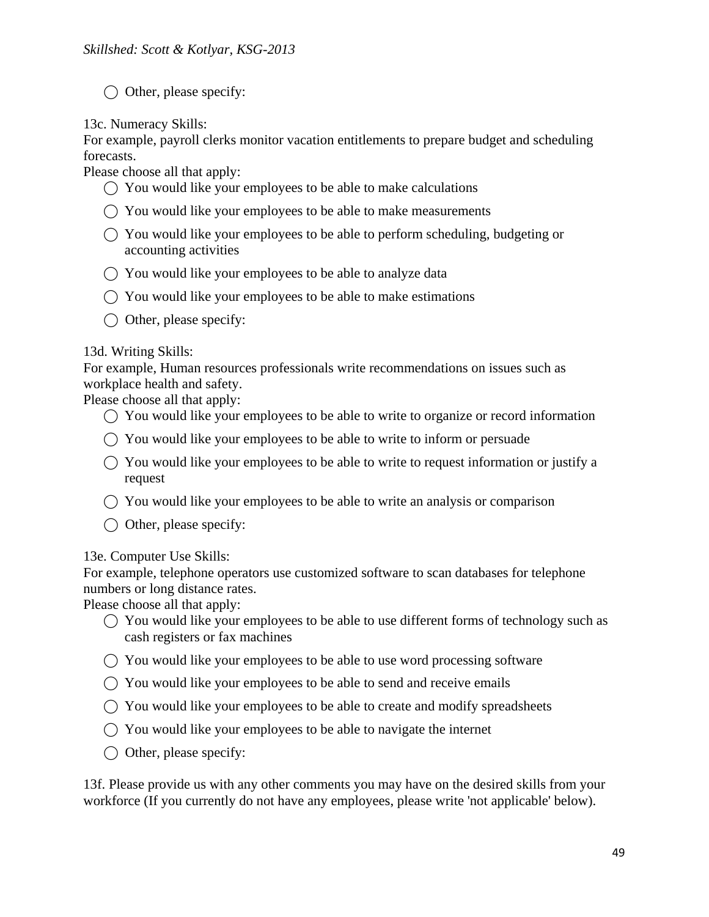◯ Other, please specify:

13c. Numeracy Skills:
For example, payroll clerks monitor vacation entitlements to prepare budget and scheduling forecasts.
Please choose all that apply:

- ◯ You would like your employees to be able to make calculations
- ◯ You would like your employees to be able to make measurements
- ◯ You would like your employees to be able to perform scheduling, budgeting or accounting activities
- ◯ You would like your employees to be able to analyze data
- ◯ You would like your employees to be able to make estimations
- ◯ Other, please specify:

13d. Writing Skills:
For example, Human resources professionals write recommendations on issues such as workplace health and safety.
Please choose all that apply:

- ◯ You would like your employees to be able to write to organize or record information
- ◯ You would like your employees to be able to write to inform or persuade
- ◯ You would like your employees to be able to write to request information or justify a request
- ◯ You would like your employees to be able to write an analysis or comparison
- ◯ Other, please specify:

13e. Computer Use Skills:
For example, telephone operators use customized software to scan databases for telephone numbers or long distance rates.
Please choose all that apply:

- ◯ You would like your employees to be able to use different forms of technology such as cash registers or fax machines
- ◯ You would like your employees to be able to use word processing software
- ◯ You would like your employees to be able to send and receive emails
- ◯ You would like your employees to be able to create and modify spreadsheets
- ◯ You would like your employees to be able to navigate the internet
- ◯ Other, please specify:

13f. Please provide us with any other comments you may have on the desired skills from your workforce (If you currently do not have any employees, please write 'not applicable' below).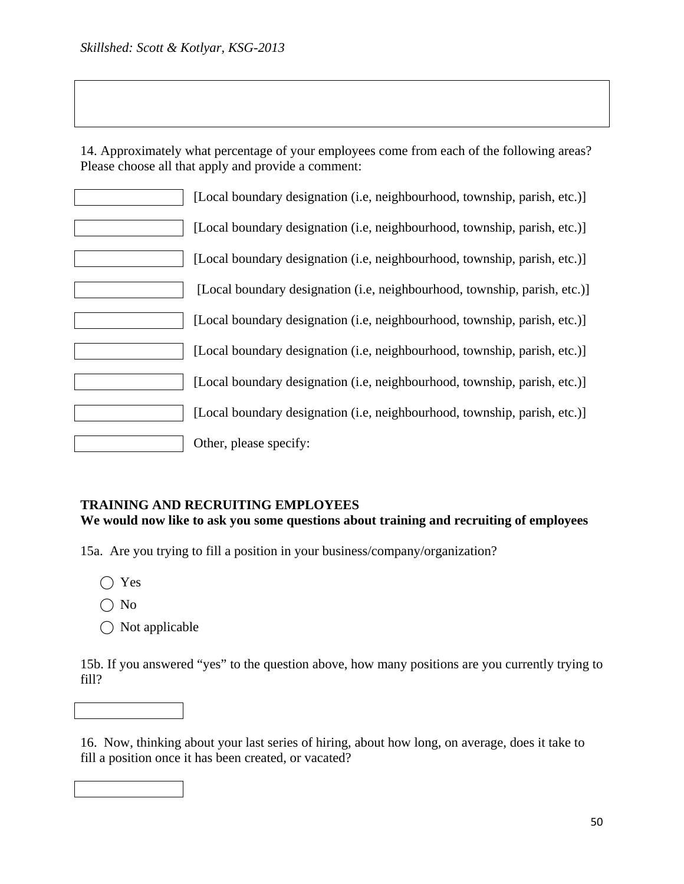14. Approximately what percentage of your employees come from each of the following areas? Please choose all that apply and provide a comment:

[ ] [Local boundary designation (i.e, neighbourhood, township, parish, etc.)]

[ ] [Local boundary designation (i.e, neighbourhood, township, parish, etc.)]

[ ] [Local boundary designation (i.e, neighbourhood, township, parish, etc.)]

[ ] [Local boundary designation (i.e, neighbourhood, township, parish, etc.)]

[ ] [Local boundary designation (i.e, neighbourhood, township, parish, etc.)]

[ ] [Local boundary designation (i.e, neighbourhood, township, parish, etc.)]

[ ] [Local boundary designation (i.e, neighbourhood, township, parish, etc.)]

[ ] [Local boundary designation (i.e, neighbourhood, township, parish, etc.)]

[ ] Other, please specify:

**TRAINING AND RECRUITING EMPLOYEES**
**We would now like to ask you some questions about training and recruiting of employees**

15a. Are you trying to fill a position in your business/company/organization?

- ◯ Yes
- ◯ No
- ◯ Not applicable

15b. If you answered "yes" to the question above, how many positions are you currently trying to fill?

[ ]

16. Now, thinking about your last series of hiring, about how long, on average, does it take to fill a position once it has been created, or vacated?

[ ]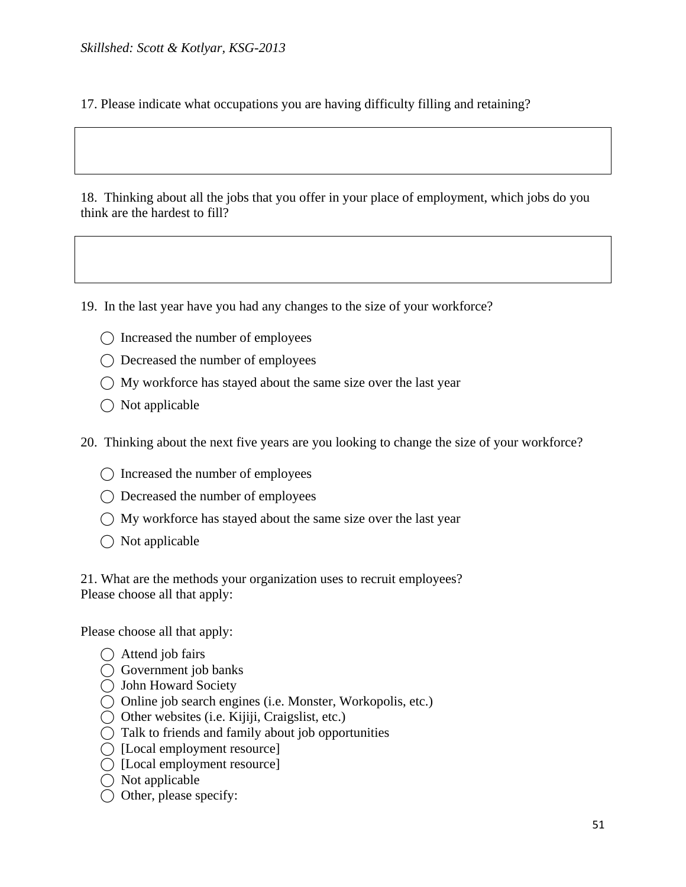17. Please indicate what occupations you are having difficulty filling and retaining?

18. Thinking about all the jobs that you offer in your place of employment, which jobs do you think are the hardest to fill?

19. In the last year have you had any changes to the size of your workforce?

- ◯ Increased the number of employees
- ◯ Decreased the number of employees
- ◯ My workforce has stayed about the same size over the last year
- ◯ Not applicable

20. Thinking about the next five years are you looking to change the size of your workforce?

- ◯ Increased the number of employees
- ◯ Decreased the number of employees
- ◯ My workforce has stayed about the same size over the last year
- ◯ Not applicable

21. What are the methods your organization uses to recruit employees?
Please choose all that apply:

Please choose all that apply:

- ◯ Attend job fairs
- ◯ Government job banks
- ◯ John Howard Society
- ◯ Online job search engines (i.e. Monster, Workopolis, etc.)
- ◯ Other websites (i.e. Kijiji, Craigslist, etc.)
- ◯ Talk to friends and family about job opportunities
- ◯ [Local employment resource]
- ◯ [Local employment resource]
- ◯ Not applicable
- ◯ Other, please specify: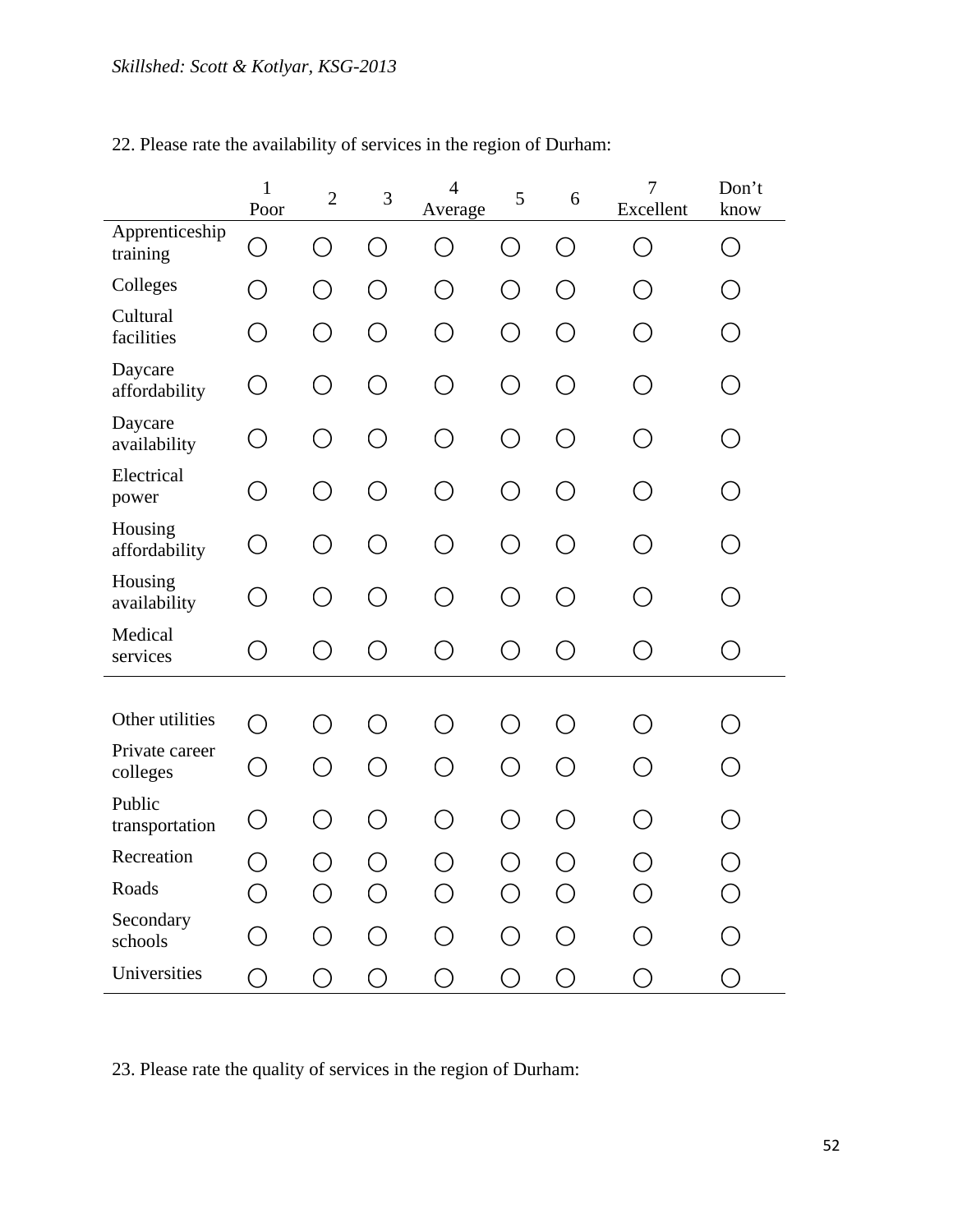22. Please rate the availability of services in the region of Durham:

| | 1 Poor | 2 | 3 | 4 Average | 5 | 6 | 7 Excellent | Don't know |
|---|---|---|---|---|---|---|---|---|
| Apprenticeship training | ◯ | ◯ | ◯ | ◯ | ◯ | ◯ | ◯ | ◯ |
| Colleges | ◯ | ◯ | ◯ | ◯ | ◯ | ◯ | ◯ | ◯ |
| Cultural facilities | ◯ | ◯ | ◯ | ◯ | ◯ | ◯ | ◯ | ◯ |
| Daycare affordability | ◯ | ◯ | ◯ | ◯ | ◯ | ◯ | ◯ | ◯ |
| Daycare availability | ◯ | ◯ | ◯ | ◯ | ◯ | ◯ | ◯ | ◯ |
| Electrical power | ◯ | ◯ | ◯ | ◯ | ◯ | ◯ | ◯ | ◯ |
| Housing affordability | ◯ | ◯ | ◯ | ◯ | ◯ | ◯ | ◯ | ◯ |
| Housing availability | ◯ | ◯ | ◯ | ◯ | ◯ | ◯ | ◯ | ◯ |
| Medical services | ◯ | ◯ | ◯ | ◯ | ◯ | ◯ | ◯ | ◯ |
| Other utilities | ◯ | ◯ | ◯ | ◯ | ◯ | ◯ | ◯ | ◯ |
| Private career colleges | ◯ | ◯ | ◯ | ◯ | ◯ | ◯ | ◯ | ◯ |
| Public transportation | ◯ | ◯ | ◯ | ◯ | ◯ | ◯ | ◯ | ◯ |
| Recreation | ◯ | ◯ | ◯ | ◯ | ◯ | ◯ | ◯ | ◯ |
| Roads | ◯ | ◯ | ◯ | ◯ | ◯ | ◯ | ◯ | ◯ |
| Secondary schools | ◯ | ◯ | ◯ | ◯ | ◯ | ◯ | ◯ | ◯ |
| Universities | ◯ | ◯ | ◯ | ◯ | ◯ | ◯ | ◯ | ◯ |

23. Please rate the quality of services in the region of Durham: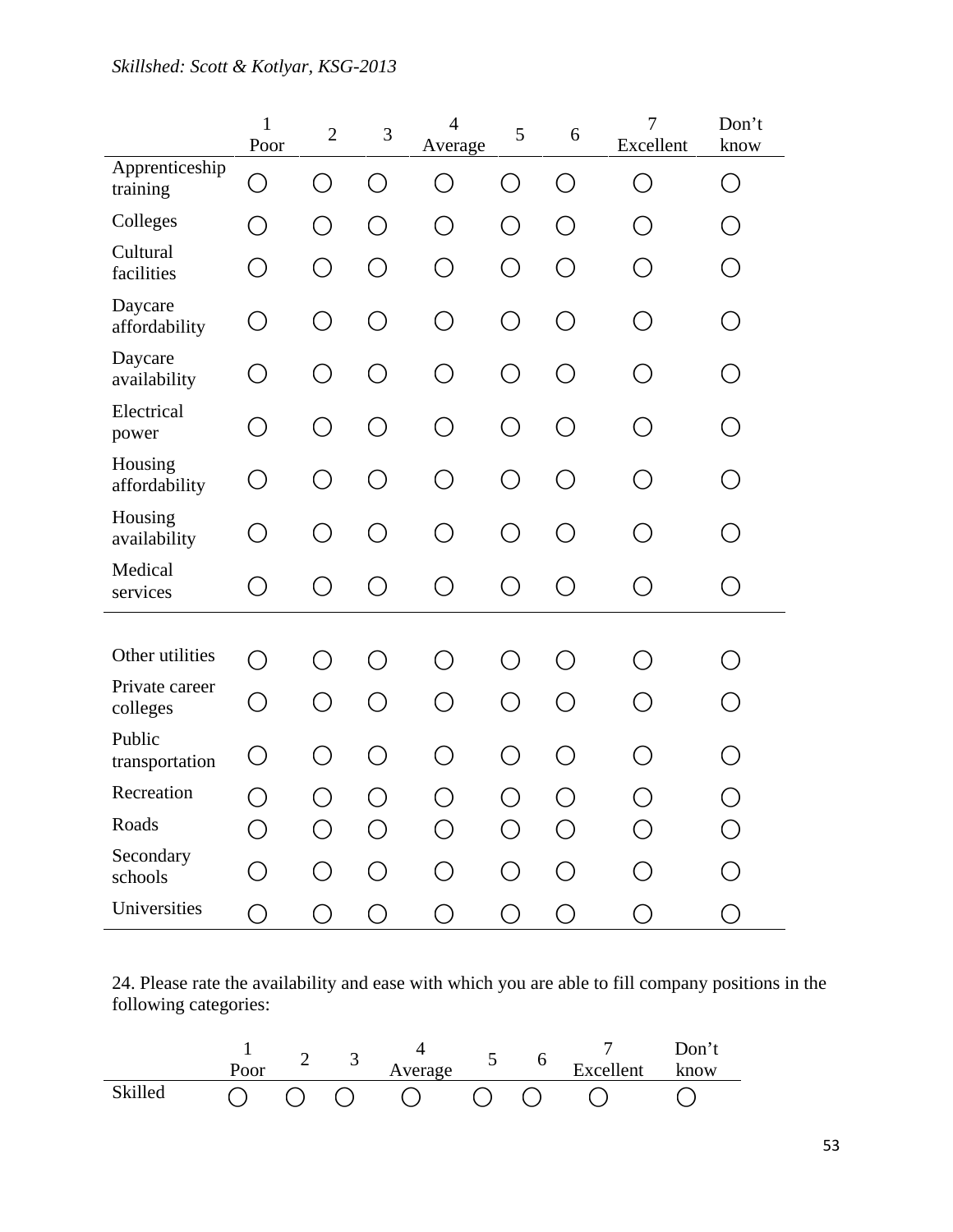| | 1 Poor | 2 | 3 | 4 Average | 5 | 6 | 7 Excellent | Don't know |
|---|---|---|---|---|---|---|---|---|
| Apprenticeship training | ◯ | ◯ | ◯ | ◯ | ◯ | ◯ | ◯ | ◯ |
| Colleges | ◯ | ◯ | ◯ | ◯ | ◯ | ◯ | ◯ | ◯ |
| Cultural facilities | ◯ | ◯ | ◯ | ◯ | ◯ | ◯ | ◯ | ◯ |
| Daycare affordability | ◯ | ◯ | ◯ | ◯ | ◯ | ◯ | ◯ | ◯ |
| Daycare availability | ◯ | ◯ | ◯ | ◯ | ◯ | ◯ | ◯ | ◯ |
| Electrical power | ◯ | ◯ | ◯ | ◯ | ◯ | ◯ | ◯ | ◯ |
| Housing affordability | ◯ | ◯ | ◯ | ◯ | ◯ | ◯ | ◯ | ◯ |
| Housing availability | ◯ | ◯ | ◯ | ◯ | ◯ | ◯ | ◯ | ◯ |
| Medical services | ◯ | ◯ | ◯ | ◯ | ◯ | ◯ | ◯ | ◯ |
| Other utilities | ◯ | ◯ | ◯ | ◯ | ◯ | ◯ | ◯ | ◯ |
| Private career colleges | ◯ | ◯ | ◯ | ◯ | ◯ | ◯ | ◯ | ◯ |
| Public transportation | ◯ | ◯ | ◯ | ◯ | ◯ | ◯ | ◯ | ◯ |
| Recreation | ◯ | ◯ | ◯ | ◯ | ◯ | ◯ | ◯ | ◯ |
| Roads | ◯ | ◯ | ◯ | ◯ | ◯ | ◯ | ◯ | ◯ |
| Secondary schools | ◯ | ◯ | ◯ | ◯ | ◯ | ◯ | ◯ | ◯ |
| Universities | ◯ | ◯ | ◯ | ◯ | ◯ | ◯ | ◯ | ◯ |

24. Please rate the availability and ease with which you are able to fill company positions in the following categories:

| | 1 Poor | 2 | 3 | 4 Average | 5 | 6 | 7 Excellent | Don't know |
|---|---|---|---|---|---|---|---|---|
| Skilled | ◯ | ◯ | ◯ | ◯ | ◯ | ◯ | ◯ | ◯ |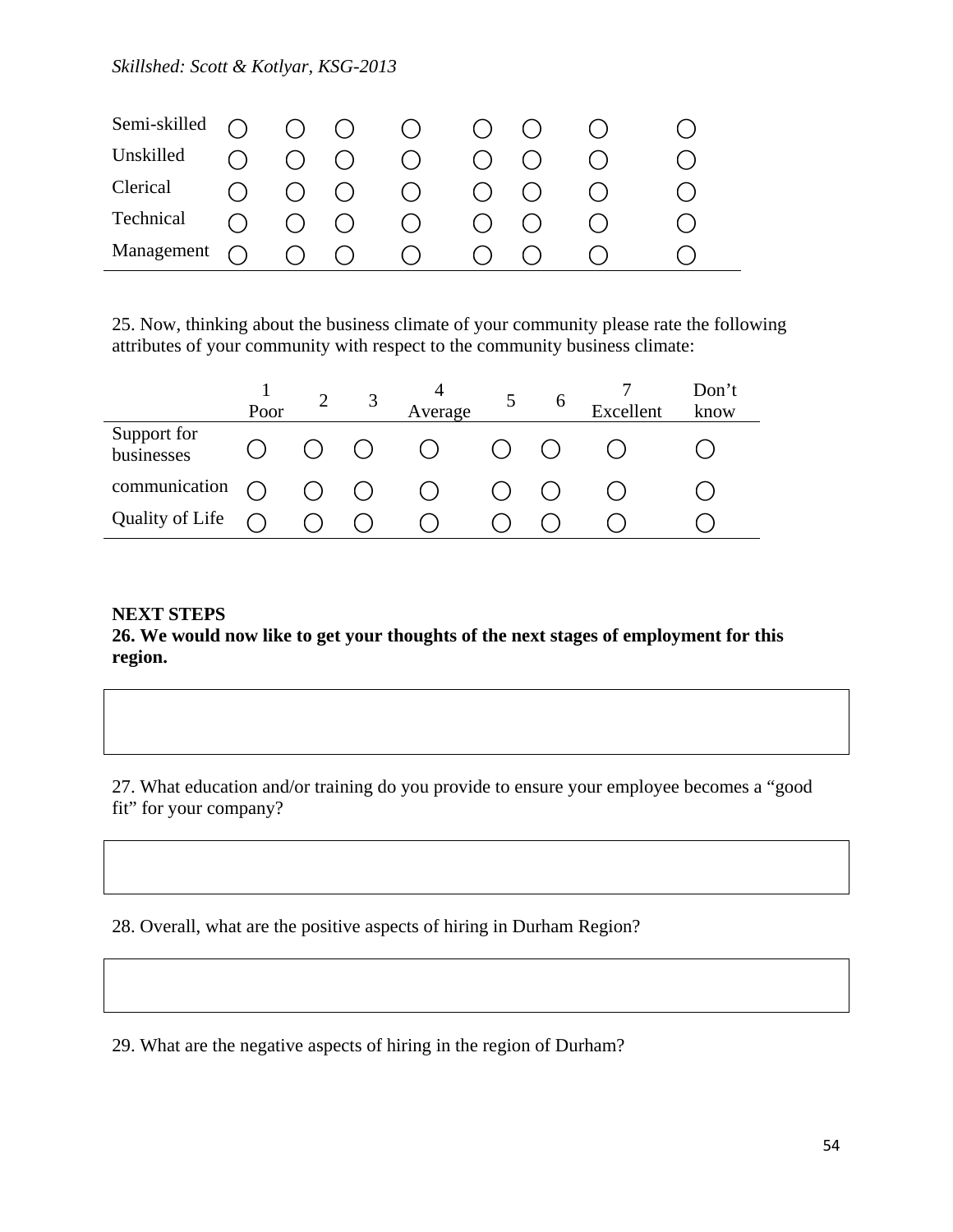| | | | | | | | | |
|---|---|---|---|---|---|---|---|---|
| Semi-skilled | ◯ | ◯ | ◯ | ◯ | ◯ | ◯ | ◯ | ◯ |
| Unskilled | ◯ | ◯ | ◯ | ◯ | ◯ | ◯ | ◯ | ◯ |
| Clerical | ◯ | ◯ | ◯ | ◯ | ◯ | ◯ | ◯ | ◯ |
| Technical | ◯ | ◯ | ◯ | ◯ | ◯ | ◯ | ◯ | ◯ |
| Management | ◯ | ◯ | ◯ | ◯ | ◯ | ◯ | ◯ | ◯ |

25. Now, thinking about the business climate of your community please rate the following attributes of your community with respect to the community business climate:

| | 1 Poor | 2 | 3 | 4 Average | 5 | 6 | 7 Excellent | Don't know |
|---|---|---|---|---|---|---|---|---|
| Support for businesses | ◯ | ◯ | ◯ | ◯ | ◯ | ◯ | ◯ | ◯ |
| communication | ◯ | ◯ | ◯ | ◯ | ◯ | ◯ | ◯ | ◯ |
| Quality of Life | ◯ | ◯ | ◯ | ◯ | ◯ | ◯ | ◯ | ◯ |

**NEXT STEPS**

**26. We would now like to get your thoughts of the next stages of employment for this region.**

27. What education and/or training do you provide to ensure your employee becomes a "good fit" for your company?

28. Overall, what are the positive aspects of hiring in Durham Region?

29. What are the negative aspects of hiring in the region of Durham?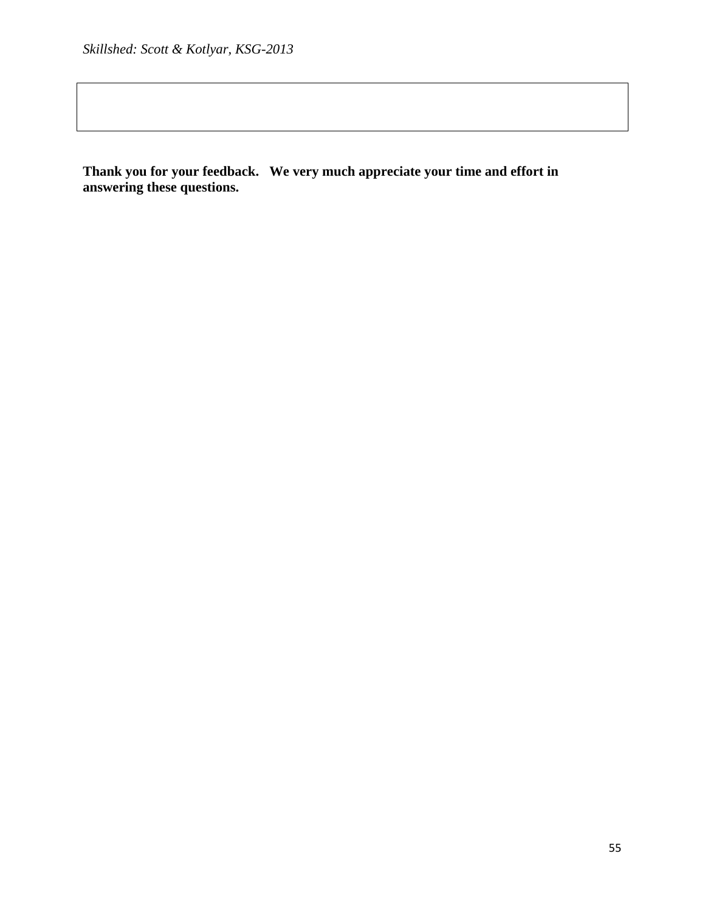**Thank you for your feedback. We very much appreciate your time and effort in answering these questions.**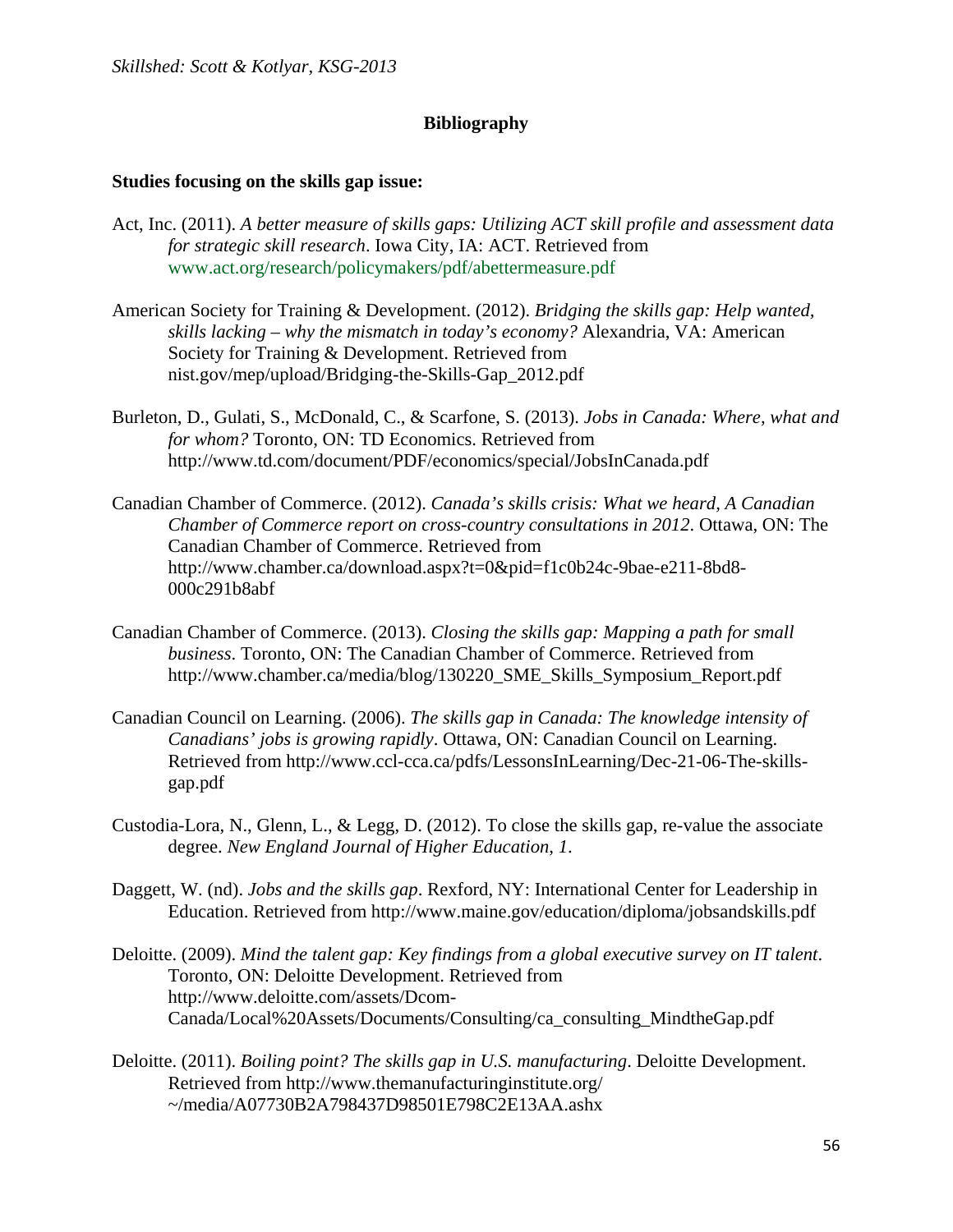## Bibliography

**Studies focusing on the skills gap issue:**

Act, Inc. (2011). *A better measure of skills gaps: Utilizing ACT skill profile and assessment data for strategic skill research*. Iowa City, IA: ACT. Retrieved from www.act.org/research/policymakers/pdf/abettermeasure.pdf

American Society for Training & Development. (2012). *Bridging the skills gap: Help wanted, skills lacking – why the mismatch in today's economy?* Alexandria, VA: American Society for Training & Development. Retrieved from nist.gov/mep/upload/Bridging-the-Skills-Gap_2012.pdf

Burleton, D., Gulati, S., McDonald, C., & Scarfone, S. (2013). *Jobs in Canada: Where, what and for whom?* Toronto, ON: TD Economics. Retrieved from http://www.td.com/document/PDF/economics/special/JobsInCanada.pdf

Canadian Chamber of Commerce. (2012). *Canada's skills crisis: What we heard, A Canadian Chamber of Commerce report on cross-country consultations in 2012*. Ottawa, ON: The Canadian Chamber of Commerce. Retrieved from http://www.chamber.ca/download.aspx?t=0&pid=f1c0b24c-9bae-e211-8bd8-000c291b8abf

Canadian Chamber of Commerce. (2013). *Closing the skills gap: Mapping a path for small business*. Toronto, ON: The Canadian Chamber of Commerce. Retrieved from http://www.chamber.ca/media/blog/130220_SME_Skills_Symposium_Report.pdf

Canadian Council on Learning. (2006). *The skills gap in Canada: The knowledge intensity of Canadians' jobs is growing rapidly*. Ottawa, ON: Canadian Council on Learning. Retrieved from http://www.ccl-cca.ca/pdfs/LessonsInLearning/Dec-21-06-The-skills-gap.pdf

Custodia-Lora, N., Glenn, L., & Legg, D. (2012). To close the skills gap, re-value the associate degree. *New England Journal of Higher Education, 1*.

Daggett, W. (nd). *Jobs and the skills gap*. Rexford, NY: International Center for Leadership in Education. Retrieved from http://www.maine.gov/education/diploma/jobsandskills.pdf

Deloitte. (2009). *Mind the talent gap: Key findings from a global executive survey on IT talent*. Toronto, ON: Deloitte Development. Retrieved from http://www.deloitte.com/assets/Dcom-Canada/Local%20Assets/Documents/Consulting/ca_consulting_MindtheGap.pdf

Deloitte. (2011). *Boiling point? The skills gap in U.S. manufacturing*. Deloitte Development. Retrieved from http://www.themanufacturinginstitute.org/~/media/A07730B2A798437D98501E798C2E13AA.ashx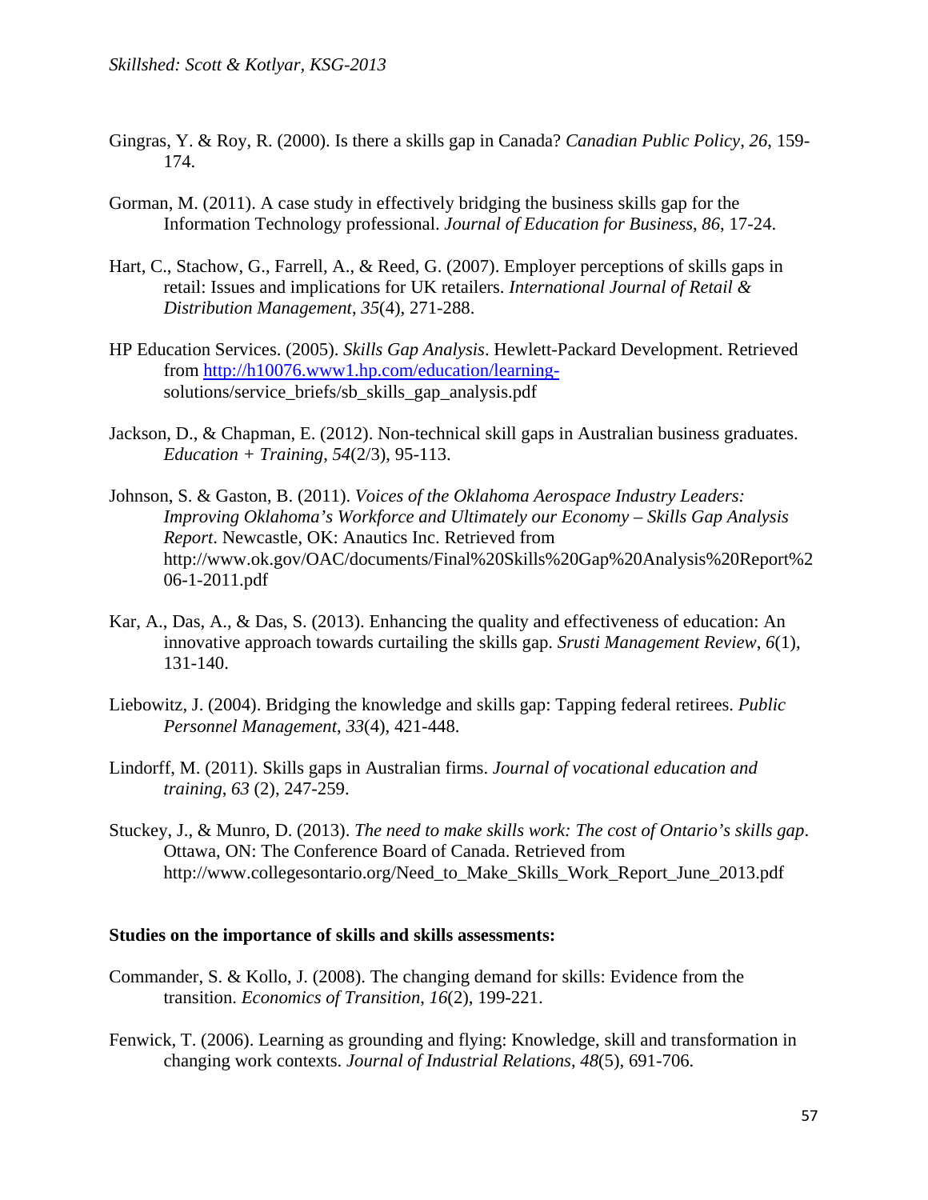Gingras, Y. & Roy, R. (2000). Is there a skills gap in Canada? *Canadian Public Policy, 26*, 159-174.

Gorman, M. (2011). A case study in effectively bridging the business skills gap for the Information Technology professional. *Journal of Education for Business, 86*, 17-24.

Hart, C., Stachow, G., Farrell, A., & Reed, G. (2007). Employer perceptions of skills gaps in retail: Issues and implications for UK retailers. *International Journal of Retail & Distribution Management*, *35*(4), 271-288.

HP Education Services. (2005). *Skills Gap Analysis*. Hewlett-Packard Development. Retrieved from http://h10076.www1.hp.com/education/learning-solutions/service_briefs/sb_skills_gap_analysis.pdf

Jackson, D., & Chapman, E. (2012). Non-technical skill gaps in Australian business graduates. *Education + Training*, *54*(2/3), 95-113.

Johnson, S. & Gaston, B. (2011). *Voices of the Oklahoma Aerospace Industry Leaders: Improving Oklahoma's Workforce and Ultimately our Economy – Skills Gap Analysis Report*. Newcastle, OK: Anautics Inc. Retrieved from http://www.ok.gov/OAC/documents/Final%20Skills%20Gap%20Analysis%20Report%206-1-2011.pdf

Kar, A., Das, A., & Das, S. (2013). Enhancing the quality and effectiveness of education: An innovative approach towards curtailing the skills gap. *Srusti Management Review*, *6*(1), 131-140.

Liebowitz, J. (2004). Bridging the knowledge and skills gap: Tapping federal retirees. *Public Personnel Management*, *33*(4), 421-448.

Lindorff, M. (2011). Skills gaps in Australian firms. *Journal of vocational education and training*, *63* (2), 247-259.

Stuckey, J., & Munro, D. (2013). *The need to make skills work: The cost of Ontario's skills gap*. Ottawa, ON: The Conference Board of Canada. Retrieved from http://www.collegesontario.org/Need_to_Make_Skills_Work_Report_June_2013.pdf

**Studies on the importance of skills and skills assessments:**

Commander, S. & Kollo, J. (2008). The changing demand for skills: Evidence from the transition. *Economics of Transition*, *16*(2), 199-221.

Fenwick, T. (2006). Learning as grounding and flying: Knowledge, skill and transformation in changing work contexts. *Journal of Industrial Relations*, *48*(5), 691-706.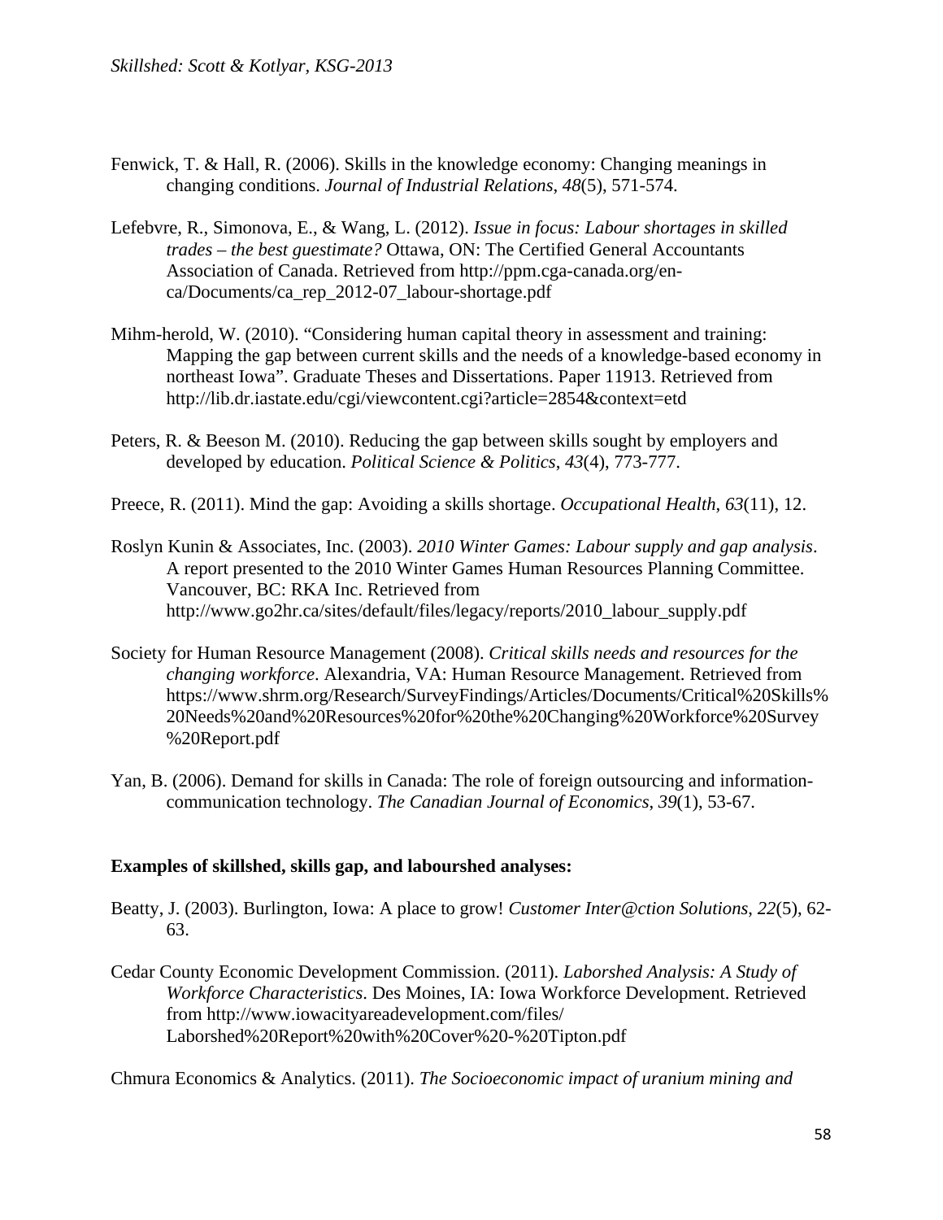Fenwick, T. & Hall, R. (2006). Skills in the knowledge economy: Changing meanings in changing conditions. *Journal of Industrial Relations*, *48*(5), 571-574.

Lefebvre, R., Simonova, E., & Wang, L. (2012). *Issue in focus: Labour shortages in skilled trades – the best guestimate?* Ottawa, ON: The Certified General Accountants Association of Canada. Retrieved from http://ppm.cga-canada.org/en-ca/Documents/ca_rep_2012-07_labour-shortage.pdf

Mihm-herold, W. (2010). "Considering human capital theory in assessment and training: Mapping the gap between current skills and the needs of a knowledge-based economy in northeast Iowa". Graduate Theses and Dissertations. Paper 11913. Retrieved from http://lib.dr.iastate.edu/cgi/viewcontent.cgi?article=2854&context=etd

Peters, R. & Beeson M. (2010). Reducing the gap between skills sought by employers and developed by education. *Political Science & Politics*, *43*(4), 773-777.

Preece, R. (2011). Mind the gap: Avoiding a skills shortage. *Occupational Health*, *63*(11), 12.

Roslyn Kunin & Associates, Inc. (2003). *2010 Winter Games: Labour supply and gap analysis*. A report presented to the 2010 Winter Games Human Resources Planning Committee. Vancouver, BC: RKA Inc. Retrieved from http://www.go2hr.ca/sites/default/files/legacy/reports/2010_labour_supply.pdf

Society for Human Resource Management (2008). *Critical skills needs and resources for the changing workforce*. Alexandria, VA: Human Resource Management. Retrieved from https://www.shrm.org/Research/SurveyFindings/Articles/Documents/Critical%20Skills%20Needs%20and%20Resources%20for%20the%20Changing%20Workforce%20Survey%20Report.pdf

Yan, B. (2006). Demand for skills in Canada: The role of foreign outsourcing and information-communication technology. *The Canadian Journal of Economics*, *39*(1), 53-67.

**Examples of skillshed, skills gap, and labourshed analyses:**

Beatty, J. (2003). Burlington, Iowa: A place to grow! *Customer Inter@ction Solutions*, *22*(5), 62-63.

Cedar County Economic Development Commission. (2011). *Laborshed Analysis: A Study of Workforce Characteristics*. Des Moines, IA: Iowa Workforce Development. Retrieved from http://www.iowacityareadevelopment.com/files/Laborshed%20Report%20with%20Cover%20-%20Tipton.pdf

Chmura Economics & Analytics. (2011). *The Socioeconomic impact of uranium mining and*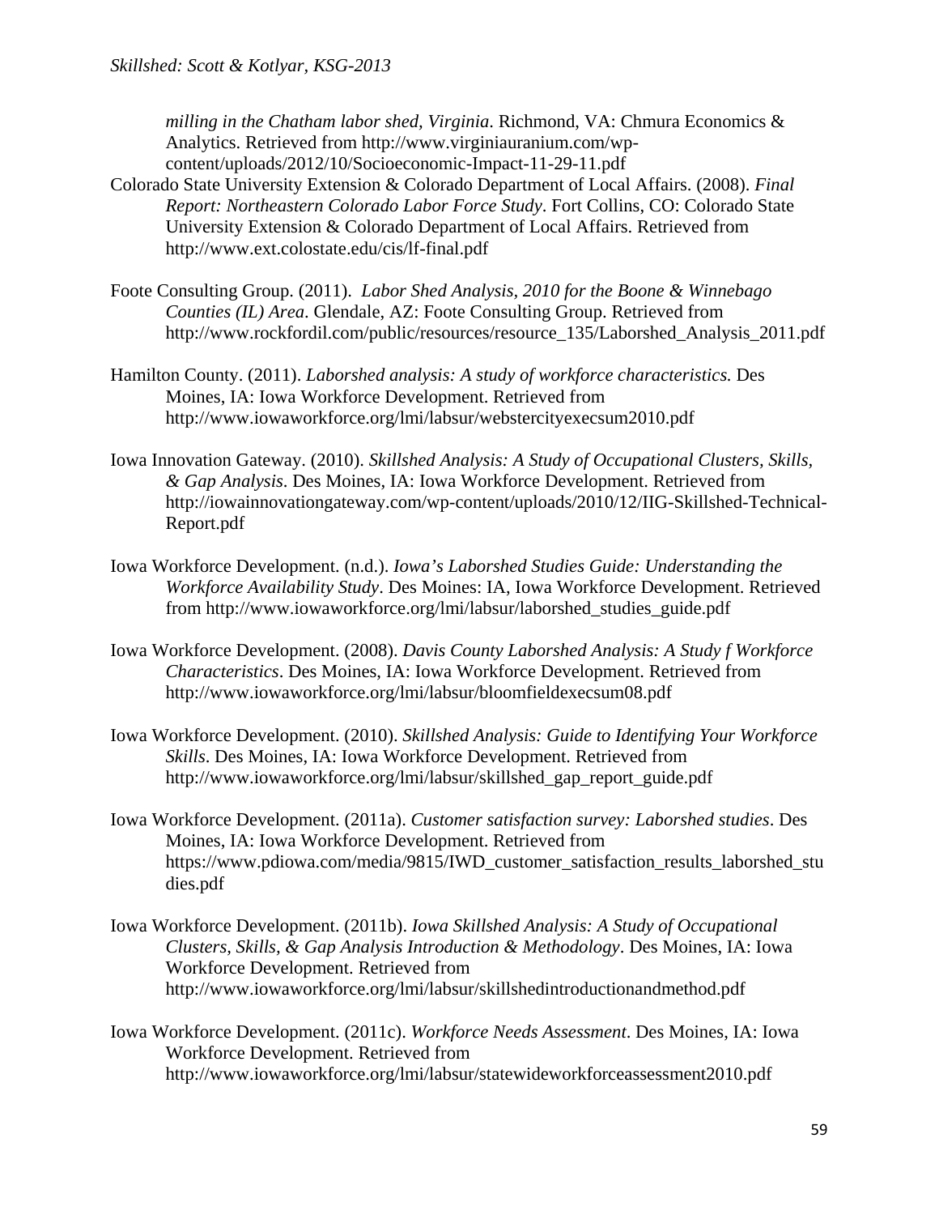*milling in the Chatham labor shed, Virginia*. Richmond, VA: Chmura Economics & Analytics. Retrieved from http://www.virginiauranium.com/wp-content/uploads/2012/10/Socioeconomic-Impact-11-29-11.pdf

Colorado State University Extension & Colorado Department of Local Affairs. (2008). *Final Report: Northeastern Colorado Labor Force Study*. Fort Collins, CO: Colorado State University Extension & Colorado Department of Local Affairs. Retrieved from http://www.ext.colostate.edu/cis/lf-final.pdf

Foote Consulting Group. (2011). *Labor Shed Analysis, 2010 for the Boone & Winnebago Counties (IL) Area*. Glendale, AZ: Foote Consulting Group. Retrieved from http://www.rockfordil.com/public/resources/resource_135/Laborshed_Analysis_2011.pdf

Hamilton County. (2011). *Laborshed analysis: A study of workforce characteristics.* Des Moines, IA: Iowa Workforce Development. Retrieved from http://www.iowaworkforce.org/lmi/labsur/webstercityexecsum2010.pdf

Iowa Innovation Gateway. (2010). *Skillshed Analysis: A Study of Occupational Clusters, Skills, & Gap Analysis*. Des Moines, IA: Iowa Workforce Development. Retrieved from http://iowainnovationgateway.com/wp-content/uploads/2010/12/IIG-Skillshed-Technical-Report.pdf

Iowa Workforce Development. (n.d.). *Iowa's Laborshed Studies Guide: Understanding the Workforce Availability Study*. Des Moines: IA, Iowa Workforce Development. Retrieved from http://www.iowaworkforce.org/lmi/labsur/laborshed_studies_guide.pdf

Iowa Workforce Development. (2008). *Davis County Laborshed Analysis: A Study f Workforce Characteristics*. Des Moines, IA: Iowa Workforce Development. Retrieved from http://www.iowaworkforce.org/lmi/labsur/bloomfieldexecsum08.pdf

Iowa Workforce Development. (2010). *Skillshed Analysis: Guide to Identifying Your Workforce Skills*. Des Moines, IA: Iowa Workforce Development. Retrieved from http://www.iowaworkforce.org/lmi/labsur/skillshed_gap_report_guide.pdf

Iowa Workforce Development. (2011a). *Customer satisfaction survey: Laborshed studies*. Des Moines, IA: Iowa Workforce Development. Retrieved from https://www.pdiowa.com/media/9815/IWD_customer_satisfaction_results_laborshed_studies.pdf

Iowa Workforce Development. (2011b). *Iowa Skillshed Analysis: A Study of Occupational Clusters, Skills, & Gap Analysis Introduction & Methodology*. Des Moines, IA: Iowa Workforce Development. Retrieved from http://www.iowaworkforce.org/lmi/labsur/skillshedintroductionandmethod.pdf

Iowa Workforce Development. (2011c). *Workforce Needs Assessment*. Des Moines, IA: Iowa Workforce Development. Retrieved from http://www.iowaworkforce.org/lmi/labsur/statewideworkforceassessment2010.pdf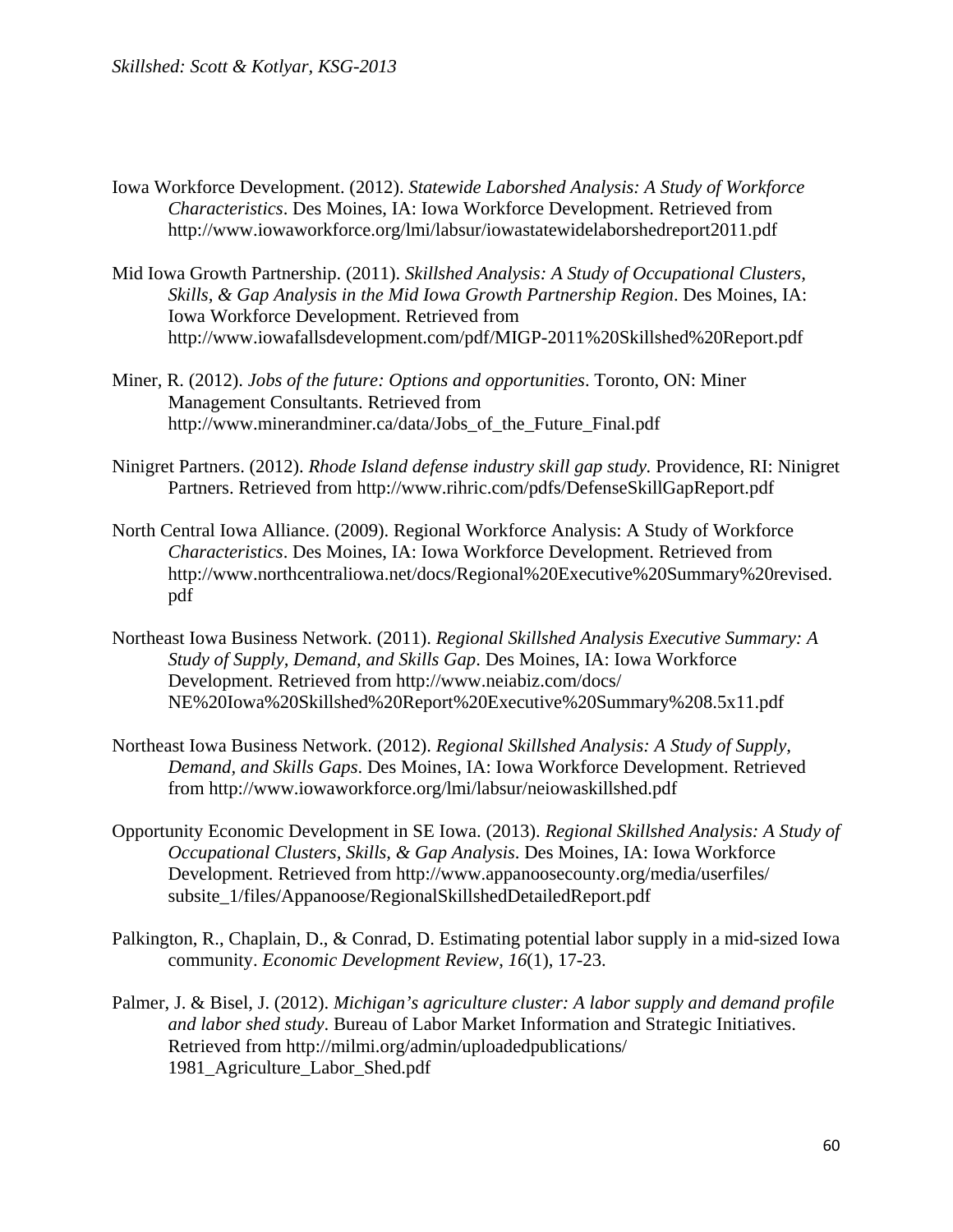Iowa Workforce Development. (2012). *Statewide Laborshed Analysis: A Study of Workforce Characteristics*. Des Moines, IA: Iowa Workforce Development. Retrieved from http://www.iowaworkforce.org/lmi/labsur/iowastatewidelaborshedreport2011.pdf

Mid Iowa Growth Partnership. (2011). *Skillshed Analysis: A Study of Occupational Clusters, Skills, & Gap Analysis in the Mid Iowa Growth Partnership Region*. Des Moines, IA: Iowa Workforce Development. Retrieved from http://www.iowafallsdevelopment.com/pdf/MIGP-2011%20Skillshed%20Report.pdf

Miner, R. (2012). *Jobs of the future: Options and opportunities*. Toronto, ON: Miner Management Consultants. Retrieved from http://www.minerandminer.ca/data/Jobs_of_the_Future_Final.pdf

Ninigret Partners. (2012). *Rhode Island defense industry skill gap study.* Providence, RI: Ninigret Partners. Retrieved from http://www.rihric.com/pdfs/DefenseSkillGapReport.pdf

North Central Iowa Alliance. (2009). Regional Workforce Analysis: A Study of Workforce *Characteristics*. Des Moines, IA: Iowa Workforce Development. Retrieved from http://www.northcentraliowa.net/docs/Regional%20Executive%20Summary%20revised.pdf

Northeast Iowa Business Network. (2011). *Regional Skillshed Analysis Executive Summary: A Study of Supply, Demand, and Skills Gap*. Des Moines, IA: Iowa Workforce Development. Retrieved from http://www.neiabiz.com/docs/NE%20Iowa%20Skillshed%20Report%20Executive%20Summary%208.5x11.pdf

Northeast Iowa Business Network. (2012). *Regional Skillshed Analysis: A Study of Supply, Demand, and Skills Gaps*. Des Moines, IA: Iowa Workforce Development. Retrieved from http://www.iowaworkforce.org/lmi/labsur/neiowaskillshed.pdf

Opportunity Economic Development in SE Iowa. (2013). *Regional Skillshed Analysis: A Study of Occupational Clusters, Skills, & Gap Analysis*. Des Moines, IA: Iowa Workforce Development. Retrieved from http://www.appanoosecounty.org/media/userfiles/subsite_1/files/Appanoose/RegionalSkillshedDetailedReport.pdf

Palkington, R., Chaplain, D., & Conrad, D. Estimating potential labor supply in a mid-sized Iowa community. *Economic Development Review, 16*(1), 17-23.

Palmer, J. & Bisel, J. (2012). *Michigan's agriculture cluster: A labor supply and demand profile and labor shed study*. Bureau of Labor Market Information and Strategic Initiatives. Retrieved from http://milmi.org/admin/uploadedpublications/1981_Agriculture_Labor_Shed.pdf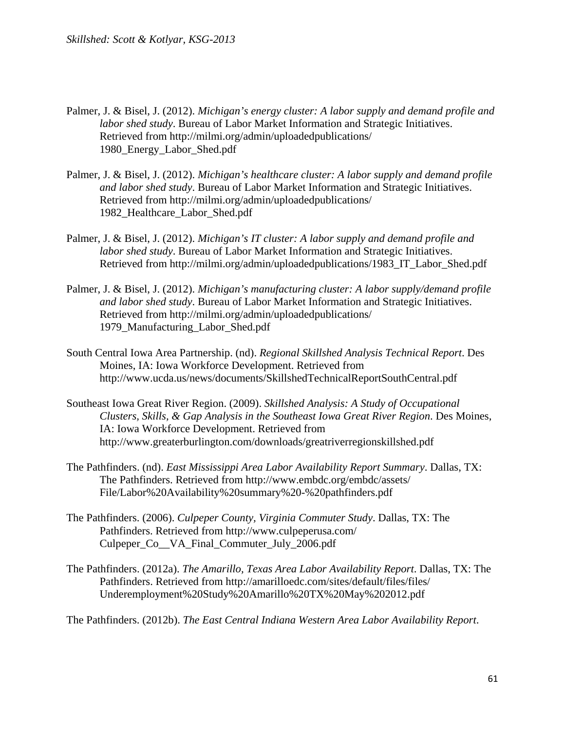Palmer, J. & Bisel, J. (2012). *Michigan's energy cluster: A labor supply and demand profile and labor shed study*. Bureau of Labor Market Information and Strategic Initiatives. Retrieved from http://milmi.org/admin/uploadedpublications/ 1980_Energy_Labor_Shed.pdf

Palmer, J. & Bisel, J. (2012). *Michigan's healthcare cluster: A labor supply and demand profile and labor shed study*. Bureau of Labor Market Information and Strategic Initiatives. Retrieved from http://milmi.org/admin/uploadedpublications/ 1982_Healthcare_Labor_Shed.pdf

Palmer, J. & Bisel, J. (2012). *Michigan's IT cluster: A labor supply and demand profile and labor shed study*. Bureau of Labor Market Information and Strategic Initiatives. Retrieved from http://milmi.org/admin/uploadedpublications/1983_IT_Labor_Shed.pdf

Palmer, J. & Bisel, J. (2012). *Michigan's manufacturing cluster: A labor supply/demand profile and labor shed study*. Bureau of Labor Market Information and Strategic Initiatives. Retrieved from http://milmi.org/admin/uploadedpublications/ 1979_Manufacturing_Labor_Shed.pdf

South Central Iowa Area Partnership. (nd). *Regional Skillshed Analysis Technical Report*. Des Moines, IA: Iowa Workforce Development. Retrieved from http://www.ucda.us/news/documents/SkillshedTechnicalReportSouthCentral.pdf

Southeast Iowa Great River Region. (2009). *Skillshed Analysis: A Study of Occupational Clusters, Skills, & Gap Analysis in the Southeast Iowa Great River Region*. Des Moines, IA: Iowa Workforce Development. Retrieved from http://www.greaterburlington.com/downloads/greatriverregionskillshed.pdf

The Pathfinders. (nd). *East Mississippi Area Labor Availability Report Summary*. Dallas, TX: The Pathfinders. Retrieved from http://www.embdc.org/embdc/assets/ File/Labor%20Availability%20summary%20-%20pathfinders.pdf

The Pathfinders. (2006). *Culpeper County, Virginia Commuter Study*. Dallas, TX: The Pathfinders. Retrieved from http://www.culpeperusa.com/ Culpeper_Co__VA_Final_Commuter_July_2006.pdf

The Pathfinders. (2012a). *The Amarillo, Texas Area Labor Availability Report*. Dallas, TX: The Pathfinders. Retrieved from http://amarilloedc.com/sites/default/files/files/ Underemployment%20Study%20Amarillo%20TX%20May%202012.pdf

The Pathfinders. (2012b). *The East Central Indiana Western Area Labor Availability Report*.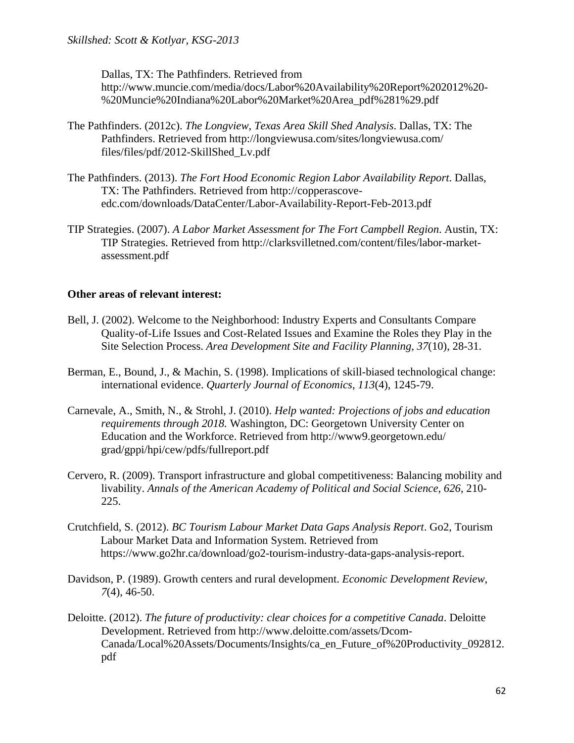Dallas, TX: The Pathfinders. Retrieved from http://www.muncie.com/media/docs/Labor%20Availability%20Report%202012%20-%20Muncie%20Indiana%20Labor%20Market%20Area_pdf%281%29.pdf

The Pathfinders. (2012c). *The Longview, Texas Area Skill Shed Analysis*. Dallas, TX: The Pathfinders. Retrieved from http://longviewusa.com/sites/longviewusa.com/files/files/pdf/2012-SkillShed_Lv.pdf

The Pathfinders. (2013). *The Fort Hood Economic Region Labor Availability Report*. Dallas, TX: The Pathfinders. Retrieved from http://copperascove-edc.com/downloads/DataCenter/Labor-Availability-Report-Feb-2013.pdf

TIP Strategies. (2007). *A Labor Market Assessment for The Fort Campbell Region*. Austin, TX: TIP Strategies. Retrieved from http://clarksvilletned.com/content/files/labor-market-assessment.pdf

**Other areas of relevant interest:**

Bell, J. (2002). Welcome to the Neighborhood: Industry Experts and Consultants Compare Quality-of-Life Issues and Cost-Related Issues and Examine the Roles they Play in the Site Selection Process. *Area Development Site and Facility Planning, 37*(10), 28-31.

Berman, E., Bound, J., & Machin, S. (1998). Implications of skill-biased technological change: international evidence. *Quarterly Journal of Economics, 113*(4), 1245-79.

Carnevale, A., Smith, N., & Strohl, J. (2010). *Help wanted: Projections of jobs and education requirements through 2018.* Washington, DC: Georgetown University Center on Education and the Workforce. Retrieved from http://www9.georgetown.edu/grad/gppi/hpi/cew/pdfs/fullreport.pdf

Cervero, R. (2009). Transport infrastructure and global competitiveness: Balancing mobility and livability. *Annals of the American Academy of Political and Social Science, 626*, 210-225.

Crutchfield, S. (2012). *BC Tourism Labour Market Data Gaps Analysis Report*. Go2, Tourism Labour Market Data and Information System. Retrieved from https://www.go2hr.ca/download/go2-tourism-industry-data-gaps-analysis-report.

Davidson, P. (1989). Growth centers and rural development. *Economic Development Review, 7*(4), 46-50.

Deloitte. (2012). *The future of productivity: clear choices for a competitive Canada*. Deloitte Development. Retrieved from http://www.deloitte.com/assets/Dcom-Canada/Local%20Assets/Documents/Insights/ca_en_Future_of%20Productivity_092812.pdf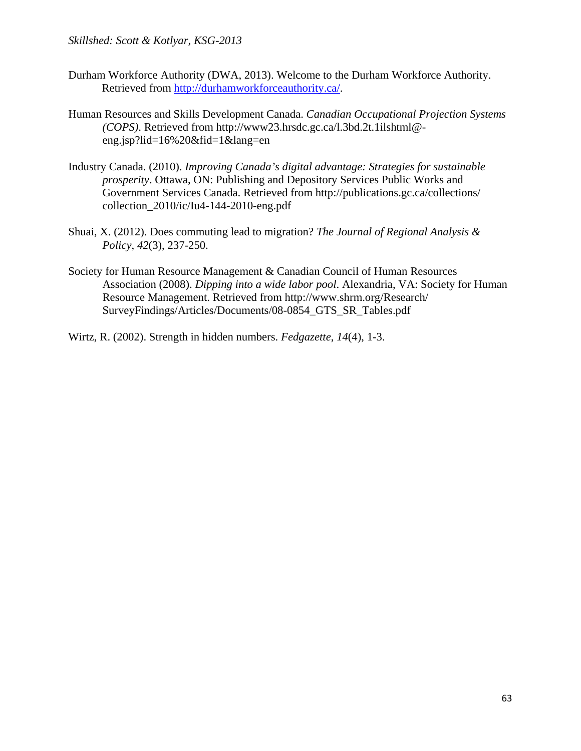Durham Workforce Authority (DWA, 2013). Welcome to the Durham Workforce Authority. Retrieved from http://durhamworkforceauthority.ca/.

Human Resources and Skills Development Canada. *Canadian Occupational Projection Systems (COPS)*. Retrieved from http://www23.hrsdc.gc.ca/l.3bd.2t.1ilshtml@-eng.jsp?lid=16%20&fid=1&lang=en

Industry Canada. (2010). *Improving Canada's digital advantage: Strategies for sustainable prosperity*. Ottawa, ON: Publishing and Depository Services Public Works and Government Services Canada. Retrieved from http://publications.gc.ca/collections/collection_2010/ic/Iu4-144-2010-eng.pdf

Shuai, X. (2012). Does commuting lead to migration? *The Journal of Regional Analysis & Policy*, *42*(3), 237-250.

Society for Human Resource Management & Canadian Council of Human Resources Association (2008). *Dipping into a wide labor pool*. Alexandria, VA: Society for Human Resource Management. Retrieved from http://www.shrm.org/Research/SurveyFindings/Articles/Documents/08-0854_GTS_SR_Tables.pdf

Wirtz, R. (2002). Strength in hidden numbers. *Fedgazette*, *14*(4), 1-3.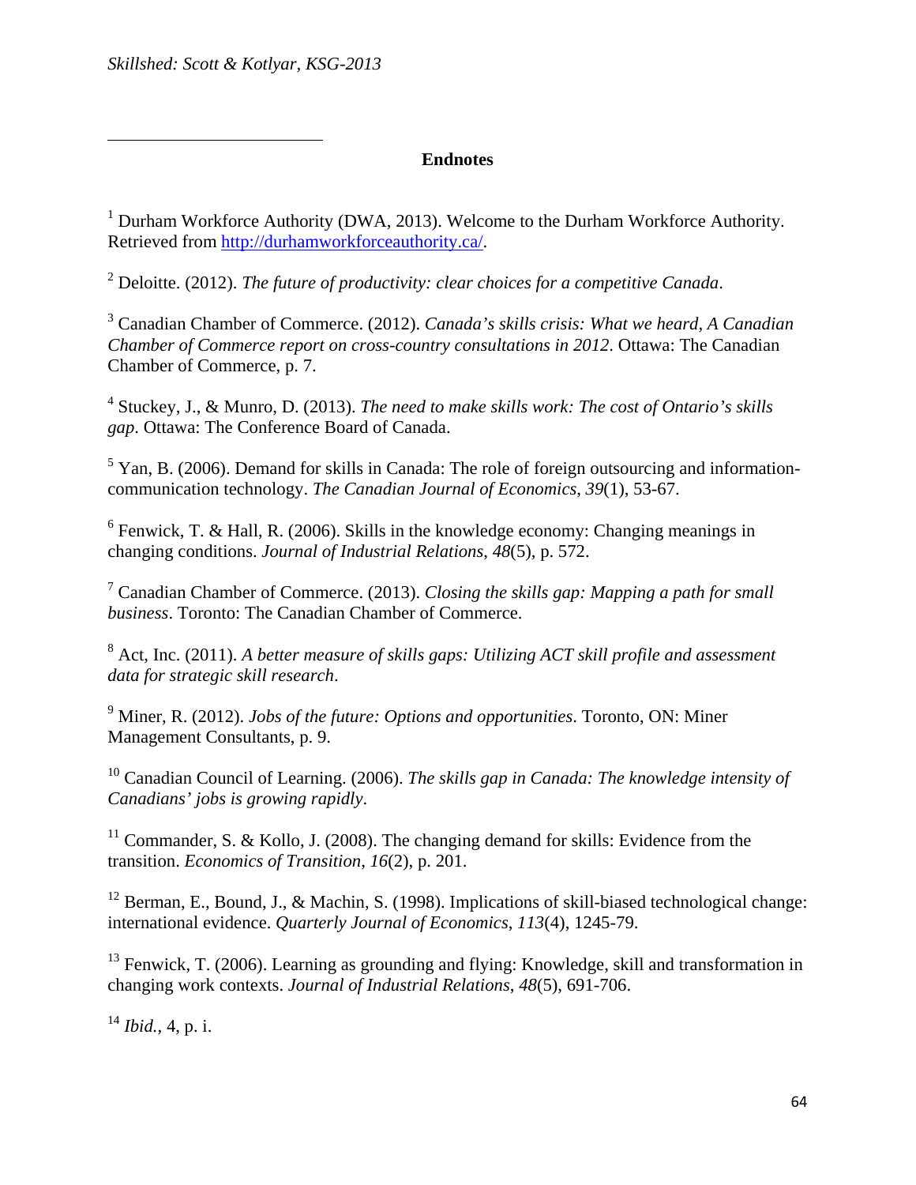## Endnotes

[1] Durham Workforce Authority (DWA, 2013). Welcome to the Durham Workforce Authority. Retrieved from http://durhamworkforceauthority.ca/.

[2] Deloitte. (2012). *The future of productivity: clear choices for a competitive Canada*.

[3] Canadian Chamber of Commerce. (2012). *Canada's skills crisis: What we heard, A Canadian Chamber of Commerce report on cross-country consultations in 2012*. Ottawa: The Canadian Chamber of Commerce, p. 7.

[4] Stuckey, J., & Munro, D. (2013). *The need to make skills work: The cost of Ontario's skills gap*. Ottawa: The Conference Board of Canada.

[5] Yan, B. (2006). Demand for skills in Canada: The role of foreign outsourcing and information-communication technology. *The Canadian Journal of Economics*, *39*(1), 53-67.

[6] Fenwick, T. & Hall, R. (2006). Skills in the knowledge economy: Changing meanings in changing conditions. *Journal of Industrial Relations*, *48*(5), p. 572.

[7] Canadian Chamber of Commerce. (2013). *Closing the skills gap: Mapping a path for small business*. Toronto: The Canadian Chamber of Commerce.

[8] Act, Inc. (2011). *A better measure of skills gaps: Utilizing ACT skill profile and assessment data for strategic skill research*.

[9] Miner, R. (2012). *Jobs of the future: Options and opportunities*. Toronto, ON: Miner Management Consultants, p. 9.

[10] Canadian Council of Learning. (2006). *The skills gap in Canada: The knowledge intensity of Canadians' jobs is growing rapidly*.

[11] Commander, S. & Kollo, J. (2008). The changing demand for skills: Evidence from the transition. *Economics of Transition*, *16*(2), p. 201.

[12] Berman, E., Bound, J., & Machin, S. (1998). Implications of skill-biased technological change: international evidence. *Quarterly Journal of Economics*, *113*(4), 1245-79.

[13] Fenwick, T. (2006). Learning as grounding and flying: Knowledge, skill and transformation in changing work contexts. *Journal of Industrial Relations*, *48*(5), 691-706.

[14] *Ibid.*, 4, p. i.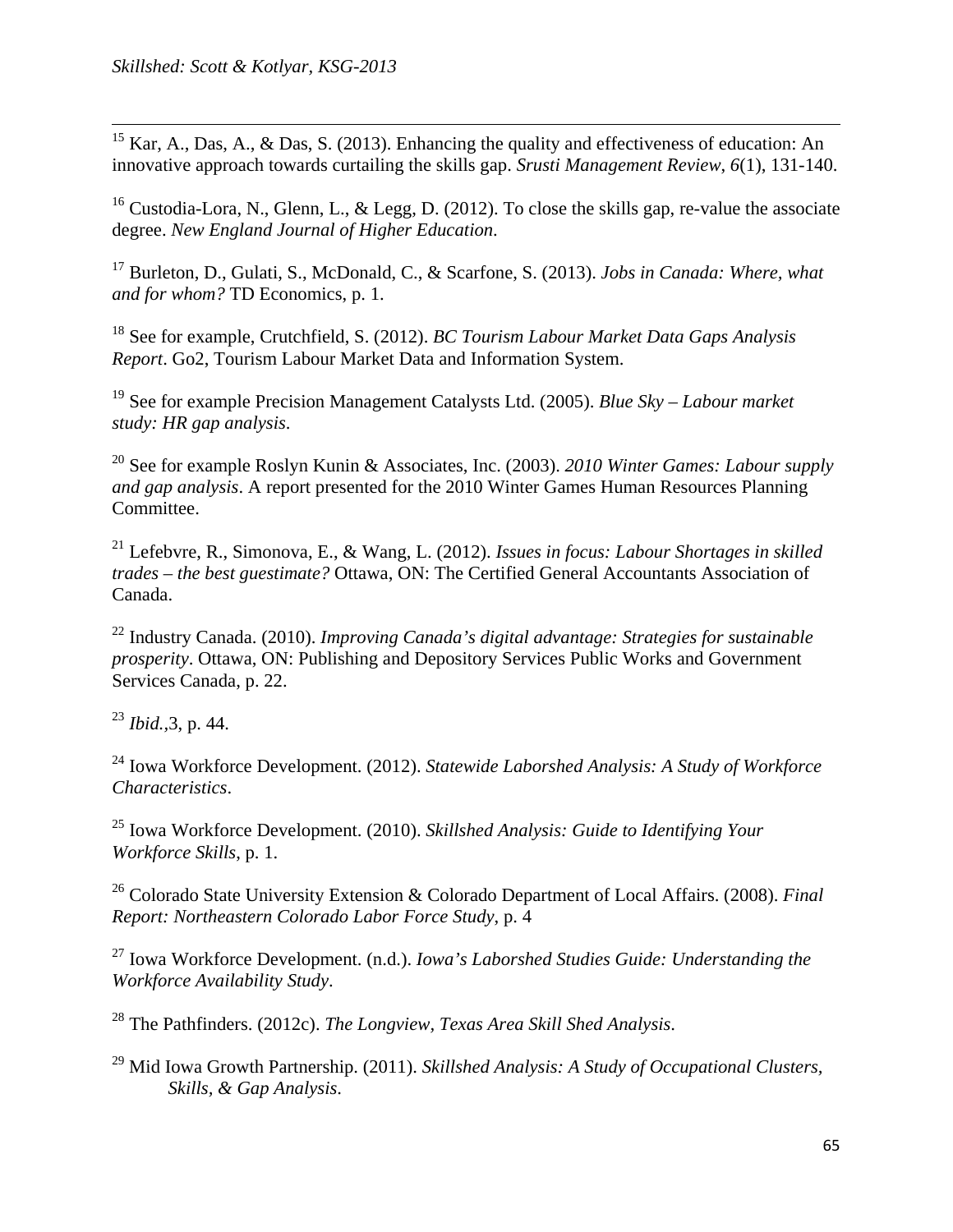[15] Kar, A., Das, A., & Das, S. (2013). Enhancing the quality and effectiveness of education: An innovative approach towards curtailing the skills gap. *Srusti Management Review*, *6*(1), 131-140.

[16] Custodia-Lora, N., Glenn, L., & Legg, D. (2012). To close the skills gap, re-value the associate degree. *New England Journal of Higher Education*.

[17] Burleton, D., Gulati, S., McDonald, C., & Scarfone, S. (2013). *Jobs in Canada: Where, what and for whom?* TD Economics, p. 1.

[18] See for example, Crutchfield, S. (2012). *BC Tourism Labour Market Data Gaps Analysis Report*. Go2, Tourism Labour Market Data and Information System.

[19] See for example Precision Management Catalysts Ltd. (2005). *Blue Sky – Labour market study: HR gap analysis*.

[20] See for example Roslyn Kunin & Associates, Inc. (2003). *2010 Winter Games: Labour supply and gap analysis*. A report presented for the 2010 Winter Games Human Resources Planning Committee.

[21] Lefebvre, R., Simonova, E., & Wang, L. (2012). *Issues in focus: Labour Shortages in skilled trades – the best guestimate?* Ottawa, ON: The Certified General Accountants Association of Canada.

[22] Industry Canada. (2010). *Improving Canada's digital advantage: Strategies for sustainable prosperity*. Ottawa, ON: Publishing and Depository Services Public Works and Government Services Canada, p. 22.

[23] *Ibid.*,3, p. 44.

[24] Iowa Workforce Development. (2012). *Statewide Laborshed Analysis: A Study of Workforce Characteristics*.

[25] Iowa Workforce Development. (2010). *Skillshed Analysis: Guide to Identifying Your Workforce Skills*, p. 1.

[26] Colorado State University Extension & Colorado Department of Local Affairs. (2008). *Final Report: Northeastern Colorado Labor Force Study*, p. 4

[27] Iowa Workforce Development. (n.d.). *Iowa's Laborshed Studies Guide: Understanding the Workforce Availability Study*.

[28] The Pathfinders. (2012c). *The Longview, Texas Area Skill Shed Analysis.*

[29] Mid Iowa Growth Partnership. (2011). *Skillshed Analysis: A Study of Occupational Clusters, Skills, & Gap Analysis*.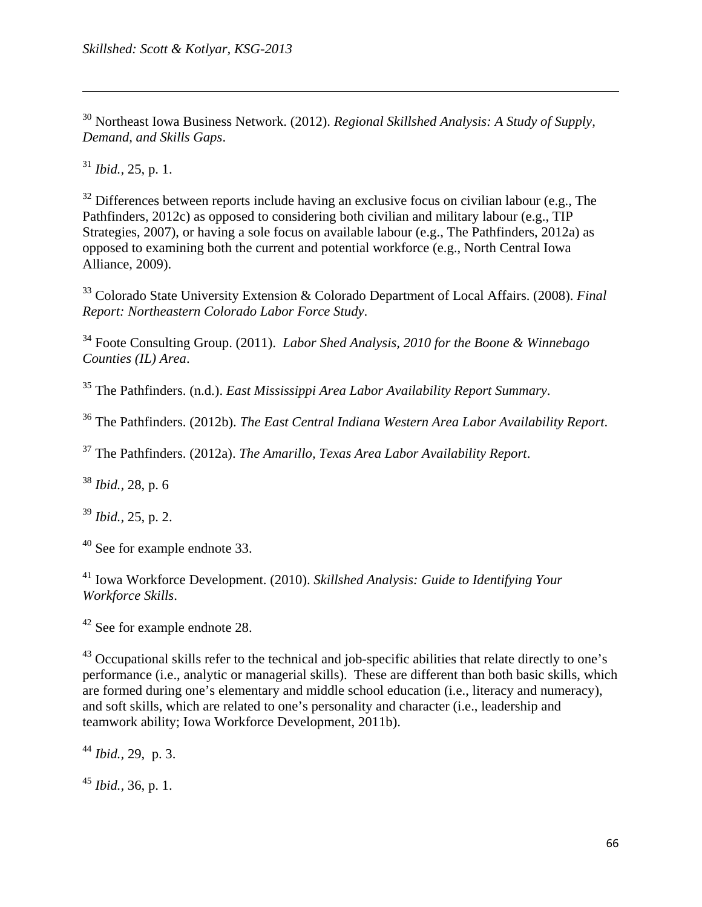[30] Northeast Iowa Business Network. (2012). *Regional Skillshed Analysis: A Study of Supply, Demand, and Skills Gaps*.

[31] *Ibid.*, 25, p. 1.

[32] Differences between reports include having an exclusive focus on civilian labour (e.g., The Pathfinders, 2012c) as opposed to considering both civilian and military labour (e.g., TIP Strategies, 2007), or having a sole focus on available labour (e.g., The Pathfinders, 2012a) as opposed to examining both the current and potential workforce (e.g., North Central Iowa Alliance, 2009).

[33] Colorado State University Extension & Colorado Department of Local Affairs. (2008). *Final Report: Northeastern Colorado Labor Force Study*.

[34] Foote Consulting Group. (2011). *Labor Shed Analysis, 2010 for the Boone & Winnebago Counties (IL) Area*.

[35] The Pathfinders. (n.d.). *East Mississippi Area Labor Availability Report Summary*.

[36] The Pathfinders. (2012b). *The East Central Indiana Western Area Labor Availability Report*.

[37] The Pathfinders. (2012a). *The Amarillo, Texas Area Labor Availability Report*.

[38] *Ibid.*, 28, p. 6

[39] *Ibid.*, 25, p. 2.

[40] See for example endnote 33.

[41] Iowa Workforce Development. (2010). *Skillshed Analysis: Guide to Identifying Your Workforce Skills*.

[42] See for example endnote 28.

[43] Occupational skills refer to the technical and job-specific abilities that relate directly to one's performance (i.e., analytic or managerial skills). These are different than both basic skills, which are formed during one's elementary and middle school education (i.e., literacy and numeracy), and soft skills, which are related to one's personality and character (i.e., leadership and teamwork ability; Iowa Workforce Development, 2011b).

[44] *Ibid.*, 29, p. 3.

[45] *Ibid.*, 36, p. 1.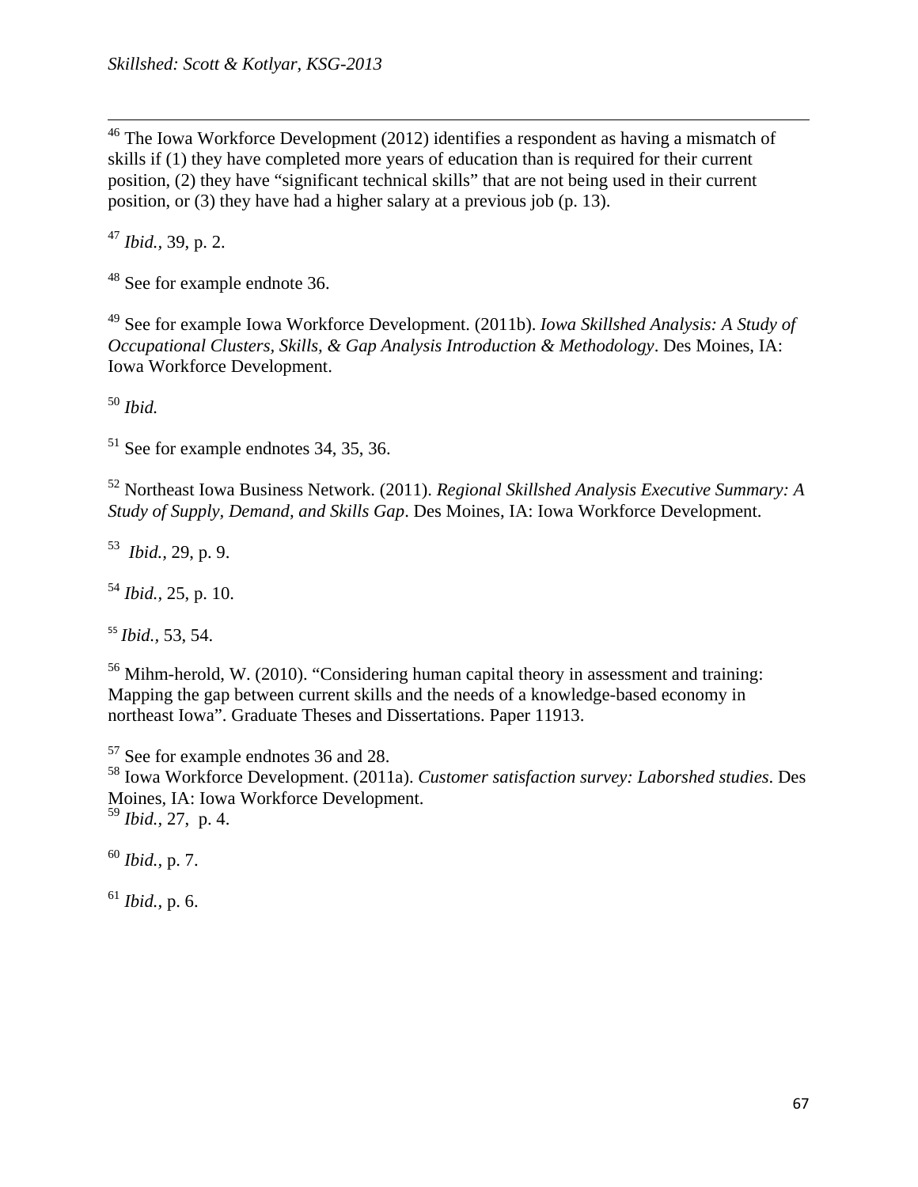[46] The Iowa Workforce Development (2012) identifies a respondent as having a mismatch of skills if (1) they have completed more years of education than is required for their current position, (2) they have "significant technical skills" that are not being used in their current position, or (3) they have had a higher salary at a previous job (p. 13).

[47] *Ibid.*, 39, p. 2.

[48] See for example endnote 36.

[49] See for example Iowa Workforce Development. (2011b). *Iowa Skillshed Analysis: A Study of Occupational Clusters, Skills, & Gap Analysis Introduction & Methodology*. Des Moines, IA: Iowa Workforce Development.

[50] *Ibid.*

[51] See for example endnotes 34, 35, 36.

[52] Northeast Iowa Business Network. (2011). *Regional Skillshed Analysis Executive Summary: A Study of Supply, Demand, and Skills Gap*. Des Moines, IA: Iowa Workforce Development.

[53] *Ibid.*, 29, p. 9.

[54] *Ibid.*, 25, p. 10.

[55] *Ibid.*, 53, 54.

[56] Mihm-herold, W. (2010). "Considering human capital theory in assessment and training: Mapping the gap between current skills and the needs of a knowledge-based economy in northeast Iowa". Graduate Theses and Dissertations. Paper 11913.

[57] See for example endnotes 36 and 28.

[58] Iowa Workforce Development. (2011a). *Customer satisfaction survey: Laborshed studies*. Des Moines, IA: Iowa Workforce Development.

[59] *Ibid.*, 27, p. 4.

[60] *Ibid.*, p. 7.

[61] *Ibid.*, p. 6.